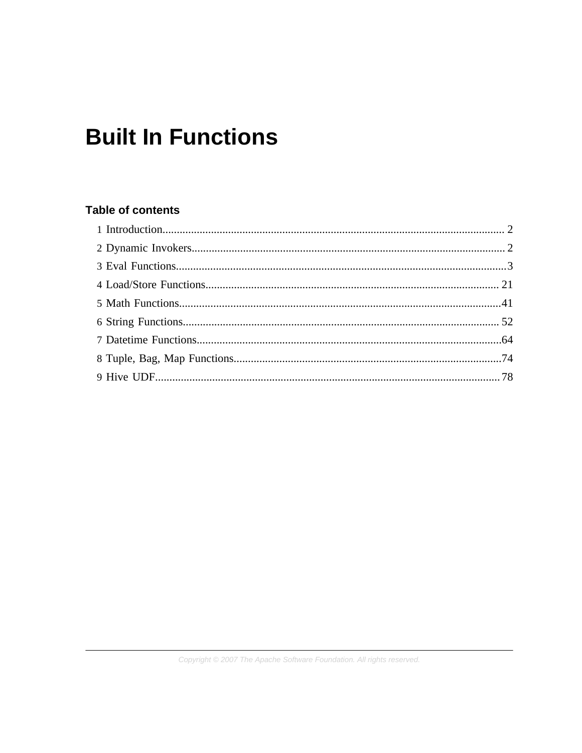# Built In Functions

## Table of contents

1 Introduction........................................................................................................................ 2

2 Dynamic Invokers............................................................................................................ 2

3 Eval Functions...................................................................................................................3

4 Load/Store Functions...................................................................................................... 21

5 Math Functions................................................................................................................41

6 String Functions.............................................................................................................. 52

7 Datetime Functions..........................................................................................................64

8 Tuple, Bag, Map Functions.............................................................................................74

9 Hive UDF........................................................................................................................78

Copyright © 2007 The Apache Software Foundation. All rights reserved.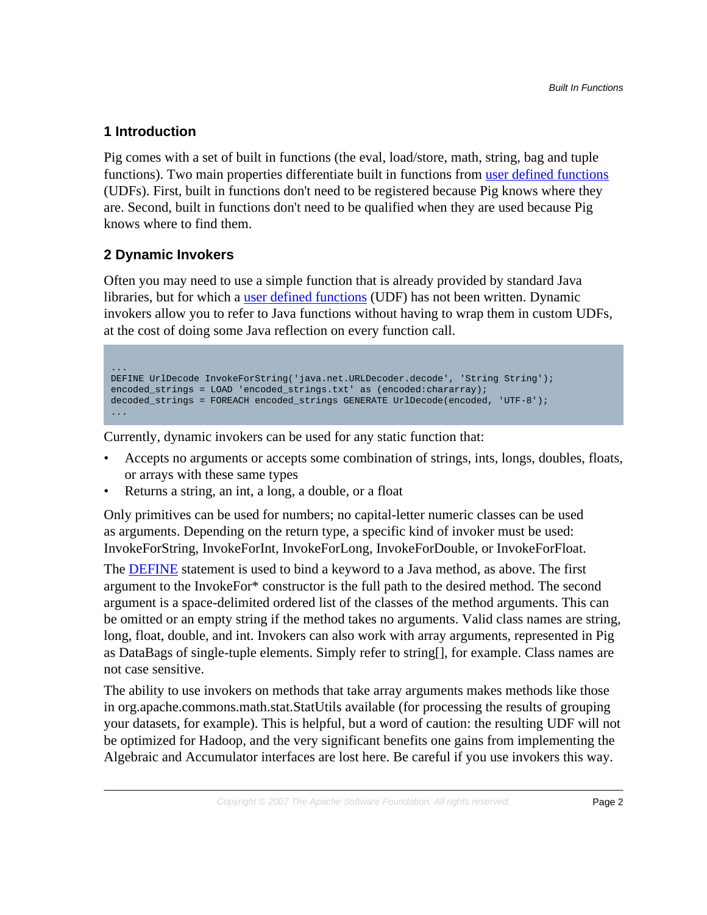## 1 Introduction

Pig comes with a set of built in functions (the eval, load/store, math, string, bag and tuple functions). Two main properties differentiate built in functions from user defined functions (UDFs). First, built in functions don't need to be registered because Pig knows where they are. Second, built in functions don't need to be qualified when they are used because Pig knows where to find them.

## 2 Dynamic Invokers

Often you may need to use a simple function that is already provided by standard Java libraries, but for which a user defined functions (UDF) has not been written. Dynamic invokers allow you to refer to Java functions without having to wrap them in custom UDFs, at the cost of doing some Java reflection on every function call.

```
...
DEFINE UrlDecode InvokeForString('java.net.URLDecoder.decode', 'String String');
encoded_strings = LOAD 'encoded_strings.txt' as (encoded:chararray);
decoded_strings = FOREACH encoded_strings GENERATE UrlDecode(encoded, 'UTF-8');
...
```

Currently, dynamic invokers can be used for any static function that:

- Accepts no arguments or accepts some combination of strings, ints, longs, doubles, floats, or arrays with these same types
- Returns a string, an int, a long, a double, or a float

Only primitives can be used for numbers; no capital-letter numeric classes can be used as arguments. Depending on the return type, a specific kind of invoker must be used: InvokeForString, InvokeForInt, InvokeForLong, InvokeForDouble, or InvokeForFloat.

The DEFINE statement is used to bind a keyword to a Java method, as above. The first argument to the InvokeFor* constructor is the full path to the desired method. The second argument is a space-delimited ordered list of the classes of the method arguments. This can be omitted or an empty string if the method takes no arguments. Valid class names are string, long, float, double, and int. Invokers can also work with array arguments, represented in Pig as DataBags of single-tuple elements. Simply refer to string[], for example. Class names are not case sensitive.

The ability to use invokers on methods that take array arguments makes methods like those in org.apache.commons.math.stat.StatUtils available (for processing the results of grouping your datasets, for example). This is helpful, but a word of caution: the resulting UDF will not be optimized for Hadoop, and the very significant benefits one gains from implementing the Algebraic and Accumulator interfaces are lost here. Be careful if you use invokers this way.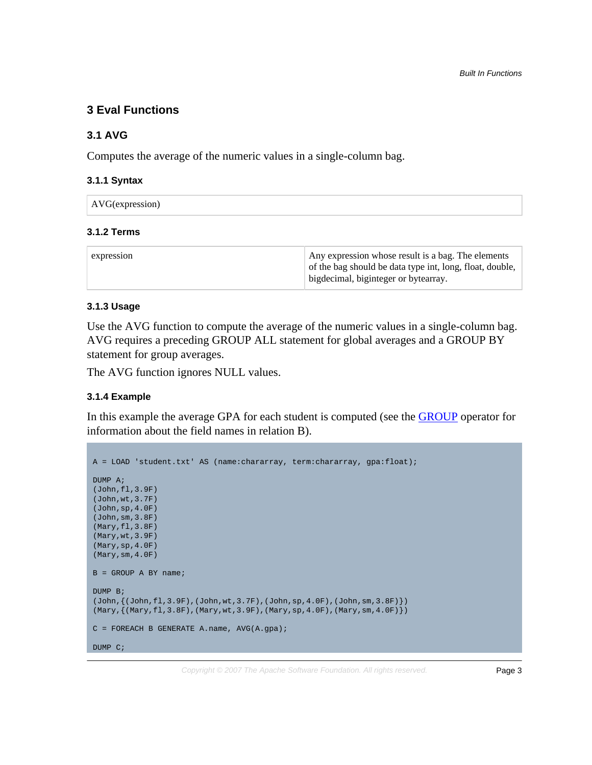## 3 Eval Functions

### 3.1 AVG

Computes the average of the numeric values in a single-column bag.

#### 3.1.1 Syntax

| AVG(expression) |
| --- |

#### 3.1.2 Terms

| expression | Any expression whose result is a bag. The elements of the bag should be data type int, long, float, double, bigdecimal, biginteger or bytearray. |
| --- | --- |

#### 3.1.3 Usage

Use the AVG function to compute the average of the numeric values in a single-column bag. AVG requires a preceding GROUP ALL statement for global averages and a GROUP BY statement for group averages.

The AVG function ignores NULL values.

#### 3.1.4 Example

In this example the average GPA for each student is computed (see the GROUP operator for information about the field names in relation B).

```
A = LOAD 'student.txt' AS (name:chararray, term:chararray, gpa:float);

DUMP A;
(John,fl,3.9F)
(John,wt,3.7F)
(John,sp,4.0F)
(John,sm,3.8F)
(Mary,fl,3.8F)
(Mary,wt,3.9F)
(Mary,sp,4.0F)
(Mary,sm,4.0F)

B = GROUP A BY name;

DUMP B;
(John,{(John,fl,3.9F),(John,wt,3.7F),(John,sp,4.0F),(John,sm,3.8F)})
(Mary,{(Mary,fl,3.8F),(Mary,wt,3.9F),(Mary,sp,4.0F),(Mary,sm,4.0F)})

C = FOREACH B GENERATE A.name, AVG(A.gpa);

DUMP C;
```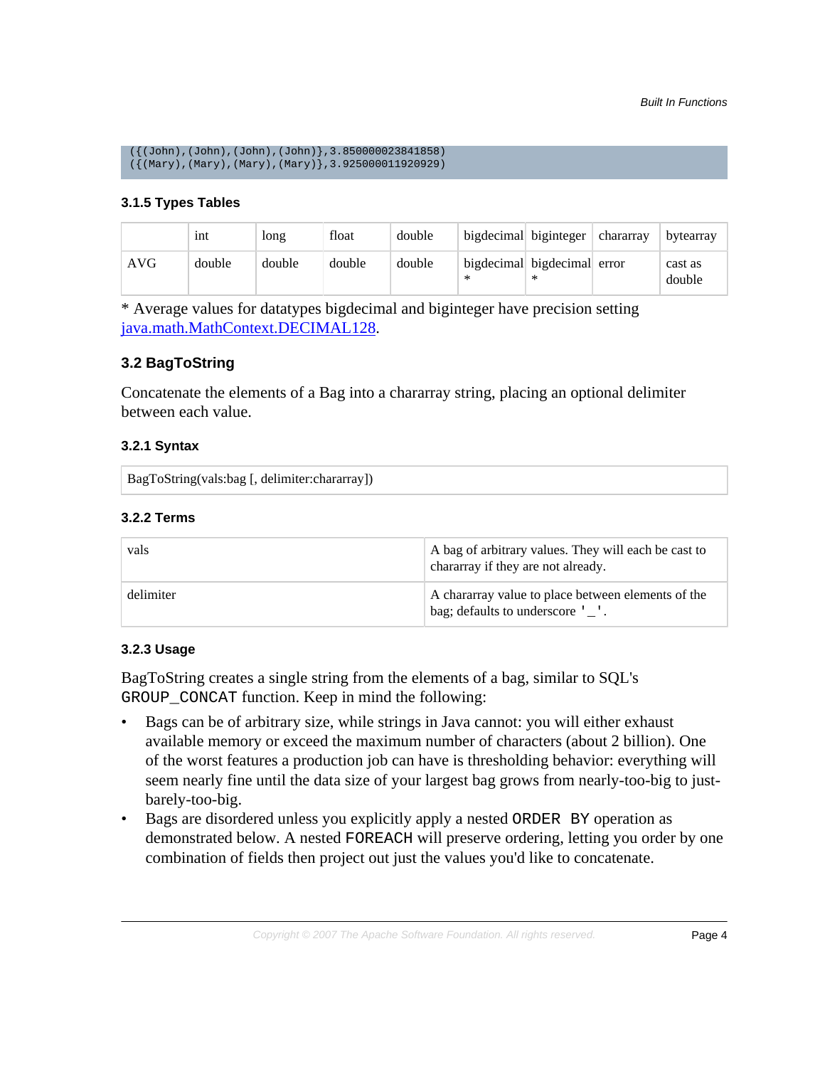```
({(John),(John),(John),(John)},3.850000023841858)
({(Mary),(Mary),(Mary),(Mary)},3.925000011920929)
```

### 3.1.5 Types Tables

| | int | long | float | double | bigdecimal | biginteger | chararray | bytearray |
|---|---|---|---|---|---|---|---|---|
| AVG | double | double | double | double | bigdecimal * | bigdecimal * | error | cast as double |

* Average values for datatypes bigdecimal and biginteger have precision setting java.math.MathContext.DECIMAL128.

## 3.2 BagToString

Concatenate the elements of a Bag into a chararray string, placing an optional delimiter between each value.

### 3.2.1 Syntax

```
BagToString(vals:bag [, delimiter:chararray])
```

### 3.2.2 Terms

| | |
|---|---|
| vals | A bag of arbitrary values. They will each be cast to chararray if they are not already. |
| delimiter | A chararray value to place between elements of the bag; defaults to underscore `'_'`. |

### 3.2.3 Usage

BagToString creates a single string from the elements of a bag, similar to SQL's `GROUP_CONCAT` function. Keep in mind the following:

- Bags can be of arbitrary size, while strings in Java cannot: you will either exhaust available memory or exceed the maximum number of characters (about 2 billion). One of the worst features a production job can have is thresholding behavior: everything will seem nearly fine until the data size of your largest bag grows from nearly-too-big to just-barely-too-big.
- Bags are disordered unless you explicitly apply a nested `ORDER BY` operation as demonstrated below. A nested `FOREACH` will preserve ordering, letting you order by one combination of fields then project out just the values you'd like to concatenate.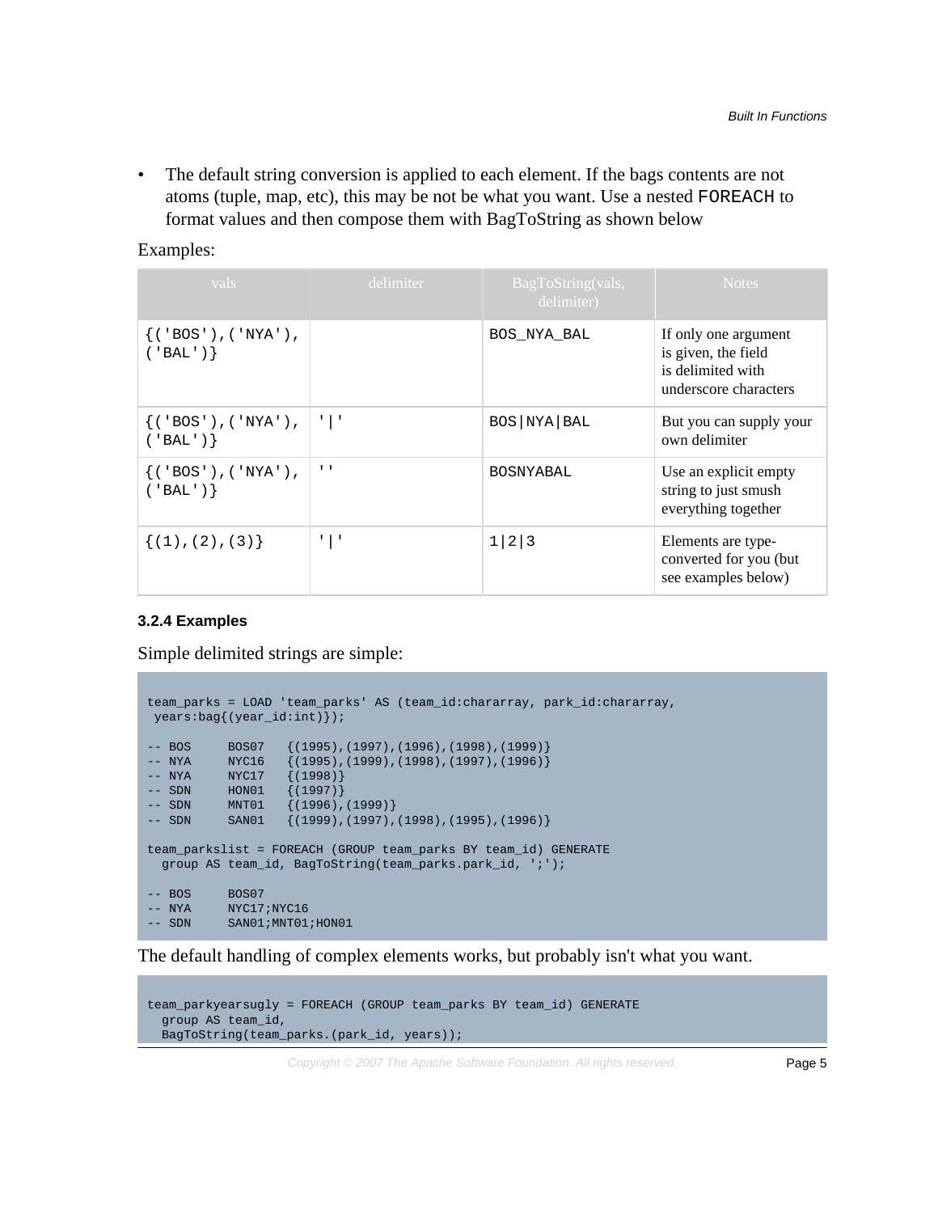- The default string conversion is applied to each element. If the bags contents are not atoms (tuple, map, etc), this may be not be what you want. Use a nested `FOREACH` to format values and then compose them with BagToString as shown below

Examples:

| vals | delimiter | BagToString(vals, delimiter) | Notes |
| --- | --- | --- | --- |
| `{('BOS'),('NYA'),('BAL')}` | | `BOS_NYA_BAL` | If only one argument is given, the field is delimited with underscore characters |
| `{('BOS'),('NYA'),('BAL')}` | `'|'` | `BOS|NYA|BAL` | But you can supply your own delimiter |
| `{('BOS'),('NYA'),('BAL')}` | `''` | `BOSNYABAL` | Use an explicit empty string to just smush everything together |
| `{(1),(2),(3)}` | `'|'` | `1|2|3` | Elements are type-converted for you (but see examples below) |

#### 3.2.4 Examples

Simple delimited strings are simple:

```
team_parks = LOAD 'team_parks' AS (team_id:chararray, park_id:chararray,
 years:bag{(year_id:int)});

-- BOS     BOS07   {(1995),(1997),(1996),(1998),(1999)}
-- NYA     NYC16   {(1995),(1999),(1998),(1997),(1996)}
-- NYA     NYC17   {(1998)}
-- SDN     HON01   {(1997)}
-- SDN     MNT01   {(1996),(1999)}
-- SDN     SAN01   {(1999),(1997),(1998),(1995),(1996)}

team_parkslist = FOREACH (GROUP team_parks BY team_id) GENERATE
  group AS team_id, BagToString(team_parks.park_id, ';');

-- BOS     BOS07
-- NYA     NYC17;NYC16
-- SDN     SAN01;MNT01;HON01
```

The default handling of complex elements works, but probably isn't what you want.

```
team_parkyearsugly = FOREACH (GROUP team_parks BY team_id) GENERATE
  group AS team_id,
  BagToString(team_parks.(park_id, years));
```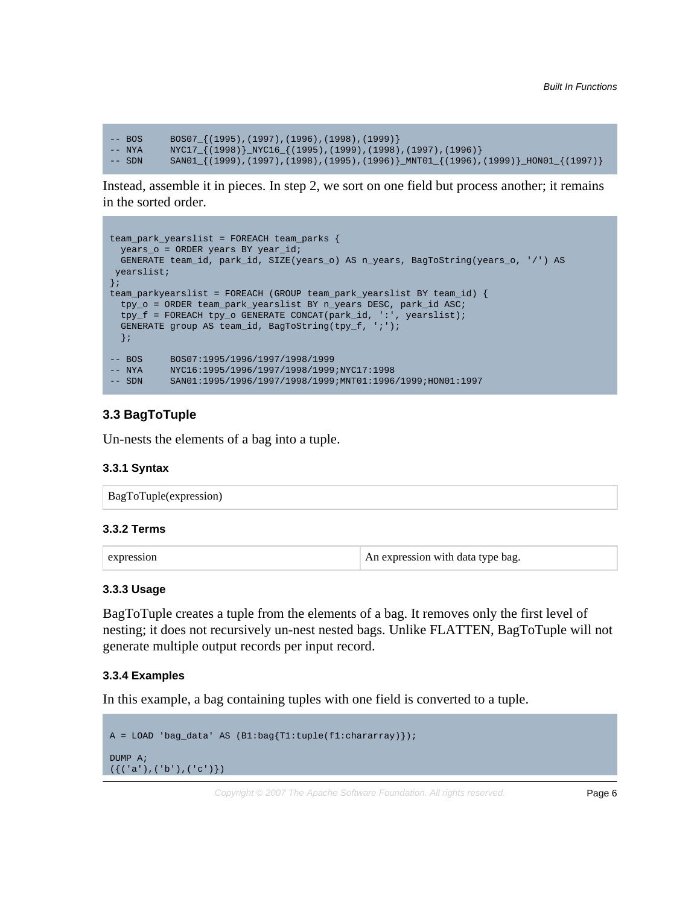```
-- BOS     BOS07_{(1995),(1997),(1996),(1998),(1999)}
-- NYA     NYC17_{(1998)}_NYC16_{(1995),(1999),(1998),(1997),(1996)}
-- SDN     SAN01_{(1999),(1997),(1998),(1995),(1996)}_MNT01_{(1996),(1999)}_HON01_{(1997)}
```

Instead, assemble it in pieces. In step 2, we sort on one field but process another; it remains in the sorted order.

```
team_park_yearslist = FOREACH team_parks {
  years_o = ORDER years BY year_id;
  GENERATE team_id, park_id, SIZE(years_o) AS n_years, BagToString(years_o, '/') AS
 yearslist;
};
team_parkyearslist = FOREACH (GROUP team_park_yearslist BY team_id) {
  tpy_o = ORDER team_park_yearslist BY n_years DESC, park_id ASC;
  tpy_f = FOREACH tpy_o GENERATE CONCAT(park_id, ':', yearslist);
  GENERATE group AS team_id, BagToString(tpy_f, ';');
  };

-- BOS     BOS07:1995/1996/1997/1998/1999
-- NYA     NYC16:1995/1996/1997/1998/1999;NYC17:1998
-- SDN     SAN01:1995/1996/1997/1998/1999;MNT01:1996/1999;HON01:1997
```

### 3.3 BagToTuple

Un-nests the elements of a bag into a tuple.

#### 3.3.1 Syntax

| BagToTuple(expression) |
|---|

#### 3.3.2 Terms

| expression | An expression with data type bag. |
|---|---|

#### 3.3.3 Usage

BagToTuple creates a tuple from the elements of a bag. It removes only the first level of nesting; it does not recursively un-nest nested bags. Unlike FLATTEN, BagToTuple will not generate multiple output records per input record.

#### 3.3.4 Examples

In this example, a bag containing tuples with one field is converted to a tuple.

```
A = LOAD 'bag_data' AS (B1:bag{T1:tuple(f1:chararray)});

DUMP A;
({('a'),('b'),('c')})
```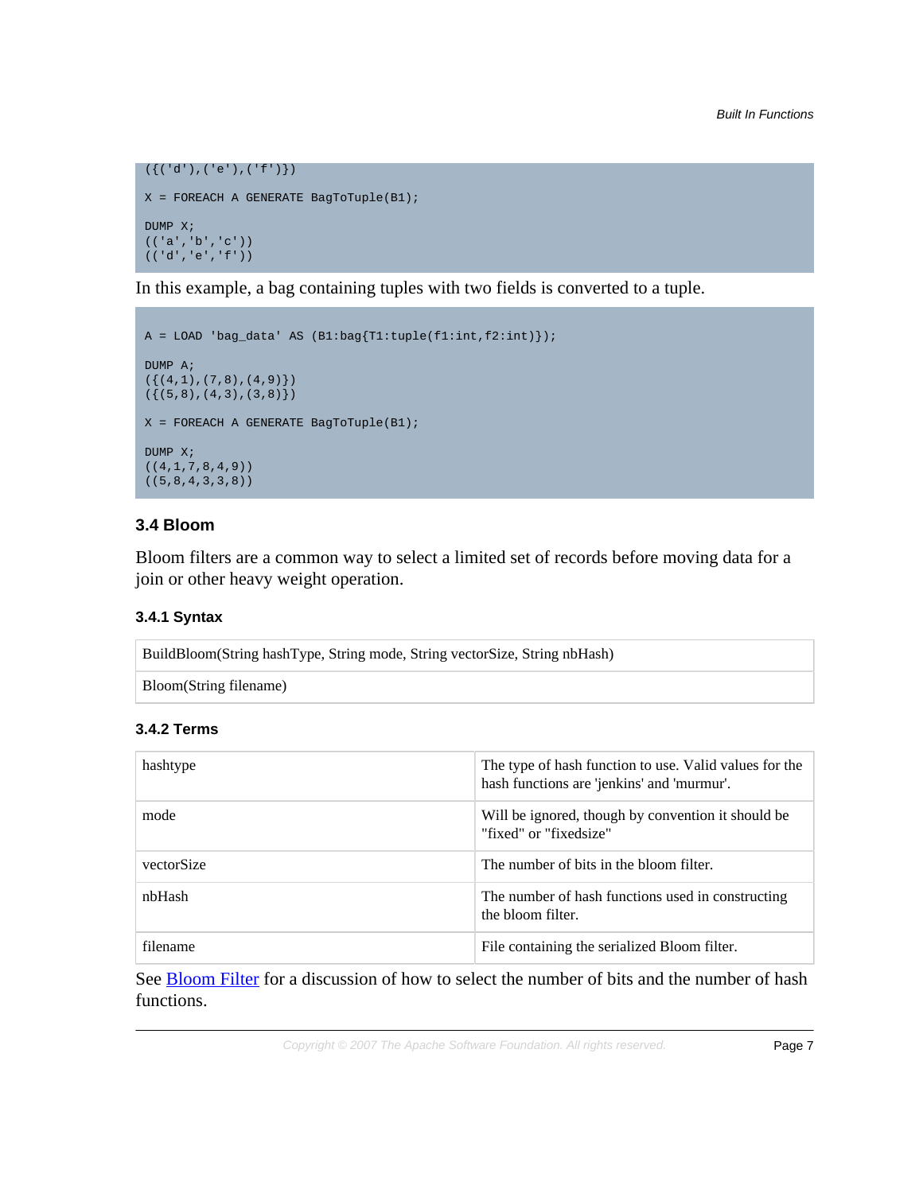```
({('d'),('e'),('f')})

X = FOREACH A GENERATE BagToTuple(B1);

DUMP X;
(('a','b','c'))
(('d','e','f'))
```

In this example, a bag containing tuples with two fields is converted to a tuple.

```
A = LOAD 'bag_data' AS (B1:bag{T1:tuple(f1:int,f2:int)});

DUMP A;
({(4,1),(7,8),(4,9)})
({(5,8),(4,3),(3,8)})

X = FOREACH A GENERATE BagToTuple(B1);

DUMP X;
((4,1,7,8,4,9))
((5,8,4,3,3,8))
```

### 3.4 Bloom

Bloom filters are a common way to select a limited set of records before moving data for a join or other heavy weight operation.

#### 3.4.1 Syntax

| BuildBloom(String hashType, String mode, String vectorSize, String nbHash) |
|---|
| Bloom(String filename) |

#### 3.4.2 Terms

| | |
|---|---|
| hashtype | The type of hash function to use. Valid values for the hash functions are 'jenkins' and 'murmur'. |
| mode | Will be ignored, though by convention it should be "fixed" or "fixedsize" |
| vectorSize | The number of bits in the bloom filter. |
| nbHash | The number of hash functions used in constructing the bloom filter. |
| filename | File containing the serialized Bloom filter. |

See Bloom Filter for a discussion of how to select the number of bits and the number of hash functions.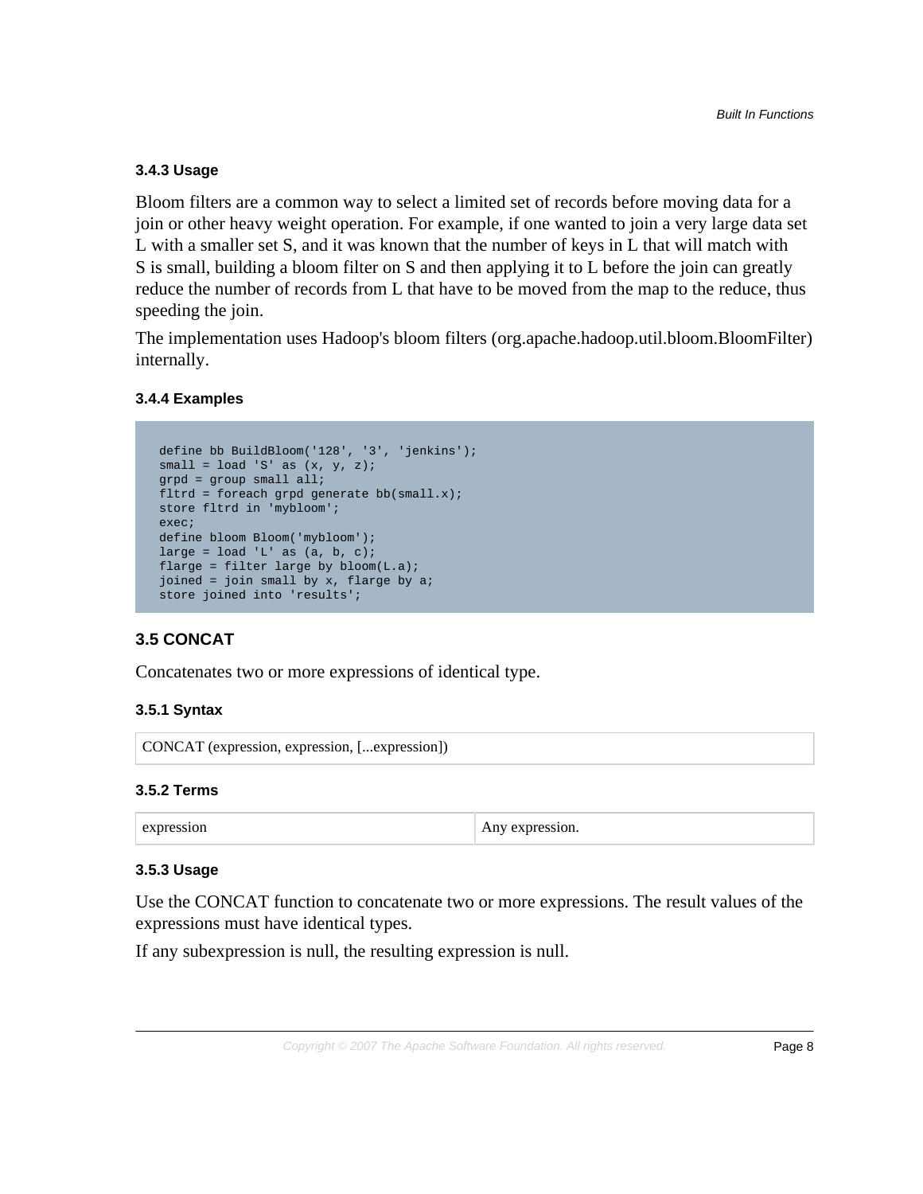#### 3.4.3 Usage

Bloom filters are a common way to select a limited set of records before moving data for a join or other heavy weight operation. For example, if one wanted to join a very large data set L with a smaller set S, and it was known that the number of keys in L that will match with S is small, building a bloom filter on S and then applying it to L before the join can greatly reduce the number of records from L that have to be moved from the map to the reduce, thus speeding the join.

The implementation uses Hadoop's bloom filters (org.apache.hadoop.util.bloom.BloomFilter) internally.

#### 3.4.4 Examples

```
define bb BuildBloom('128', '3', 'jenkins');
small = load 'S' as (x, y, z);
grpd = group small all;
fltrd = foreach grpd generate bb(small.x);
store fltrd in 'mybloom';
exec;
define bloom Bloom('mybloom');
large = load 'L' as (a, b, c);
flarge = filter large by bloom(L.a);
joined = join small by x, flarge by a;
store joined into 'results';
```

### 3.5 CONCAT

Concatenates two or more expressions of identical type.

#### 3.5.1 Syntax

| CONCAT (expression, expression, [...expression]) |
| --- |

#### 3.5.2 Terms

| expression | Any expression. |
| --- | --- |

#### 3.5.3 Usage

Use the CONCAT function to concatenate two or more expressions. The result values of the expressions must have identical types.

If any subexpression is null, the resulting expression is null.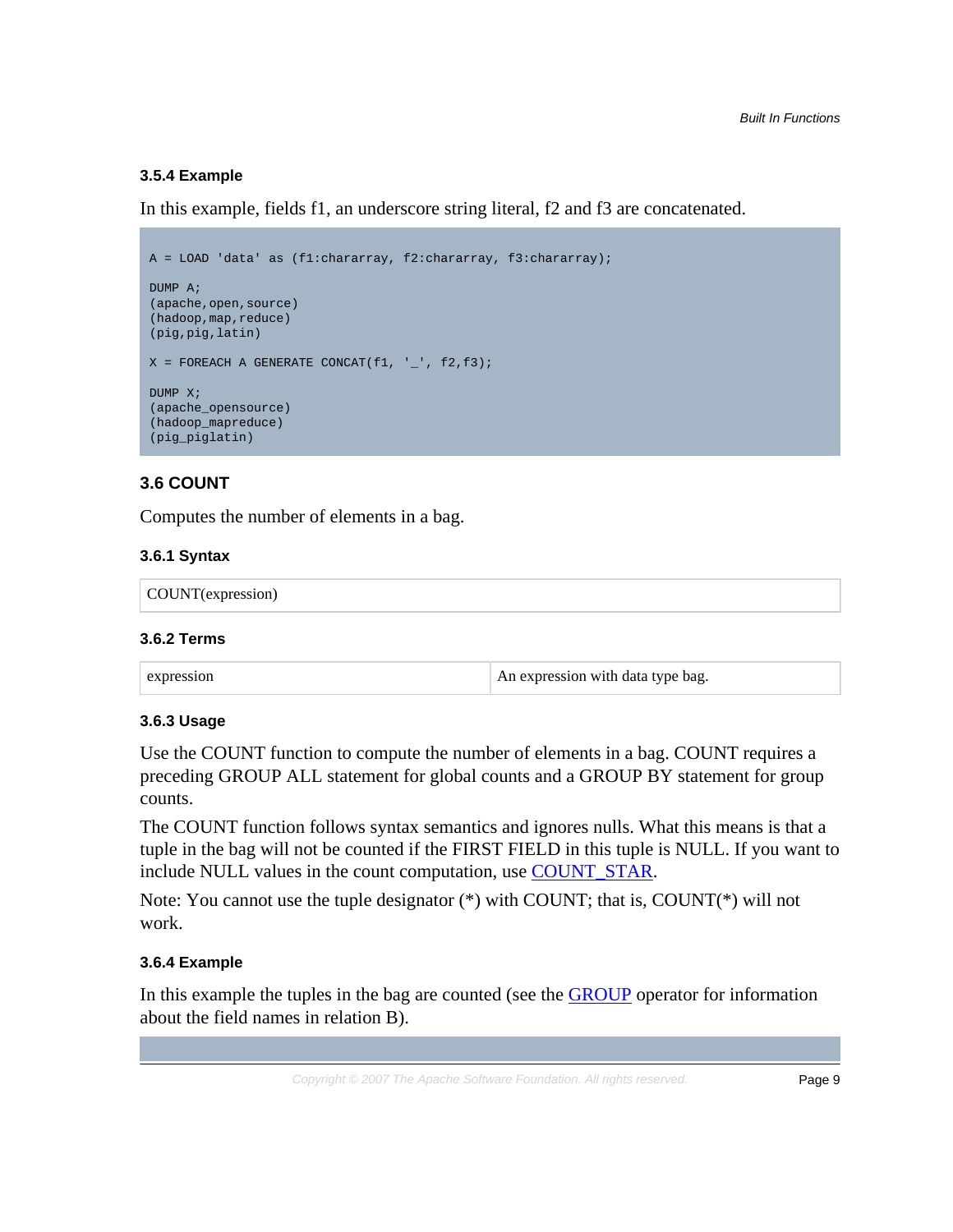### 3.5.4 Example

In this example, fields f1, an underscore string literal, f2 and f3 are concatenated.

```
A = LOAD 'data' as (f1:chararray, f2:chararray, f3:chararray);

DUMP A;
(apache,open,source)
(hadoop,map,reduce)
(pig,pig,latin)

X = FOREACH A GENERATE CONCAT(f1, '_', f2,f3);

DUMP X;
(apache_opensource)
(hadoop_mapreduce)
(pig_piglatin)
```

## 3.6 COUNT

Computes the number of elements in a bag.

### 3.6.1 Syntax

| COUNT(expression) |
|---|

### 3.6.2 Terms

| expression | An expression with data type bag. |
|---|---|

### 3.6.3 Usage

Use the COUNT function to compute the number of elements in a bag. COUNT requires a preceding GROUP ALL statement for global counts and a GROUP BY statement for group counts.

The COUNT function follows syntax semantics and ignores nulls. What this means is that a tuple in the bag will not be counted if the FIRST FIELD in this tuple is NULL. If you want to include NULL values in the count computation, use COUNT_STAR.

Note: You cannot use the tuple designator (*) with COUNT; that is, COUNT(*) will not work.

### 3.6.4 Example

In this example the tuples in the bag are counted (see the GROUP operator for information about the field names in relation B).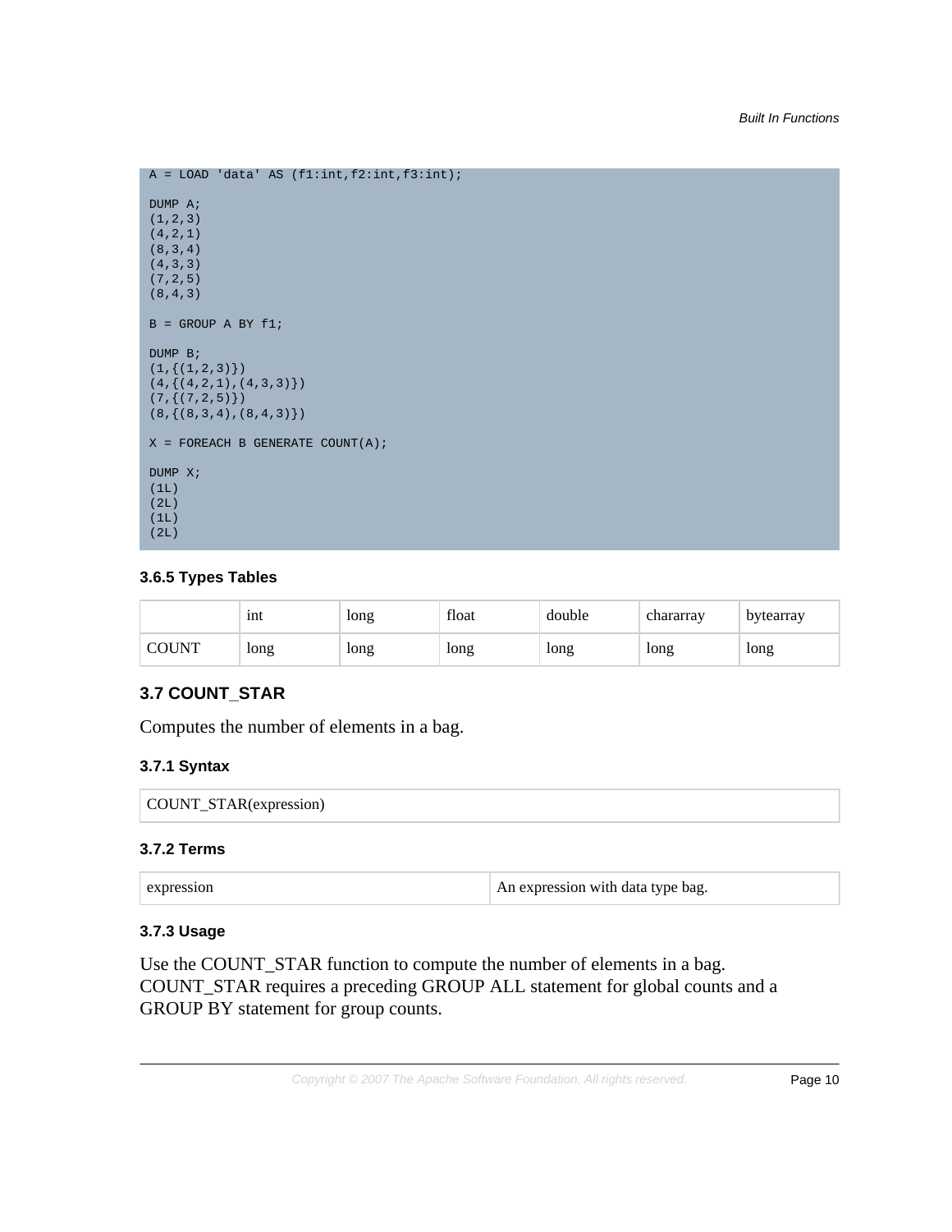```
A = LOAD 'data' AS (f1:int,f2:int,f3:int);

DUMP A;
(1,2,3)
(4,2,1)
(8,3,4)
(4,3,3)
(7,2,5)
(8,4,3)

B = GROUP A BY f1;

DUMP B;
(1,{(1,2,3)})
(4,{(4,2,1),(4,3,3)})
(7,{(7,2,5)})
(8,{(8,3,4),(8,4,3)})

X = FOREACH B GENERATE COUNT(A);

DUMP X;
(1L)
(2L)
(1L)
(2L)
```

### 3.6.5 Types Tables

| | int | long | float | double | chararray | bytearray |
|---|---|---|---|---|---|---|
| COUNT | long | long | long | long | long | long |

## 3.7 COUNT_STAR

Computes the number of elements in a bag.

### 3.7.1 Syntax

| COUNT_STAR(expression) |
|---|

### 3.7.2 Terms

| expression | An expression with data type bag. |
|---|---|

### 3.7.3 Usage

Use the COUNT_STAR function to compute the number of elements in a bag. COUNT_STAR requires a preceding GROUP ALL statement for global counts and a GROUP BY statement for group counts.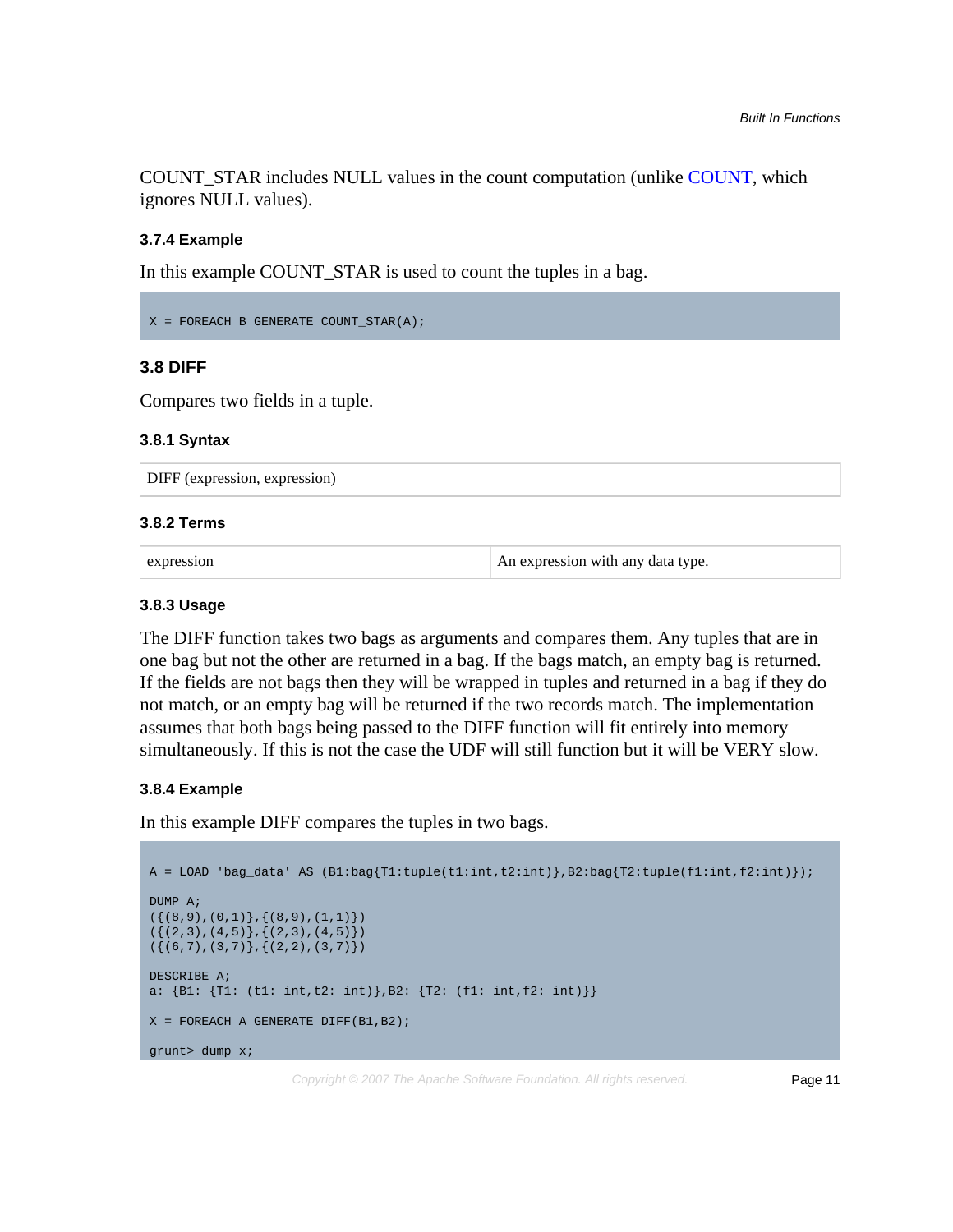COUNT_STAR includes NULL values in the count computation (unlike COUNT, which ignores NULL values).

#### 3.7.4 Example

In this example COUNT_STAR is used to count the tuples in a bag.

```
X = FOREACH B GENERATE COUNT_STAR(A);
```

### 3.8 DIFF

Compares two fields in a tuple.

#### 3.8.1 Syntax

| DIFF (expression, expression) |
|---|

#### 3.8.2 Terms

| expression | An expression with any data type. |
|---|---|

#### 3.8.3 Usage

The DIFF function takes two bags as arguments and compares them. Any tuples that are in one bag but not the other are returned in a bag. If the bags match, an empty bag is returned. If the fields are not bags then they will be wrapped in tuples and returned in a bag if they do not match, or an empty bag will be returned if the two records match. The implementation assumes that both bags being passed to the DIFF function will fit entirely into memory simultaneously. If this is not the case the UDF will still function but it will be VERY slow.

#### 3.8.4 Example

In this example DIFF compares the tuples in two bags.

```
A = LOAD 'bag_data' AS (B1:bag{T1:tuple(t1:int,t2:int)},B2:bag{T2:tuple(f1:int,f2:int)});

DUMP A;
({(8,9),(0,1)},{(8,9),(1,1)})
({(2,3),(4,5)},{(2,3),(4,5)})
({(6,7),(3,7)},{(2,2),(3,7)})

DESCRIBE A;
a: {B1: {T1: (t1: int,t2: int)},B2: {T2: (f1: int,f2: int)}}

X = FOREACH A GENERATE DIFF(B1,B2);

grunt> dump x;
```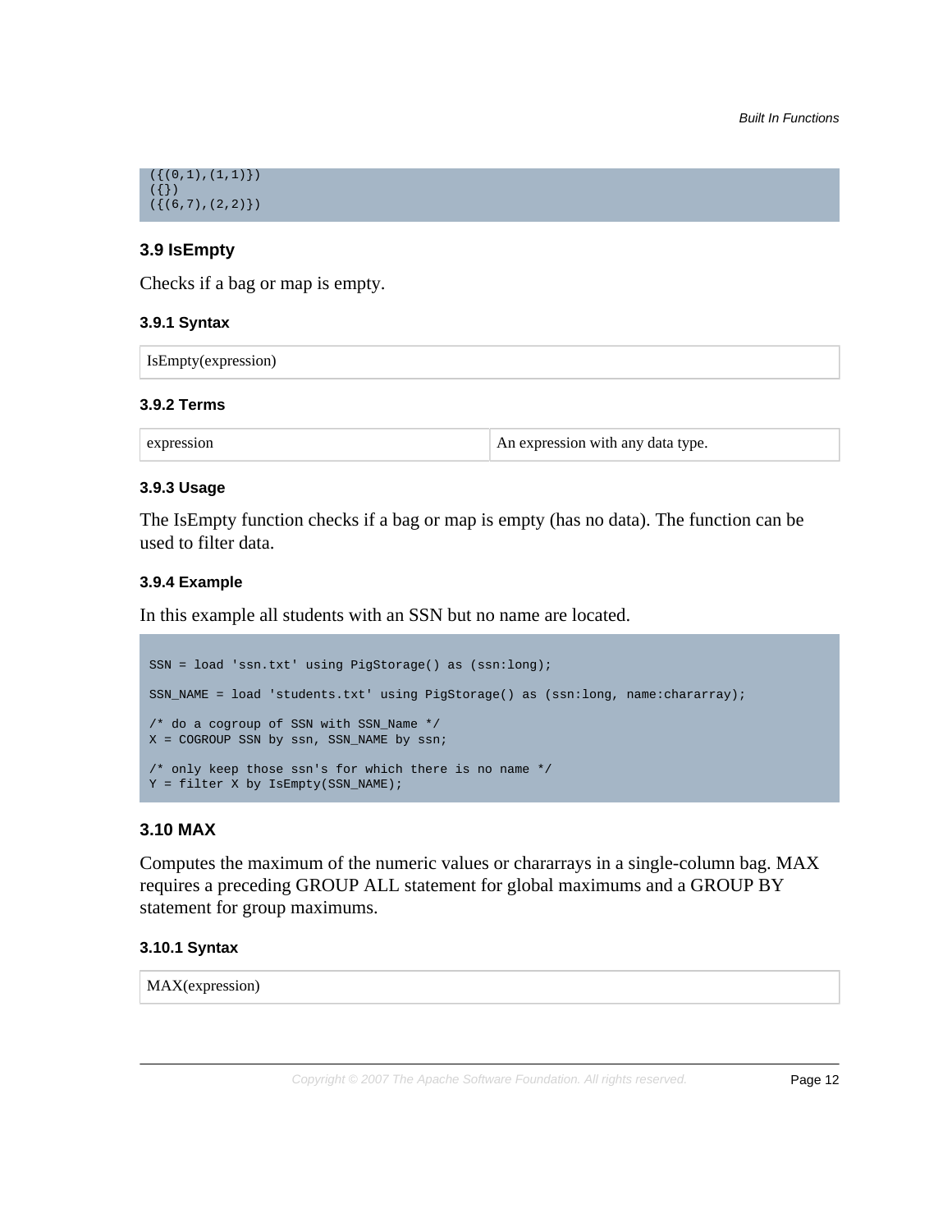```
({(0,1),(1,1)})
({})
({(6,7),(2,2)})
```

## 3.9 IsEmpty

Checks if a bag or map is empty.

### 3.9.1 Syntax

| IsEmpty(expression) |
|---|

### 3.9.2 Terms

| expression | An expression with any data type. |
|---|---|

### 3.9.3 Usage

The IsEmpty function checks if a bag or map is empty (has no data). The function can be used to filter data.

### 3.9.4 Example

In this example all students with an SSN but no name are located.

```
SSN = load 'ssn.txt' using PigStorage() as (ssn:long);

SSN_NAME = load 'students.txt' using PigStorage() as (ssn:long, name:chararray);

/* do a cogroup of SSN with SSN_Name */
X = COGROUP SSN by ssn, SSN_NAME by ssn;

/* only keep those ssn's for which there is no name */
Y = filter X by IsEmpty(SSN_NAME);
```

## 3.10 MAX

Computes the maximum of the numeric values or chararrays in a single-column bag. MAX requires a preceding GROUP ALL statement for global maximums and a GROUP BY statement for group maximums.

### 3.10.1 Syntax

| MAX(expression) |
|---|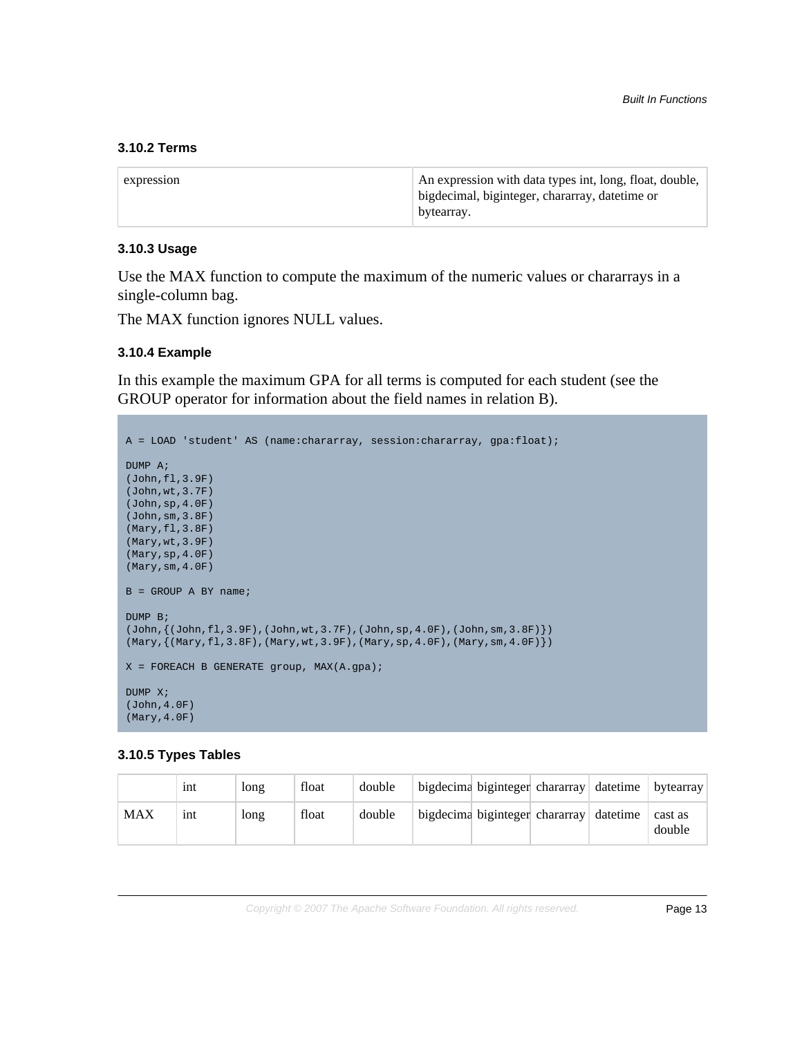### 3.10.2 Terms

| | |
|---|---|
| expression | An expression with data types int, long, float, double, bigdecimal, biginteger, chararray, datetime or bytearray. |

### 3.10.3 Usage

Use the MAX function to compute the maximum of the numeric values or chararrays in a single-column bag.

The MAX function ignores NULL values.

### 3.10.4 Example

In this example the maximum GPA for all terms is computed for each student (see the GROUP operator for information about the field names in relation B).

```
A = LOAD 'student' AS (name:chararray, session:chararray, gpa:float);

DUMP A;
(John,fl,3.9F)
(John,wt,3.7F)
(John,sp,4.0F)
(John,sm,3.8F)
(Mary,fl,3.8F)
(Mary,wt,3.9F)
(Mary,sp,4.0F)
(Mary,sm,4.0F)

B = GROUP A BY name;

DUMP B;
(John,{(John,fl,3.9F),(John,wt,3.7F),(John,sp,4.0F),(John,sm,3.8F)})
(Mary,{(Mary,fl,3.8F),(Mary,wt,3.9F),(Mary,sp,4.0F),(Mary,sm,4.0F)})

X = FOREACH B GENERATE group, MAX(A.gpa);

DUMP X;
(John,4.0F)
(Mary,4.0F)
```

### 3.10.5 Types Tables

| | int | long | float | double | bigdecimal | biginteger | chararray | datetime | bytearray |
|---|---|---|---|---|---|---|---|---|---|
| MAX | int | long | float | double | bigdecimal | biginteger | chararray | datetime | cast as double |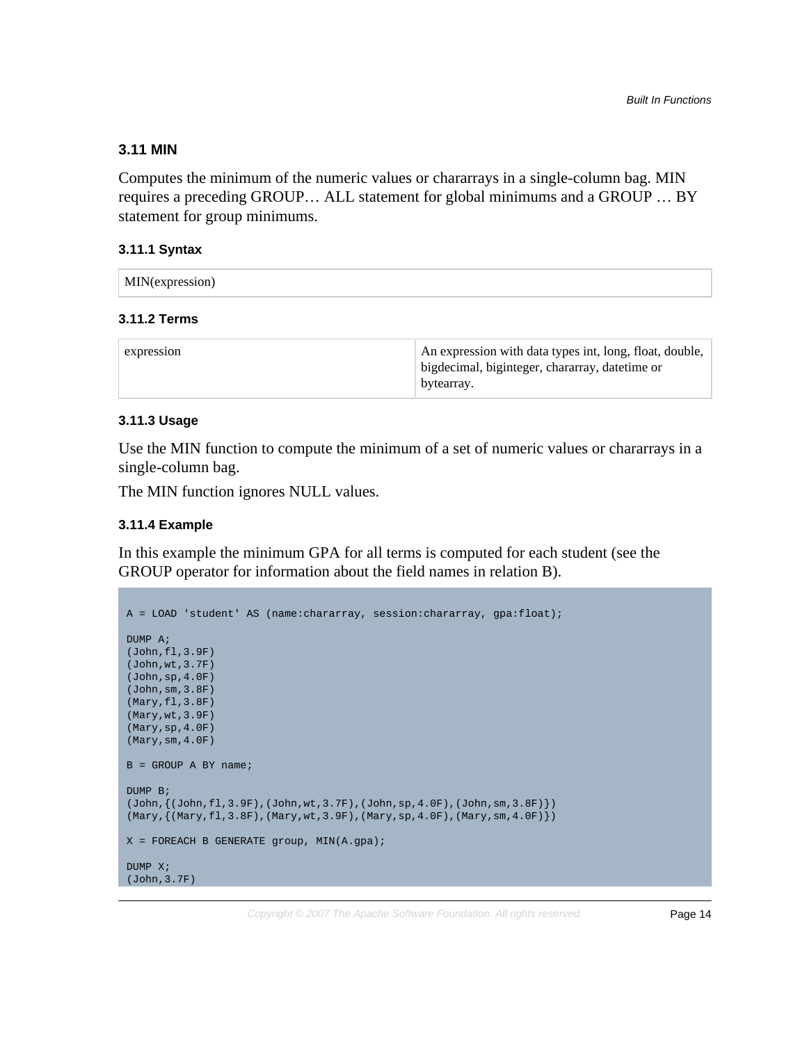### 3.11 MIN

Computes the minimum of the numeric values or chararrays in a single-column bag. MIN requires a preceding GROUP… ALL statement for global minimums and a GROUP … BY statement for group minimums.

#### 3.11.1 Syntax

| MIN(expression) |
|---|

#### 3.11.2 Terms

| expression | An expression with data types int, long, float, double, bigdecimal, biginteger, chararray, datetime or bytearray. |
|---|---|

#### 3.11.3 Usage

Use the MIN function to compute the minimum of a set of numeric values or chararrays in a single-column bag.

The MIN function ignores NULL values.

#### 3.11.4 Example

In this example the minimum GPA for all terms is computed for each student (see the GROUP operator for information about the field names in relation B).

```
A = LOAD 'student' AS (name:chararray, session:chararray, gpa:float);

DUMP A;
(John,fl,3.9F)
(John,wt,3.7F)
(John,sp,4.0F)
(John,sm,3.8F)
(Mary,fl,3.8F)
(Mary,wt,3.9F)
(Mary,sp,4.0F)
(Mary,sm,4.0F)

B = GROUP A BY name;

DUMP B;
(John,{(John,fl,3.9F),(John,wt,3.7F),(John,sp,4.0F),(John,sm,3.8F)})
(Mary,{(Mary,fl,3.8F),(Mary,wt,3.9F),(Mary,sp,4.0F),(Mary,sm,4.0F)})

X = FOREACH B GENERATE group, MIN(A.gpa);

DUMP X;
(John,3.7F)
```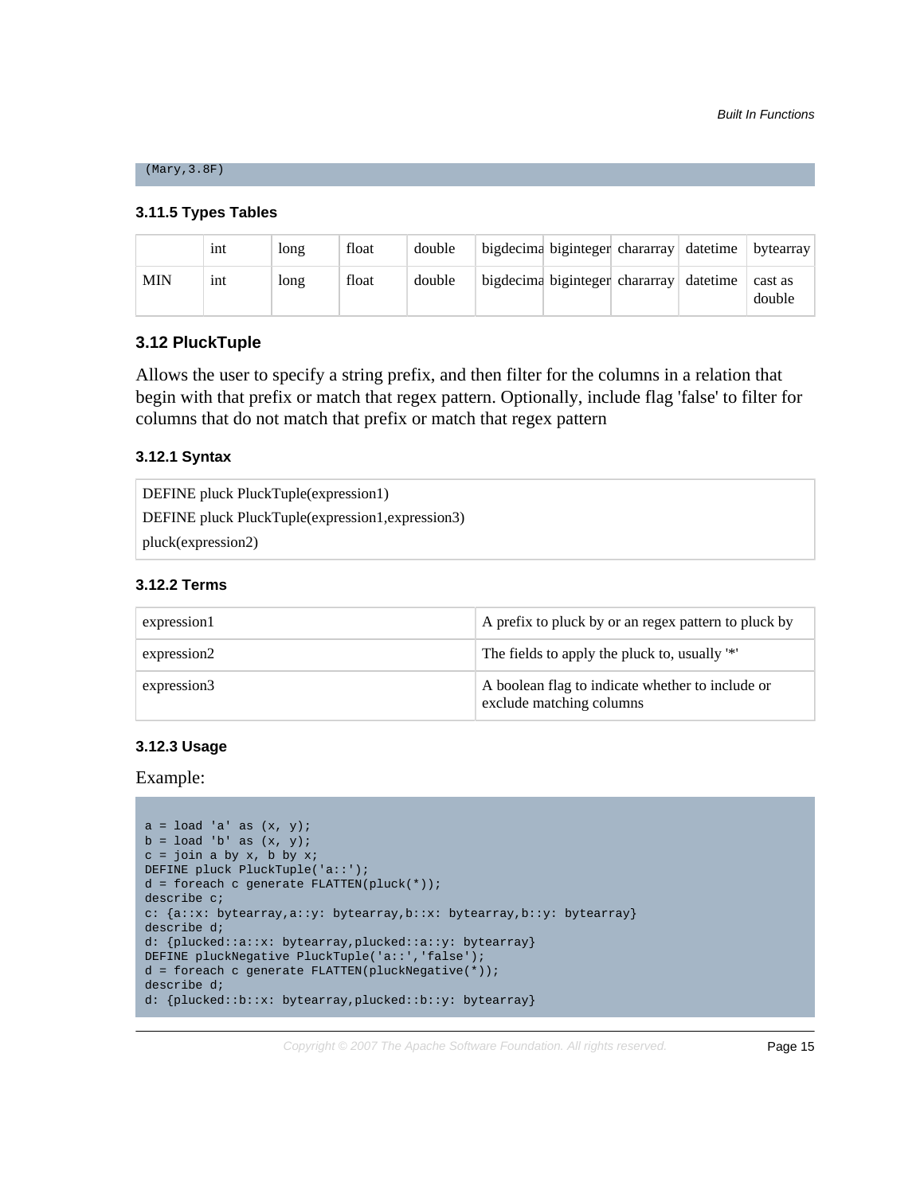```
(Mary,3.8F)
```

### 3.11.5 Types Tables

| | int | long | float | double | bigdecima | biginteger | chararray | datetime | bytearray |
|---|---|---|---|---|---|---|---|---|---|
| MIN | int | long | float | double | bigdecima | biginteger | chararray | datetime | cast as double |

## 3.12 PluckTuple

Allows the user to specify a string prefix, and then filter for the columns in a relation that begin with that prefix or match that regex pattern. Optionally, include flag 'false' to filter for columns that do not match that prefix or match that regex pattern

### 3.12.1 Syntax

```
DEFINE pluck PluckTuple(expression1)
DEFINE pluck PluckTuple(expression1,expression3)
pluck(expression2)
```

### 3.12.2 Terms

| | |
|---|---|
| expression1 | A prefix to pluck by or an regex pattern to pluck by |
| expression2 | The fields to apply the pluck to, usually '*' |
| expression3 | A boolean flag to indicate whether to include or exclude matching columns |

### 3.12.3 Usage

Example:

```
a = load 'a' as (x, y);
b = load 'b' as (x, y);
c = join a by x, b by x;
DEFINE pluck PluckTuple('a::');
d = foreach c generate FLATTEN(pluck(*));
describe c;
c: {a::x: bytearray,a::y: bytearray,b::x: bytearray,b::y: bytearray}
describe d;
d: {plucked::a::x: bytearray,plucked::a::y: bytearray}
DEFINE pluckNegative PluckTuple('a::','false');
d = foreach c generate FLATTEN(pluckNegative(*));
describe d;
d: {plucked::b::x: bytearray,plucked::b::y: bytearray}
```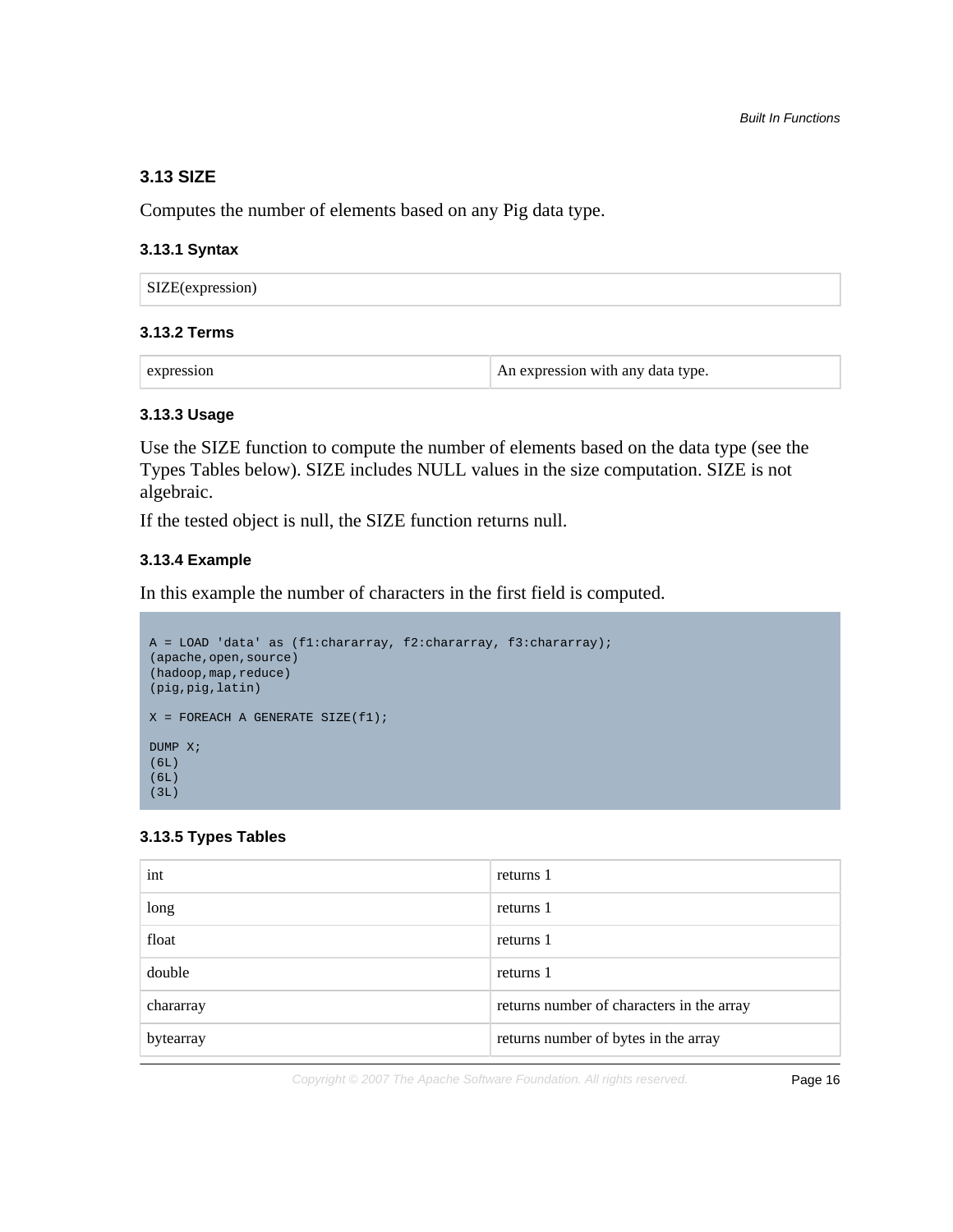### 3.13 SIZE

Computes the number of elements based on any Pig data type.

#### 3.13.1 Syntax

| SIZE(expression) |
|---|

#### 3.13.2 Terms

| expression | An expression with any data type. |
|---|---|

#### 3.13.3 Usage

Use the SIZE function to compute the number of elements based on the data type (see the Types Tables below). SIZE includes NULL values in the size computation. SIZE is not algebraic.

If the tested object is null, the SIZE function returns null.

#### 3.13.4 Example

In this example the number of characters in the first field is computed.

```
A = LOAD 'data' as (f1:chararray, f2:chararray, f3:chararray);
(apache,open,source)
(hadoop,map,reduce)
(pig,pig,latin)

X = FOREACH A GENERATE SIZE(f1);

DUMP X;
(6L)
(6L)
(3L)
```

#### 3.13.5 Types Tables

| int | returns 1 |
|---|---|
| long | returns 1 |
| float | returns 1 |
| double | returns 1 |
| chararray | returns number of characters in the array |
| bytearray | returns number of bytes in the array |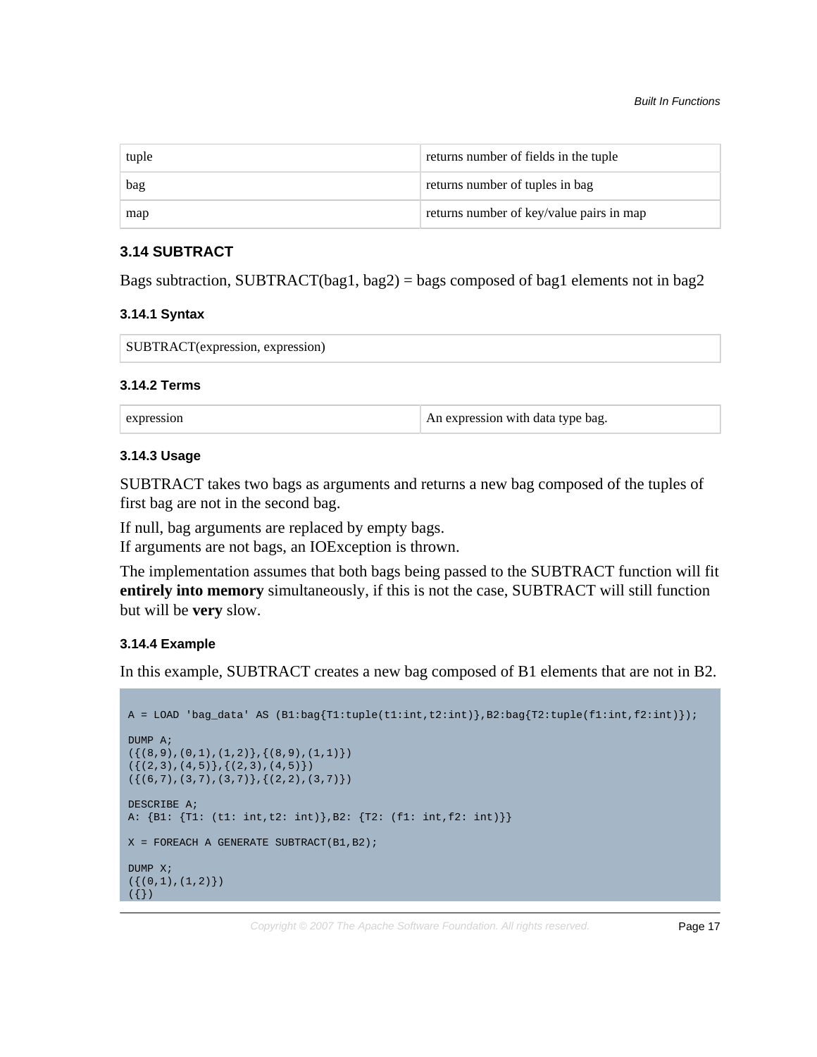| tuple | returns number of fields in the tuple |
| --- | --- |
| bag | returns number of tuples in bag |
| map | returns number of key/value pairs in map |

### 3.14 SUBTRACT

Bags subtraction, SUBTRACT(bag1, bag2) = bags composed of bag1 elements not in bag2

#### 3.14.1 Syntax

| SUBTRACT(expression, expression) |
| --- |

#### 3.14.2 Terms

| expression | An expression with data type bag. |
| --- | --- |

#### 3.14.3 Usage

SUBTRACT takes two bags as arguments and returns a new bag composed of the tuples of first bag are not in the second bag.

If null, bag arguments are replaced by empty bags.
If arguments are not bags, an IOException is thrown.

The implementation assumes that both bags being passed to the SUBTRACT function will fit **entirely into memory** simultaneously, if this is not the case, SUBTRACT will still function but will be **very** slow.

#### 3.14.4 Example

In this example, SUBTRACT creates a new bag composed of B1 elements that are not in B2.

```
A = LOAD 'bag_data' AS (B1:bag{T1:tuple(t1:int,t2:int)},B2:bag{T2:tuple(f1:int,f2:int)});

DUMP A;
({(8,9),(0,1),(1,2)},{(8,9),(1,1)})
({(2,3),(4,5)},{(2,3),(4,5)})
({(6,7),(3,7),(3,7)},{(2,2),(3,7)})

DESCRIBE A;
A: {B1: {T1: (t1: int,t2: int)},B2: {T2: (f1: int,f2: int)}}

X = FOREACH A GENERATE SUBTRACT(B1,B2);

DUMP X;
({(0,1),(1,2)})
({})
```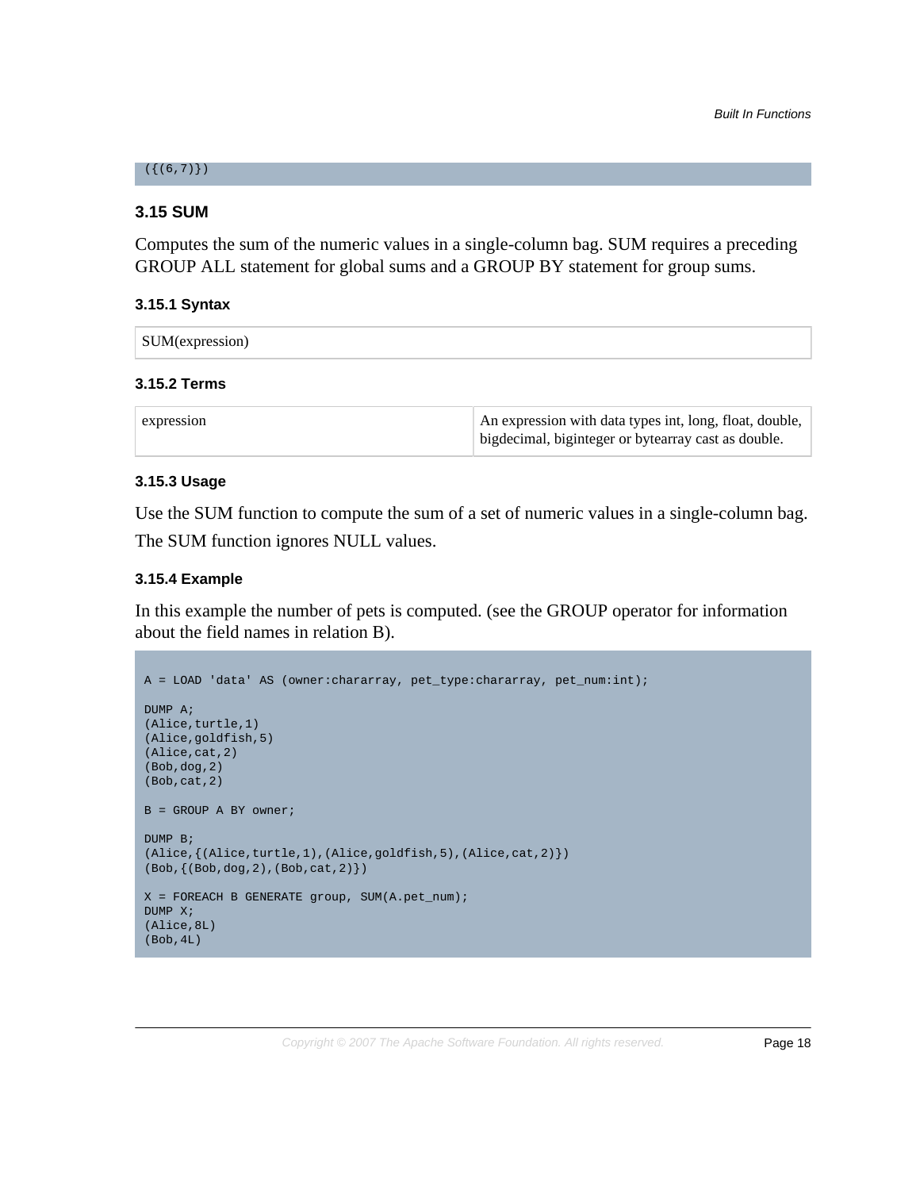```
({(6,7)})
```

### 3.15 SUM

Computes the sum of the numeric values in a single-column bag. SUM requires a preceding GROUP ALL statement for global sums and a GROUP BY statement for group sums.

#### 3.15.1 Syntax

| SUM(expression) |
|---|

#### 3.15.2 Terms

| expression | An expression with data types int, long, float, double, bigdecimal, biginteger or bytearray cast as double. |
|---|---|

#### 3.15.3 Usage

Use the SUM function to compute the sum of a set of numeric values in a single-column bag.

The SUM function ignores NULL values.

#### 3.15.4 Example

In this example the number of pets is computed. (see the GROUP operator for information about the field names in relation B).

```
A = LOAD 'data' AS (owner:chararray, pet_type:chararray, pet_num:int);

DUMP A;
(Alice,turtle,1)
(Alice,goldfish,5)
(Alice,cat,2)
(Bob,dog,2)
(Bob,cat,2)

B = GROUP A BY owner;

DUMP B;
(Alice,{(Alice,turtle,1),(Alice,goldfish,5),(Alice,cat,2)})
(Bob,{(Bob,dog,2),(Bob,cat,2)})

X = FOREACH B GENERATE group, SUM(A.pet_num);
DUMP X;
(Alice,8L)
(Bob,4L)
```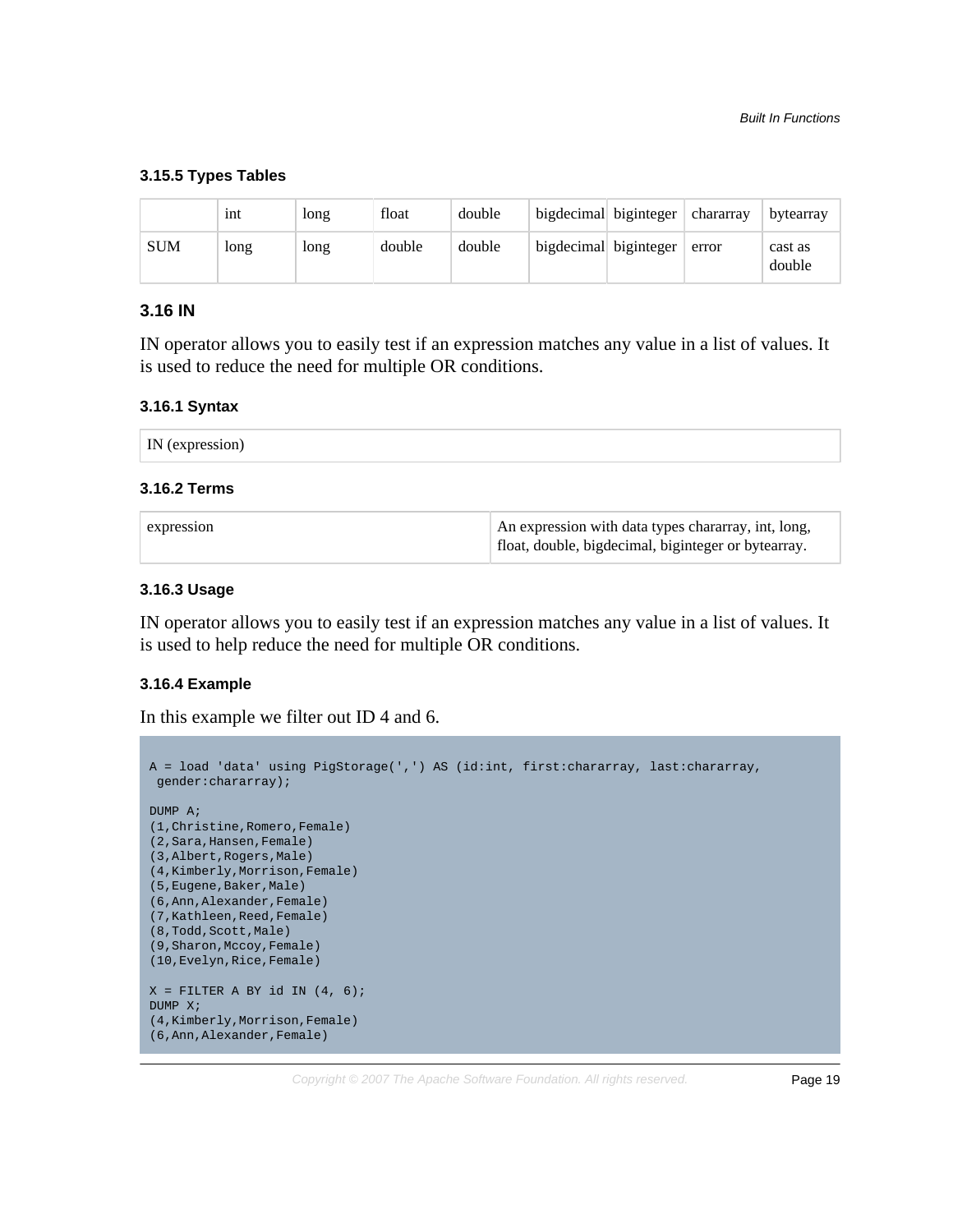### 3.15.5 Types Tables

| | int | long | float | double | bigdecimal | biginteger | chararray | bytearray |
|---|---|---|---|---|---|---|---|---|
| SUM | long | long | double | double | bigdecimal | biginteger | error | cast as double |

## 3.16 IN

IN operator allows you to easily test if an expression matches any value in a list of values. It is used to reduce the need for multiple OR conditions.

### 3.16.1 Syntax

```
IN (expression)
```

### 3.16.2 Terms

| | |
|---|---|
| expression | An expression with data types chararray, int, long, float, double, bigdecimal, biginteger or bytearray. |

### 3.16.3 Usage

IN operator allows you to easily test if an expression matches any value in a list of values. It is used to help reduce the need for multiple OR conditions.

### 3.16.4 Example

In this example we filter out ID 4 and 6.

```
A = load 'data' using PigStorage(',') AS (id:int, first:chararray, last:chararray,
 gender:chararray);

DUMP A;
(1,Christine,Romero,Female)
(2,Sara,Hansen,Female)
(3,Albert,Rogers,Male)
(4,Kimberly,Morrison,Female)
(5,Eugene,Baker,Male)
(6,Ann,Alexander,Female)
(7,Kathleen,Reed,Female)
(8,Todd,Scott,Male)
(9,Sharon,Mccoy,Female)
(10,Evelyn,Rice,Female)

X = FILTER A BY id IN (4, 6);
DUMP X;
(4,Kimberly,Morrison,Female)
(6,Ann,Alexander,Female)
```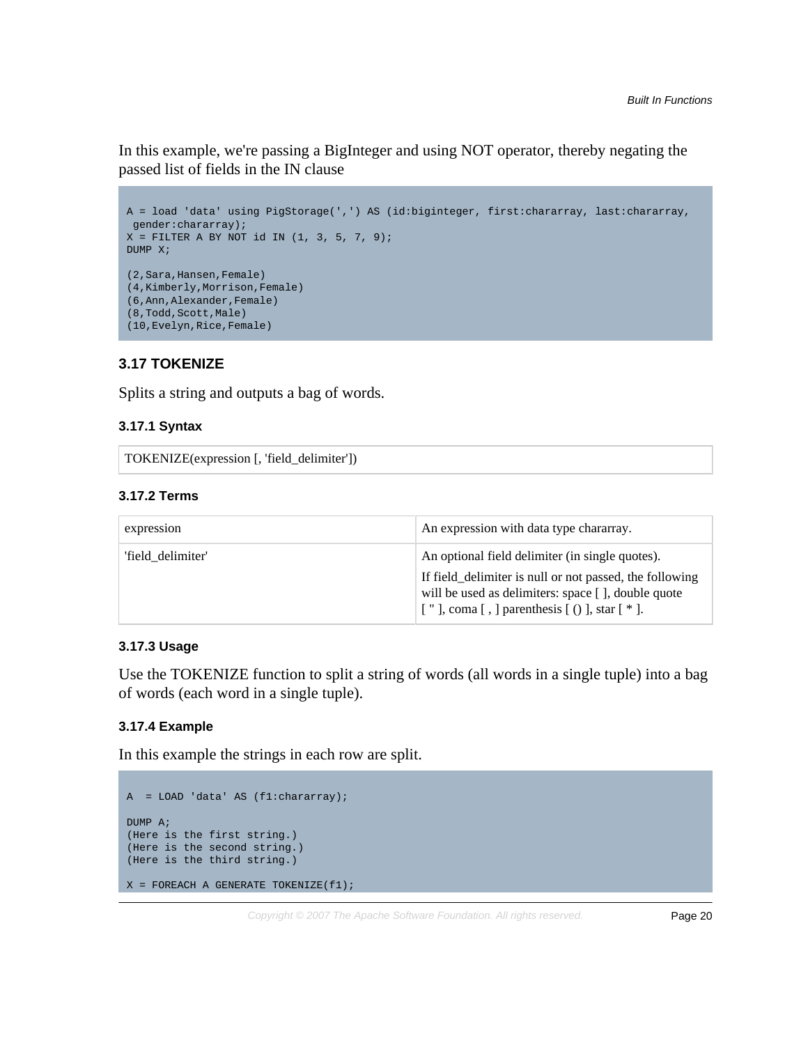In this example, we're passing a BigInteger and using NOT operator, thereby negating the passed list of fields in the IN clause

```
A = load 'data' using PigStorage(',') AS (id:biginteger, first:chararray, last:chararray,
 gender:chararray);
X = FILTER A BY NOT id IN (1, 3, 5, 7, 9);
DUMP X;

(2,Sara,Hansen,Female)
(4,Kimberly,Morrison,Female)
(6,Ann,Alexander,Female)
(8,Todd,Scott,Male)
(10,Evelyn,Rice,Female)
```

### 3.17 TOKENIZE

Splits a string and outputs a bag of words.

#### 3.17.1 Syntax

| TOKENIZE(expression [, 'field_delimiter']) |
|---|

#### 3.17.2 Terms

| | |
|---|---|
| expression | An expression with data type chararray. |
| 'field_delimiter' | An optional field delimiter (in single quotes).<br>If field_delimiter is null or not passed, the following will be used as delimiters: space [ ], double quote [ " ], coma [ , ] parenthesis [ () ], star [ * ]. |

#### 3.17.3 Usage

Use the TOKENIZE function to split a string of words (all words in a single tuple) into a bag of words (each word in a single tuple).

#### 3.17.4 Example

In this example the strings in each row are split.

```
A  = LOAD 'data' AS (f1:chararray);

DUMP A;
(Here is the first string.)
(Here is the second string.)
(Here is the third string.)

X = FOREACH A GENERATE TOKENIZE(f1);
```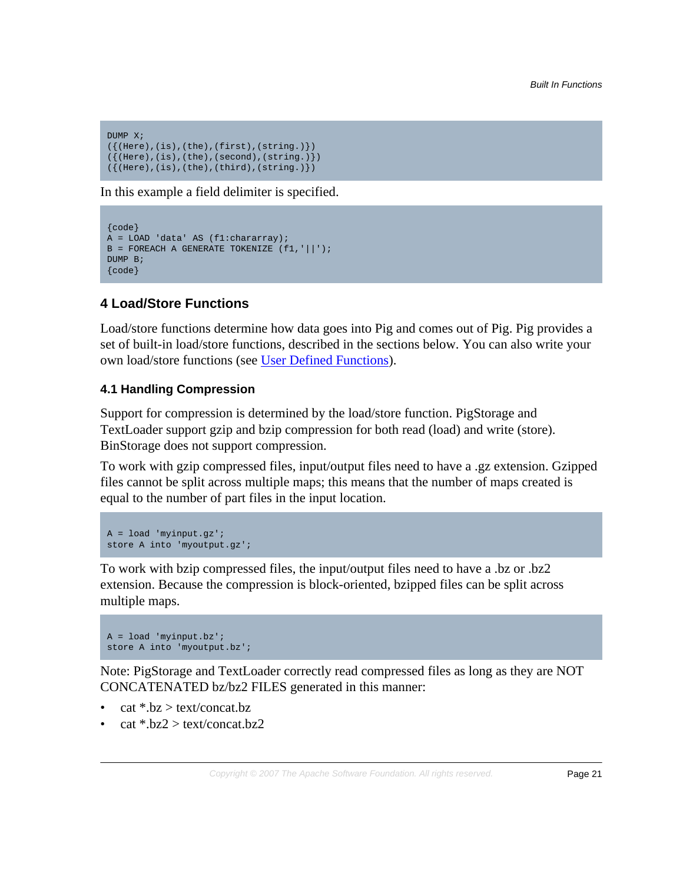```
DUMP X;
({(Here),(is),(the),(first),(string.)})
({(Here),(is),(the),(second),(string.)})
({(Here),(is),(the),(third),(string.)})
```

In this example a field delimiter is specified.

```
{code}
A = LOAD 'data' AS (f1:chararray);
B = FOREACH A GENERATE TOKENIZE (f1,'||');
DUMP B;
{code}
```

## 4 Load/Store Functions

Load/store functions determine how data goes into Pig and comes out of Pig. Pig provides a set of built-in load/store functions, described in the sections below. You can also write your own load/store functions (see User Defined Functions).

### 4.1 Handling Compression

Support for compression is determined by the load/store function. PigStorage and TextLoader support gzip and bzip compression for both read (load) and write (store). BinStorage does not support compression.

To work with gzip compressed files, input/output files need to have a .gz extension. Gzipped files cannot be split across multiple maps; this means that the number of maps created is equal to the number of part files in the input location.

```
A = load 'myinput.gz';
store A into 'myoutput.gz';
```

To work with bzip compressed files, the input/output files need to have a .bz or .bz2 extension. Because the compression is block-oriented, bzipped files can be split across multiple maps.

```
A = load 'myinput.bz';
store A into 'myoutput.bz';
```

Note: PigStorage and TextLoader correctly read compressed files as long as they are NOT CONCATENATED bz/bz2 FILES generated in this manner:

- cat *.bz > text/concat.bz
- cat *.bz2 > text/concat.bz2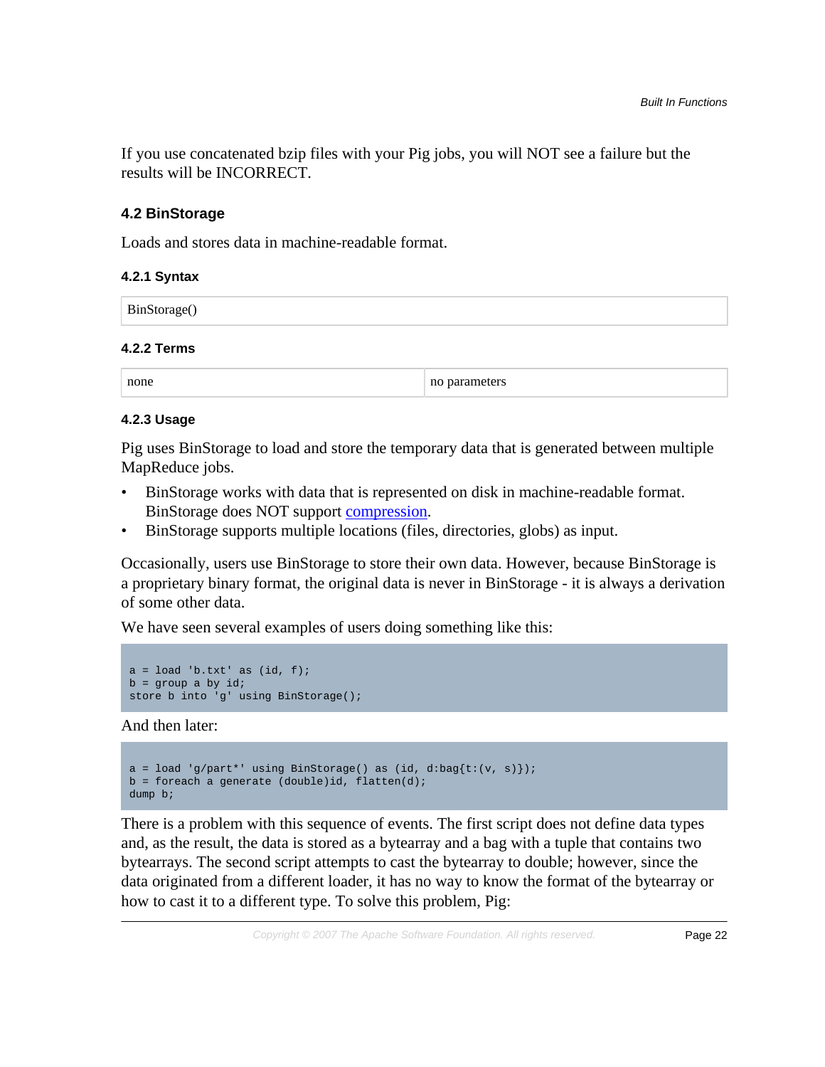If you use concatenated bzip files with your Pig jobs, you will NOT see a failure but the results will be INCORRECT.

### 4.2 BinStorage

Loads and stores data in machine-readable format.

#### 4.2.1 Syntax

| BinStorage() |
|---|

#### 4.2.2 Terms

| none | no parameters |
|---|---|

#### 4.2.3 Usage

Pig uses BinStorage to load and store the temporary data that is generated between multiple MapReduce jobs.

- BinStorage works with data that is represented on disk in machine-readable format. BinStorage does NOT support compression.
- BinStorage supports multiple locations (files, directories, globs) as input.

Occasionally, users use BinStorage to store their own data. However, because BinStorage is a proprietary binary format, the original data is never in BinStorage - it is always a derivation of some other data.

We have seen several examples of users doing something like this:

```
a = load 'b.txt' as (id, f);
b = group a by id;
store b into 'g' using BinStorage();
```

And then later:

```
a = load 'g/part*' using BinStorage() as (id, d:bag{t:(v, s)});
b = foreach a generate (double)id, flatten(d);
dump b;
```

There is a problem with this sequence of events. The first script does not define data types and, as the result, the data is stored as a bytearray and a bag with a tuple that contains two bytearrays. The second script attempts to cast the bytearray to double; however, since the data originated from a different loader, it has no way to know the format of the bytearray or how to cast it to a different type. To solve this problem, Pig: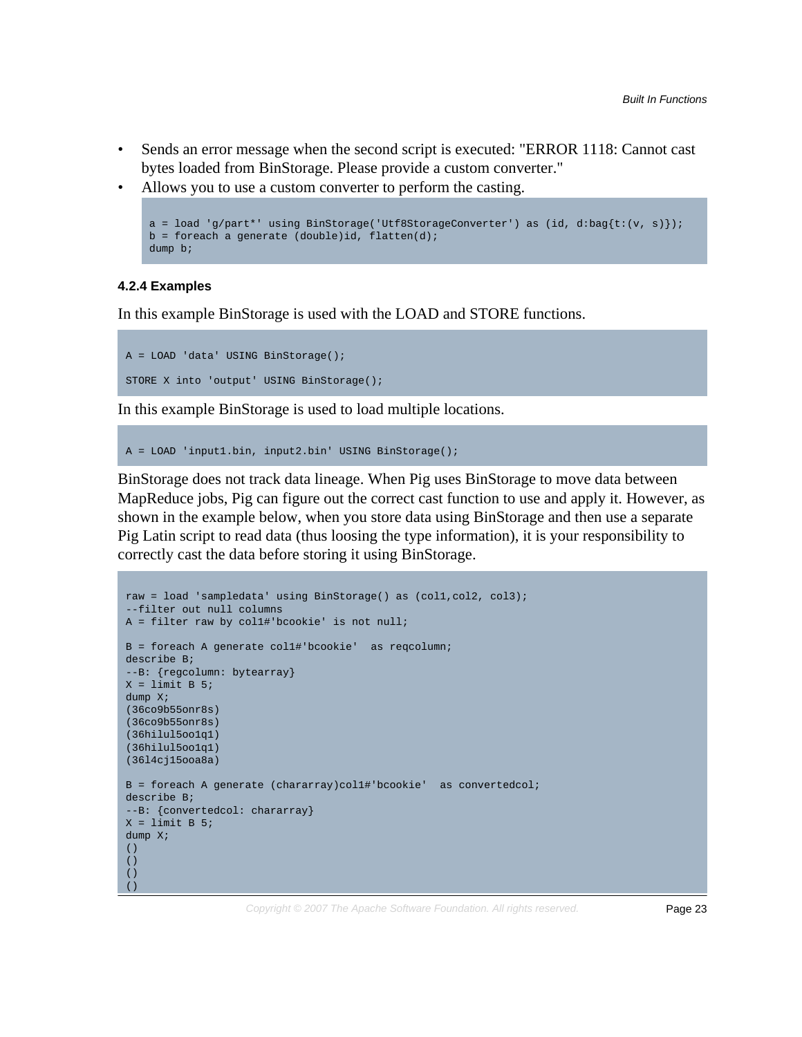- Sends an error message when the second script is executed: "ERROR 1118: Cannot cast bytes loaded from BinStorage. Please provide a custom converter."
- Allows you to use a custom converter to perform the casting.

```
a = load 'g/part*' using BinStorage('Utf8StorageConverter') as (id, d:bag{t:(v, s)});
b = foreach a generate (double)id, flatten(d);
dump b;
```

#### 4.2.4 Examples

In this example BinStorage is used with the LOAD and STORE functions.

```
A = LOAD 'data' USING BinStorage();

STORE X into 'output' USING BinStorage();
```

In this example BinStorage is used to load multiple locations.

```
A = LOAD 'input1.bin, input2.bin' USING BinStorage();
```

BinStorage does not track data lineage. When Pig uses BinStorage to move data between MapReduce jobs, Pig can figure out the correct cast function to use and apply it. However, as shown in the example below, when you store data using BinStorage and then use a separate Pig Latin script to read data (thus loosing the type information), it is your responsibility to correctly cast the data before storing it using BinStorage.

```
raw = load 'sampledata' using BinStorage() as (col1,col2, col3);
--filter out null columns
A = filter raw by col1#'bcookie' is not null;

B = foreach A generate col1#'bcookie'  as reqcolumn;
describe B;
--B: {regcolumn: bytearray}
X = limit B 5;
dump X;
(36co9b55onr8s)
(36co9b55onr8s)
(36hilul5oo1q1)
(36hilul5oo1q1)
(36l4cj15ooa8a)

B = foreach A generate (chararray)col1#'bcookie'  as convertedcol;
describe B;
--B: {convertedcol: chararray}
X = limit B 5;
dump X;
()
()
()
()
```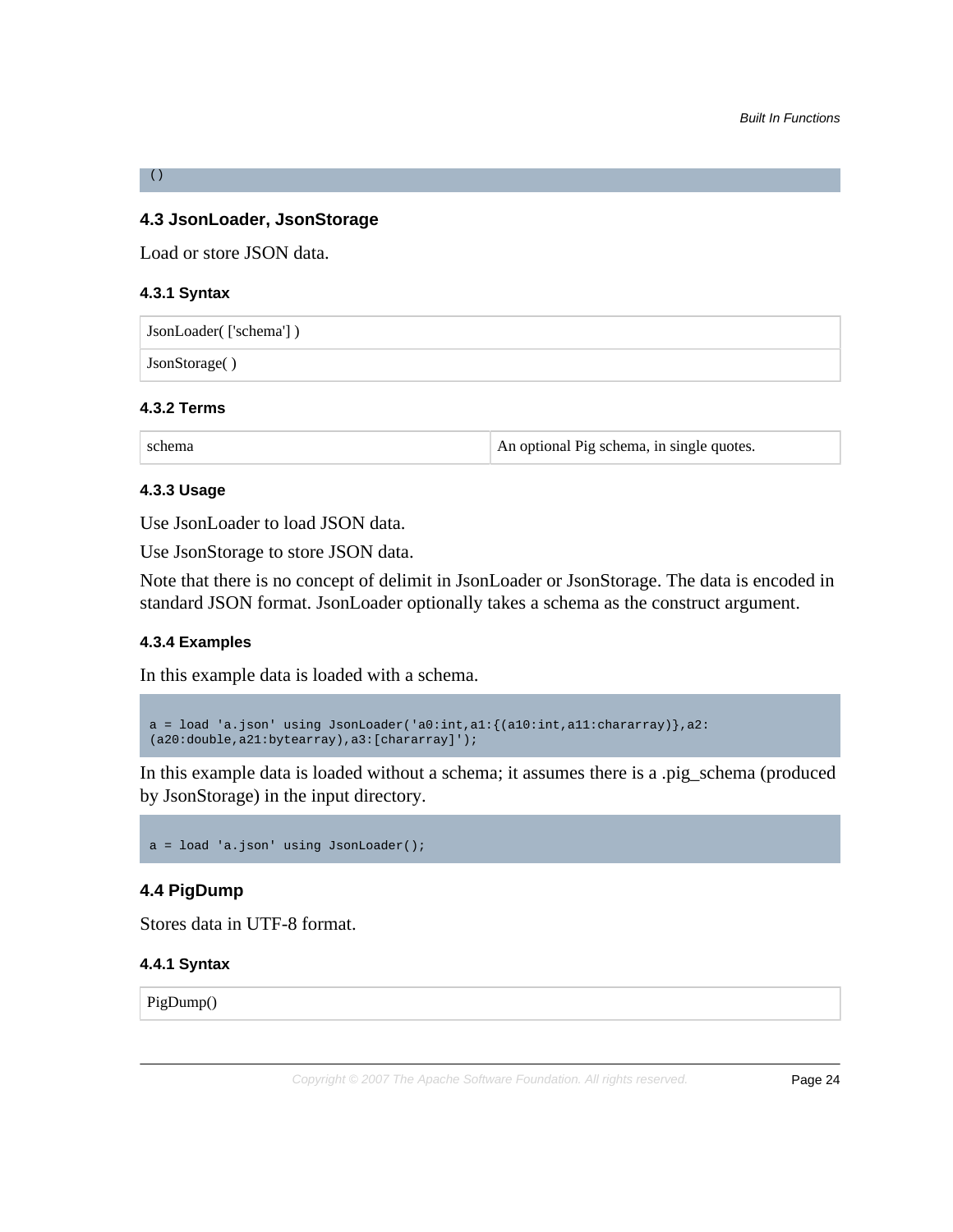```
()
```

## 4.3 JsonLoader, JsonStorage

Load or store JSON data.

### 4.3.1 Syntax

| JsonLoader( ['schema'] ) |
|---|
| JsonStorage( ) |

### 4.3.2 Terms

| schema | An optional Pig schema, in single quotes. |
|---|---|

### 4.3.3 Usage

Use JsonLoader to load JSON data.

Use JsonStorage to store JSON data.

Note that there is no concept of delimit in JsonLoader or JsonStorage. The data is encoded in standard JSON format. JsonLoader optionally takes a schema as the construct argument.

### 4.3.4 Examples

In this example data is loaded with a schema.

```
a = load 'a.json' using JsonLoader('a0:int,a1:{(a10:int,a11:chararray)},a2:
(a20:double,a21:bytearray),a3:[chararray]');
```

In this example data is loaded without a schema; it assumes there is a .pig_schema (produced by JsonStorage) in the input directory.

```
a = load 'a.json' using JsonLoader();
```

## 4.4 PigDump

Stores data in UTF-8 format.

### 4.4.1 Syntax

| PigDump() |
|---|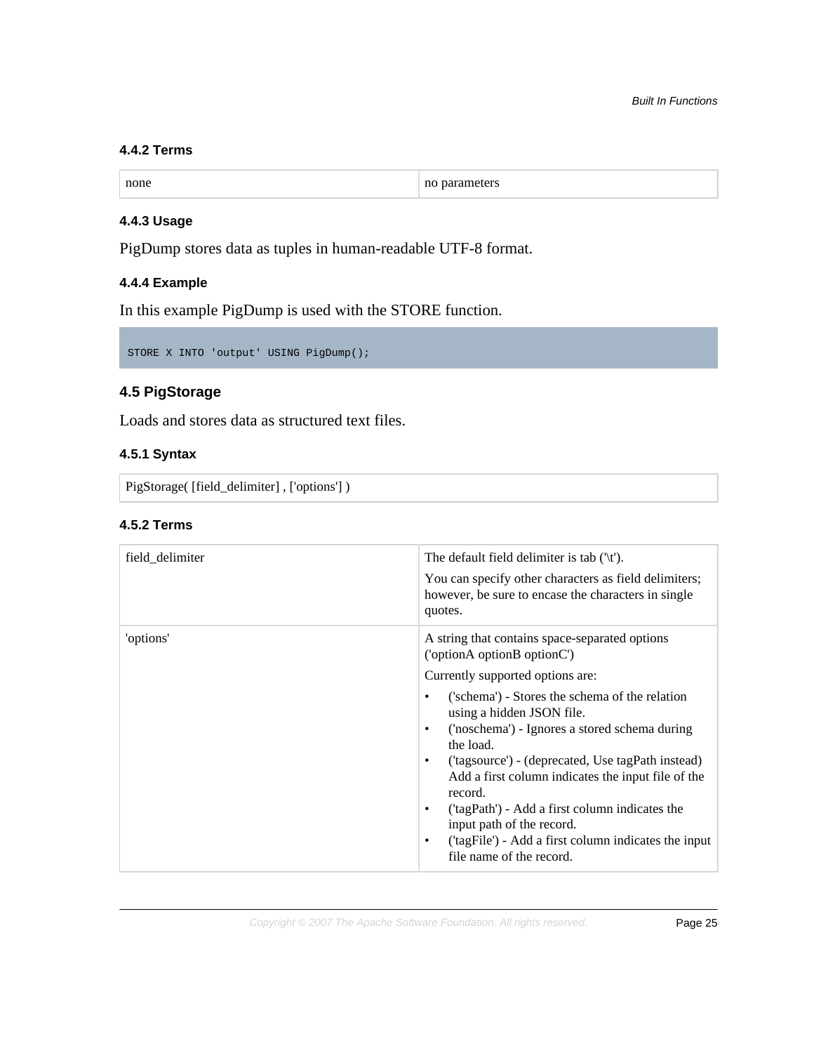### 4.4.2 Terms

| none | no parameters |
| --- | --- |

### 4.4.3 Usage

PigDump stores data as tuples in human-readable UTF-8 format.

### 4.4.4 Example

In this example PigDump is used with the STORE function.

```
STORE X INTO 'output' USING PigDump();
```

## 4.5 PigStorage

Loads and stores data as structured text files.

### 4.5.1 Syntax

| PigStorage( [field_delimiter] , ['options'] ) |
| --- |

### 4.5.2 Terms

| | |
| --- | --- |
| field_delimiter | The default field delimiter is tab ('\t').<br><br>You can specify other characters as field delimiters; however, be sure to encase the characters in single quotes. |
| 'options' | A string that contains space-separated options ('optionA optionB optionC')<br><br>Currently supported options are:<br>• ('schema') - Stores the schema of the relation using a hidden JSON file.<br>• ('noschema') - Ignores a stored schema during the load.<br>• ('tagsource') - (deprecated, Use tagPath instead) Add a first column indicates the input file of the record.<br>• ('tagPath') - Add a first column indicates the input path of the record.<br>• ('tagFile') - Add a first column indicates the input file name of the record. |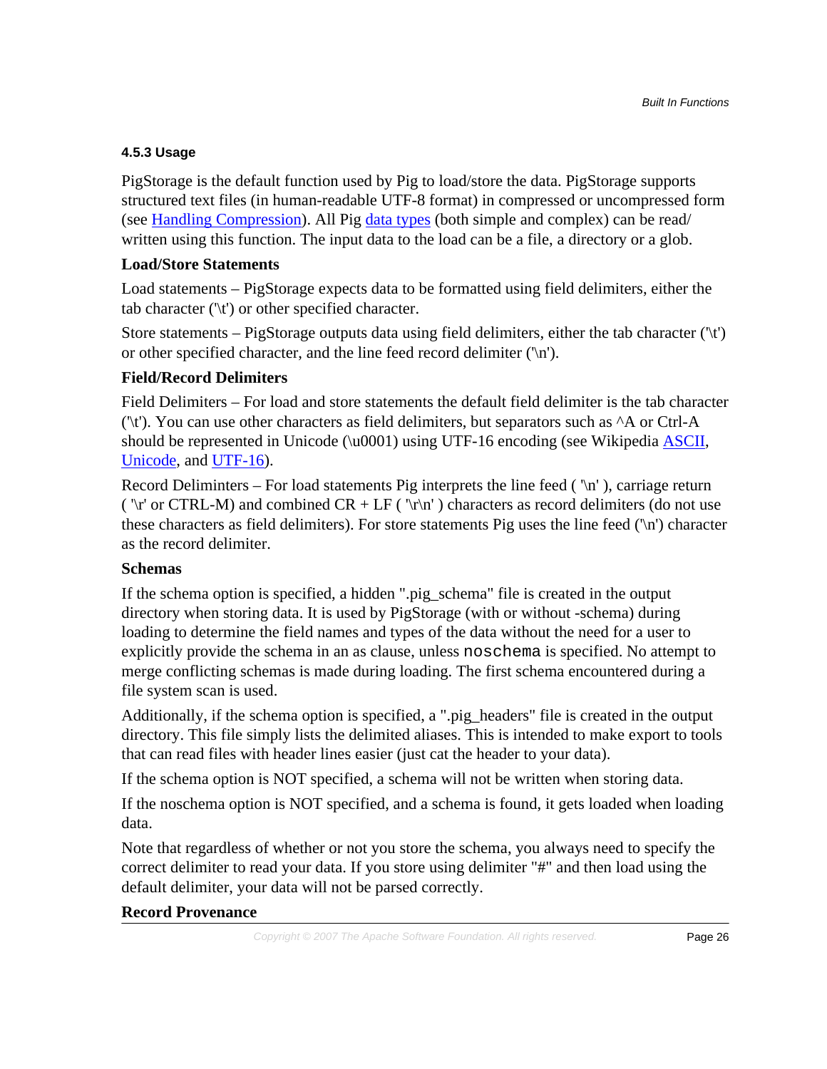### 4.5.3 Usage

PigStorage is the default function used by Pig to load/store the data. PigStorage supports structured text files (in human-readable UTF-8 format) in compressed or uncompressed form (see Handling Compression). All Pig data types (both simple and complex) can be read/ written using this function. The input data to the load can be a file, a directory or a glob.

**Load/Store Statements**

Load statements – PigStorage expects data to be formatted using field delimiters, either the tab character ('\t') or other specified character.

Store statements – PigStorage outputs data using field delimiters, either the tab character ('\t') or other specified character, and the line feed record delimiter ('\n').

**Field/Record Delimiters**

Field Delimiters – For load and store statements the default field delimiter is the tab character ('\t'). You can use other characters as field delimiters, but separators such as ^A or Ctrl-A should be represented in Unicode (\u0001) using UTF-16 encoding (see Wikipedia ASCII, Unicode, and UTF-16).

Record Deliminters – For load statements Pig interprets the line feed ( '\n' ), carriage return ( '\r' or CTRL-M) and combined CR + LF ( '\r\n' ) characters as record delimiters (do not use these characters as field delimiters). For store statements Pig uses the line feed ('\n') character as the record delimiter.

**Schemas**

If the schema option is specified, a hidden ".pig_schema" file is created in the output directory when storing data. It is used by PigStorage (with or without -schema) during loading to determine the field names and types of the data without the need for a user to explicitly provide the schema in an as clause, unless `noschema` is specified. No attempt to merge conflicting schemas is made during loading. The first schema encountered during a file system scan is used.

Additionally, if the schema option is specified, a ".pig_headers" file is created in the output directory. This file simply lists the delimited aliases. This is intended to make export to tools that can read files with header lines easier (just cat the header to your data).

If the schema option is NOT specified, a schema will not be written when storing data.

If the noschema option is NOT specified, and a schema is found, it gets loaded when loading data.

Note that regardless of whether or not you store the schema, you always need to specify the correct delimiter to read your data. If you store using delimiter "#" and then load using the default delimiter, your data will not be parsed correctly.

**Record Provenance**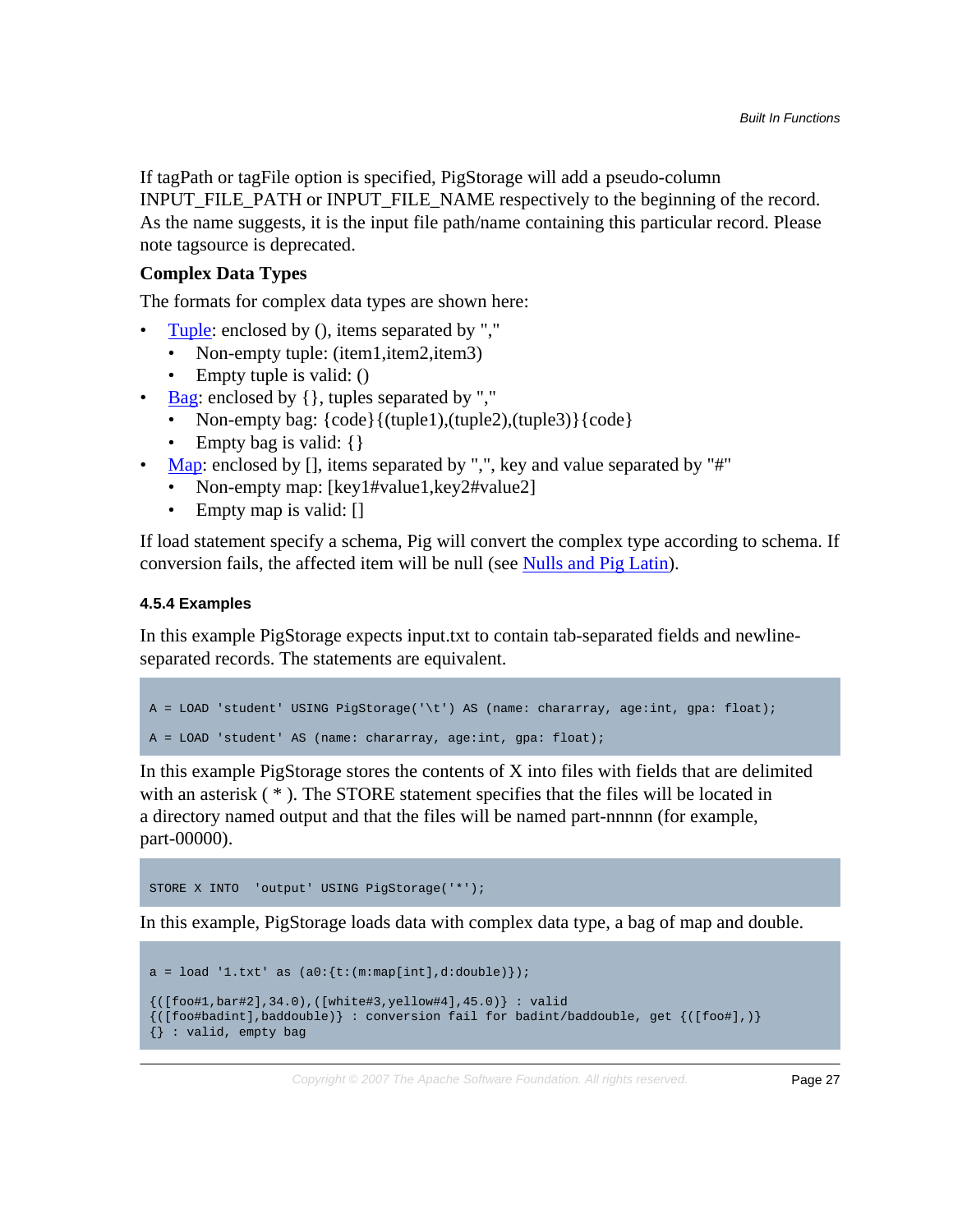If tagPath or tagFile option is specified, PigStorage will add a pseudo-column INPUT_FILE_PATH or INPUT_FILE_NAME respectively to the beginning of the record. As the name suggests, it is the input file path/name containing this particular record. Please note tagsource is deprecated.

**Complex Data Types**

The formats for complex data types are shown here:

- Tuple: enclosed by (), items separated by ","
  - Non-empty tuple: (item1,item2,item3)
  - Empty tuple is valid: ()
- Bag: enclosed by {}, tuples separated by ","
  - Non-empty bag: {code}{(tuple1),(tuple2),(tuple3)}{code}
  - Empty bag is valid: {}
- Map: enclosed by [], items separated by ",", key and value separated by "#"
  - Non-empty map: [key1#value1,key2#value2]
  - Empty map is valid: []

If load statement specify a schema, Pig will convert the complex type according to schema. If conversion fails, the affected item will be null (see Nulls and Pig Latin).

#### 4.5.4 Examples

In this example PigStorage expects input.txt to contain tab-separated fields and newline-separated records. The statements are equivalent.

```
A = LOAD 'student' USING PigStorage('\t') AS (name: chararray, age:int, gpa: float);

A = LOAD 'student' AS (name: chararray, age:int, gpa: float);
```

In this example PigStorage stores the contents of X into files with fields that are delimited with an asterisk ( * ). The STORE statement specifies that the files will be located in a directory named output and that the files will be named part-nnnnn (for example, part-00000).

```
STORE X INTO  'output' USING PigStorage('*');
```

In this example, PigStorage loads data with complex data type, a bag of map and double.

```
a = load '1.txt' as (a0:{t:(m:map[int],d:double)});

{([foo#1,bar#2],34.0),([white#3,yellow#4],45.0)} : valid
{([foo#badint],baddouble)} : conversion fail for badint/baddouble, get {([foo#],)}
{} : valid, empty bag
```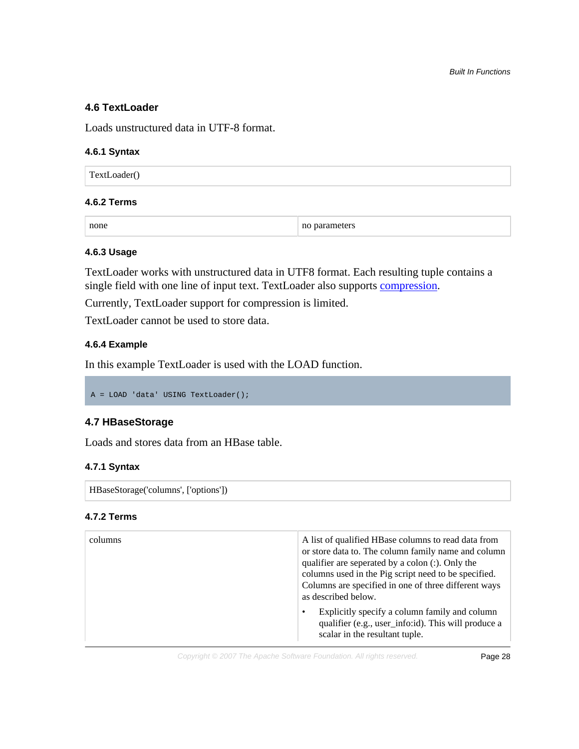### 4.6 TextLoader

Loads unstructured data in UTF-8 format.

#### 4.6.1 Syntax

| TextLoader() |
|---|

#### 4.6.2 Terms

| none | no parameters |
|---|---|

#### 4.6.3 Usage

TextLoader works with unstructured data in UTF8 format. Each resulting tuple contains a single field with one line of input text. TextLoader also supports compression.

Currently, TextLoader support for compression is limited.

TextLoader cannot be used to store data.

#### 4.6.4 Example

In this example TextLoader is used with the LOAD function.

```
A = LOAD 'data' USING TextLoader();
```

### 4.7 HBaseStorage

Loads and stores data from an HBase table.

#### 4.7.1 Syntax

| HBaseStorage('columns', ['options']) |
|---|

#### 4.7.2 Terms

| columns | A list of qualified HBase columns to read data from or store data to. The column family name and column qualifier are seperated by a colon (:). Only the columns used in the Pig script need to be specified. Columns are specified in one of three different ways as described below.<br>• Explicitly specify a column family and column qualifier (e.g., user_info:id). This will produce a scalar in the resultant tuple. |
|---|---|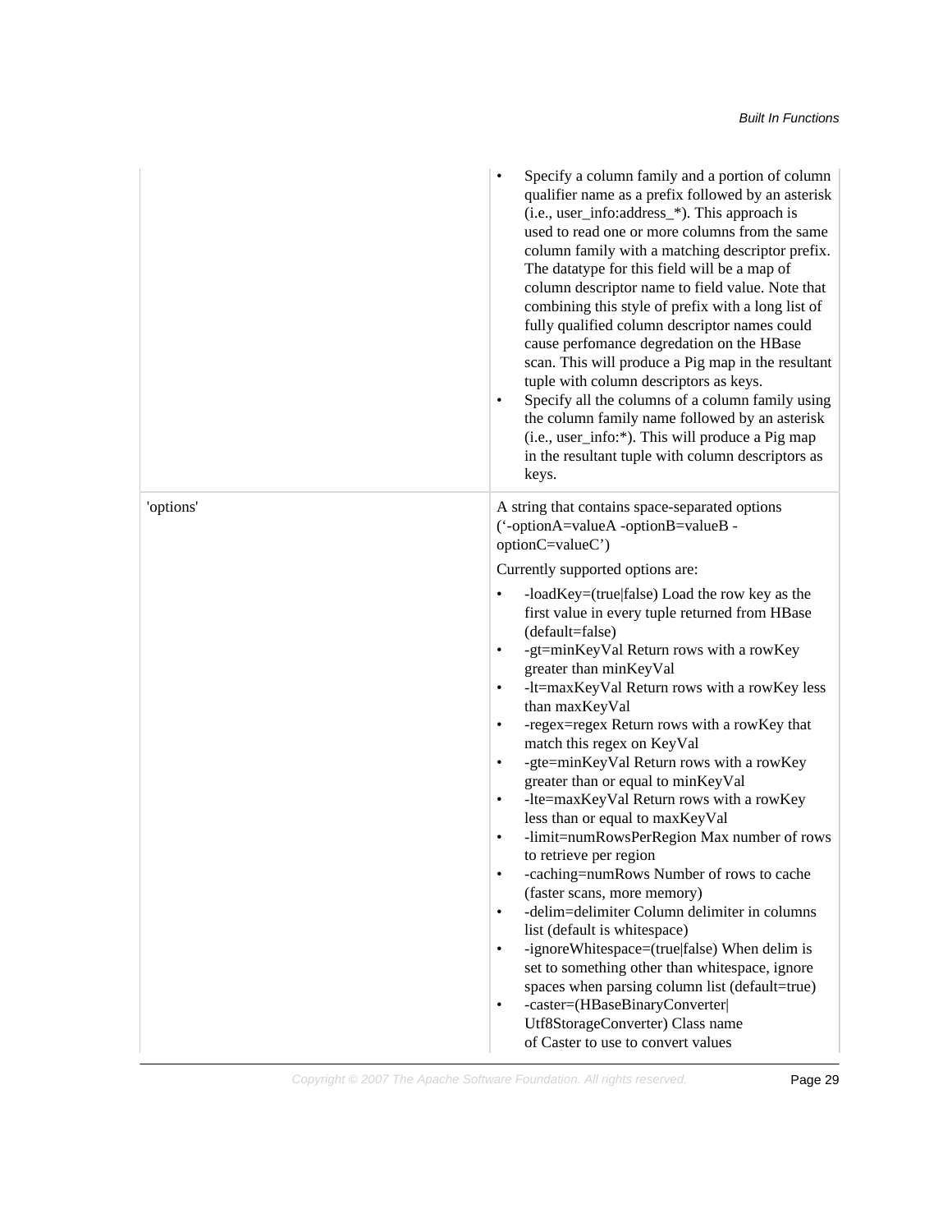| | |
|---|---|
| | <ul><li>Specify a column family and a portion of column qualifier name as a prefix followed by an asterisk (i.e., user_info:address_*). This approach is used to read one or more columns from the same column family with a matching descriptor prefix. The datatype for this field will be a map of column descriptor name to field value. Note that combining this style of prefix with a long list of fully qualified column descriptor names could cause perfomance degredation on the HBase scan. This will produce a Pig map in the resultant tuple with column descriptors as keys.</li><li>Specify all the columns of a column family using the column family name followed by an asterisk (i.e., user_info:*). This will produce a Pig map in the resultant tuple with column descriptors as keys.</li></ul> |
| 'options' | A string that contains space-separated options ('-optionA=valueA -optionB=valueB -optionC=valueC')<br><br>Currently supported options are:<ul><li>-loadKey=(true\|false) Load the row key as the first value in every tuple returned from HBase (default=false)</li><li>-gt=minKeyVal Return rows with a rowKey greater than minKeyVal</li><li>-lt=maxKeyVal Return rows with a rowKey less than maxKeyVal</li><li>-regex=regex Return rows with a rowKey that match this regex on KeyVal</li><li>-gte=minKeyVal Return rows with a rowKey greater than or equal to minKeyVal</li><li>-lte=maxKeyVal Return rows with a rowKey less than or equal to maxKeyVal</li><li>-limit=numRowsPerRegion Max number of rows to retrieve per region</li><li>-caching=numRows Number of rows to cache (faster scans, more memory)</li><li>-delim=delimiter Column delimiter in columns list (default is whitespace)</li><li>-ignoreWhitespace=(true\|false) When delim is set to something other than whitespace, ignore spaces when parsing column list (default=true)</li><li>-caster=(HBaseBinaryConverter\|Utf8StorageConverter) Class name of Caster to use to convert values</li></ul> |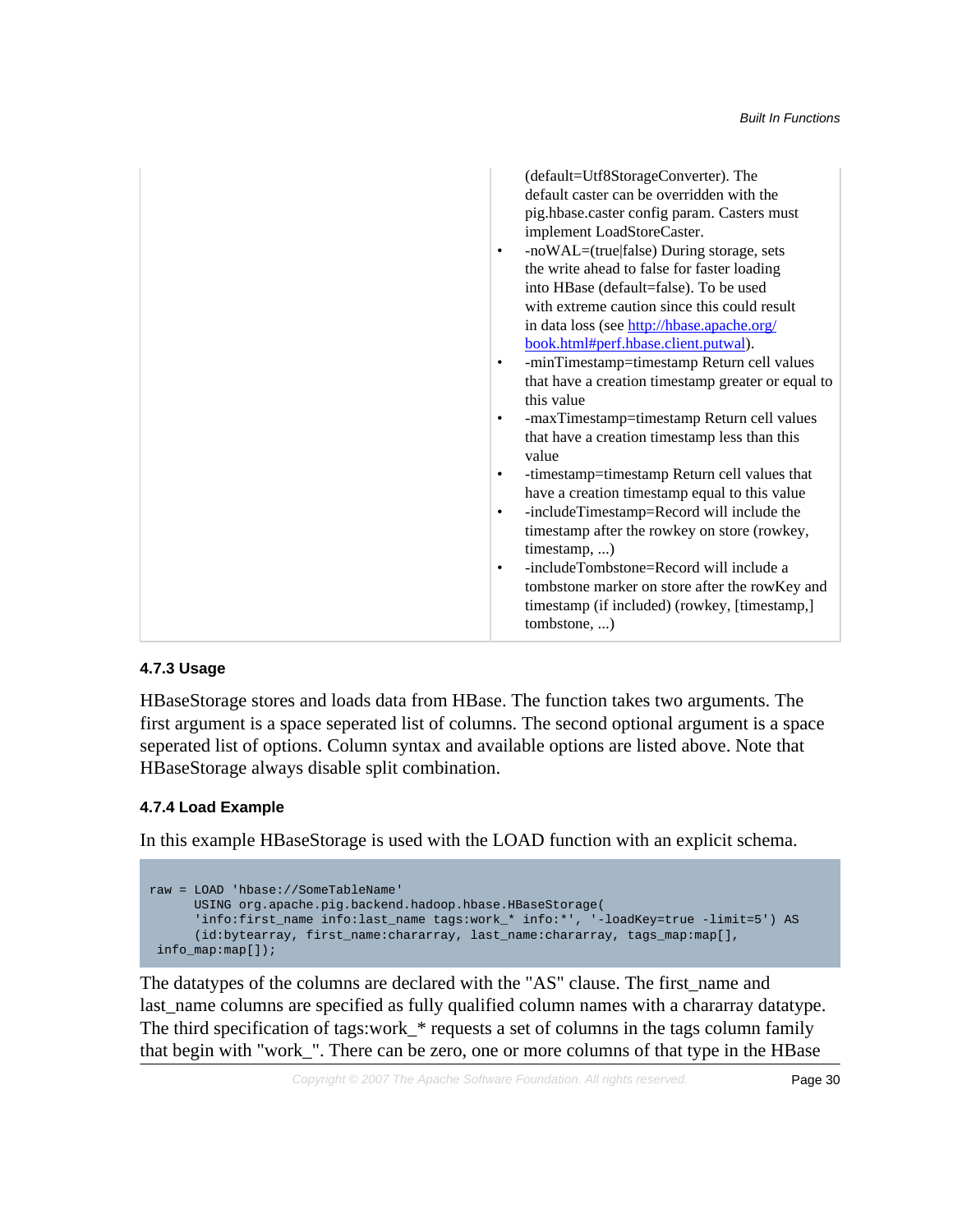| | (default=Utf8StorageConverter). The default caster can be overridden with the pig.hbase.caster config param. Casters must implement LoadStoreCaster.<br>• -noWAL=(true\|false) During storage, sets the write ahead to false for faster loading into HBase (default=false). To be used with extreme caution since this could result in data loss (see [http://hbase.apache.org/book.html#perf.hbase.client.putwal](http://hbase.apache.org/book.html#perf.hbase.client.putwal)).<br>• -minTimestamp=timestamp Return cell values that have a creation timestamp greater or equal to this value<br>• -maxTimestamp=timestamp Return cell values that have a creation timestamp less than this value<br>• -timestamp=timestamp Return cell values that have a creation timestamp equal to this value<br>• -includeTimestamp=Record will include the timestamp after the rowkey on store (rowkey, timestamp, ...)<br>• -includeTombstone=Record will include a tombstone marker on store after the rowKey and timestamp (if included) (rowkey, [timestamp,] tombstone, ...) |
|---|---|

### 4.7.3 Usage

HBaseStorage stores and loads data from HBase. The function takes two arguments. The first argument is a space seperated list of columns. The second optional argument is a space seperated list of options. Column syntax and available options are listed above. Note that HBaseStorage always disable split combination.

### 4.7.4 Load Example

In this example HBaseStorage is used with the LOAD function with an explicit schema.

```
raw = LOAD 'hbase://SomeTableName'
      USING org.apache.pig.backend.hadoop.hbase.HBaseStorage(
      'info:first_name info:last_name tags:work_* info:*', '-loadKey=true -limit=5') AS
      (id:bytearray, first_name:chararray, last_name:chararray, tags_map:map[],
 info_map:map[]);
```

The datatypes of the columns are declared with the "AS" clause. The first_name and last_name columns are specified as fully qualified column names with a chararray datatype. The third specification of tags:work_* requests a set of columns in the tags column family that begin with "work_". There can be zero, one or more columns of that type in the HBase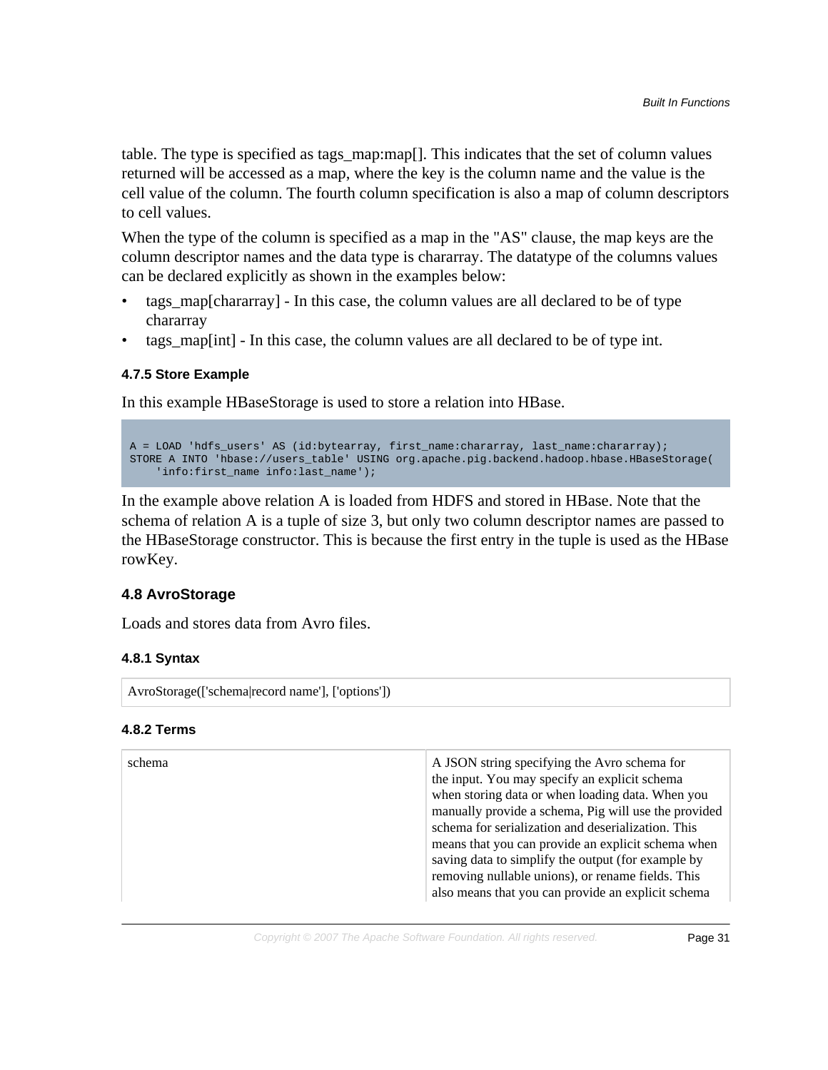table. The type is specified as tags_map:map[]. This indicates that the set of column values returned will be accessed as a map, where the key is the column name and the value is the cell value of the column. The fourth column specification is also a map of column descriptors to cell values.

When the type of the column is specified as a map in the "AS" clause, the map keys are the column descriptor names and the data type is chararray. The datatype of the columns values can be declared explicitly as shown in the examples below:

- tags_map[chararray] - In this case, the column values are all declared to be of type chararray
- tags_map[int] - In this case, the column values are all declared to be of type int.

#### 4.7.5 Store Example

In this example HBaseStorage is used to store a relation into HBase.

```
A = LOAD 'hdfs_users' AS (id:bytearray, first_name:chararray, last_name:chararray);
STORE A INTO 'hbase://users_table' USING org.apache.pig.backend.hadoop.hbase.HBaseStorage(
    'info:first_name info:last_name');
```

In the example above relation A is loaded from HDFS and stored in HBase. Note that the schema of relation A is a tuple of size 3, but only two column descriptor names are passed to the HBaseStorage constructor. This is because the first entry in the tuple is used as the HBase rowKey.

### 4.8 AvroStorage

Loads and stores data from Avro files.

#### 4.8.1 Syntax

| AvroStorage(['schema\|record name'], ['options']) |
|---|

#### 4.8.2 Terms

| | |
|---|---|
| schema | A JSON string specifying the Avro schema for the input. You may specify an explicit schema when storing data or when loading data. When you manually provide a schema, Pig will use the provided schema for serialization and deserialization. This means that you can provide an explicit schema when saving data to simplify the output (for example by removing nullable unions), or rename fields. This also means that you can provide an explicit schema |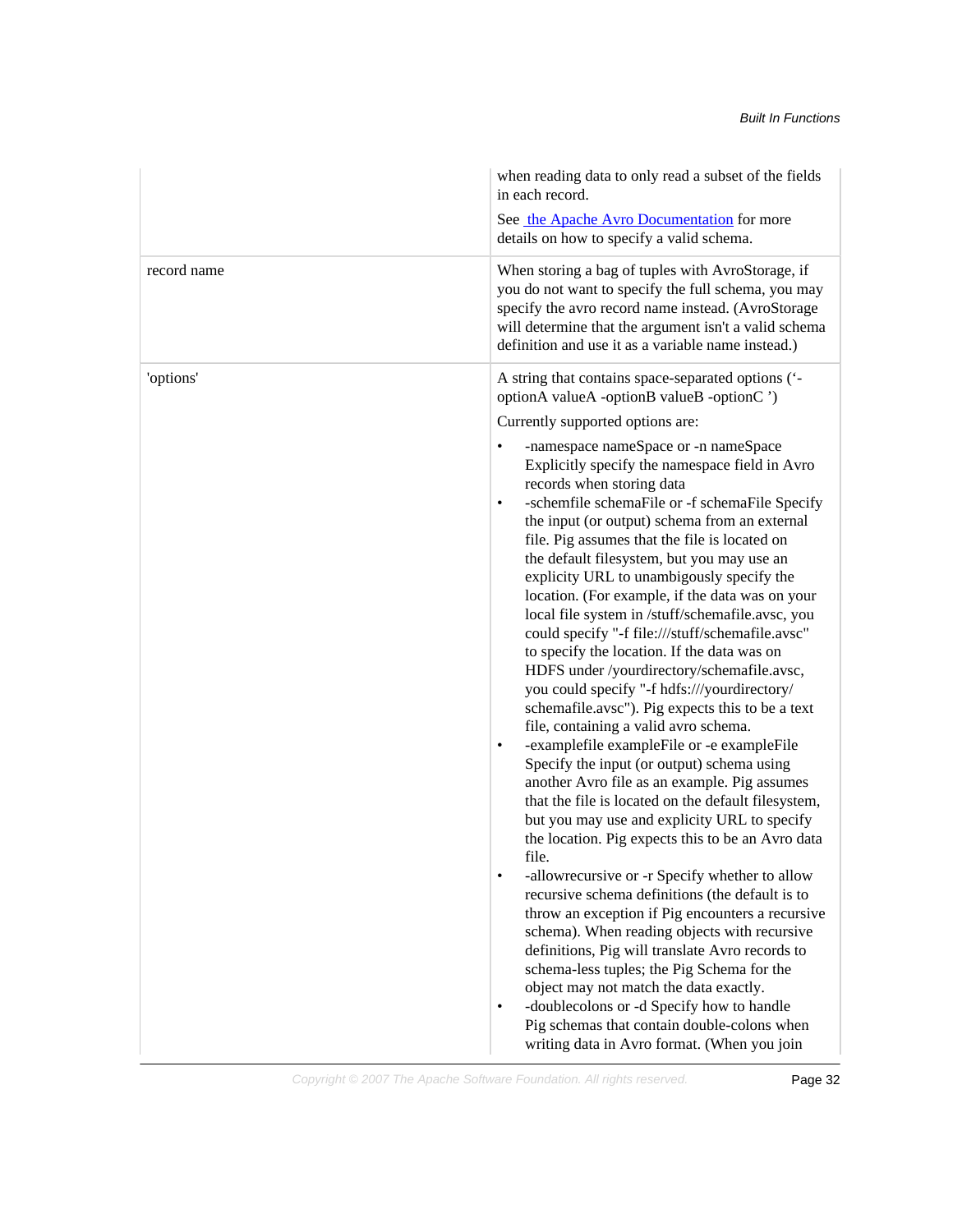| | |
|---|---|
| | when reading data to only read a subset of the fields in each record.<br><br>See [the Apache Avro Documentation] for more details on how to specify a valid schema. |
| record name | When storing a bag of tuples with AvroStorage, if you do not want to specify the full schema, you may specify the avro record name instead. (AvroStorage will determine that the argument isn't a valid schema definition and use it as a variable name instead.) |
| 'options' | A string that contains space-separated options ('-optionA valueA -optionB valueB -optionC ')<br><br>Currently supported options are:<br><br>• -namespace nameSpace or -n nameSpace Explicitly specify the namespace field in Avro records when storing data<br>• -schemfile schemaFile or -f schemaFile Specify the input (or output) schema from an external file. Pig assumes that the file is located on the default filesystem, but you may use an explicity URL to unambigously specify the location. (For example, if the data was on your local file system in /stuff/schemafile.avsc, you could specify "-f file:///stuff/schemafile.avsc" to specify the location. If the data was on HDFS under /yourdirectory/schemafile.avsc, you could specify "-f hdfs:///yourdirectory/schemafile.avsc"). Pig expects this to be a text file, containing a valid avro schema.<br>• -examplefile exampleFile or -e exampleFile Specify the input (or output) schema using another Avro file as an example. Pig assumes that the file is located on the default filesystem, but you may use and explicity URL to specify the location. Pig expects this to be an Avro data file.<br>• -allowrecursive or -r Specify whether to allow recursive schema definitions (the default is to throw an exception if Pig encounters a recursive schema). When reading objects with recursive definitions, Pig will translate Avro records to schema-less tuples; the Pig Schema for the object may not match the data exactly.<br>• -doublecolons or -d Specify how to handle Pig schemas that contain double-colons when writing data in Avro format. (When you join |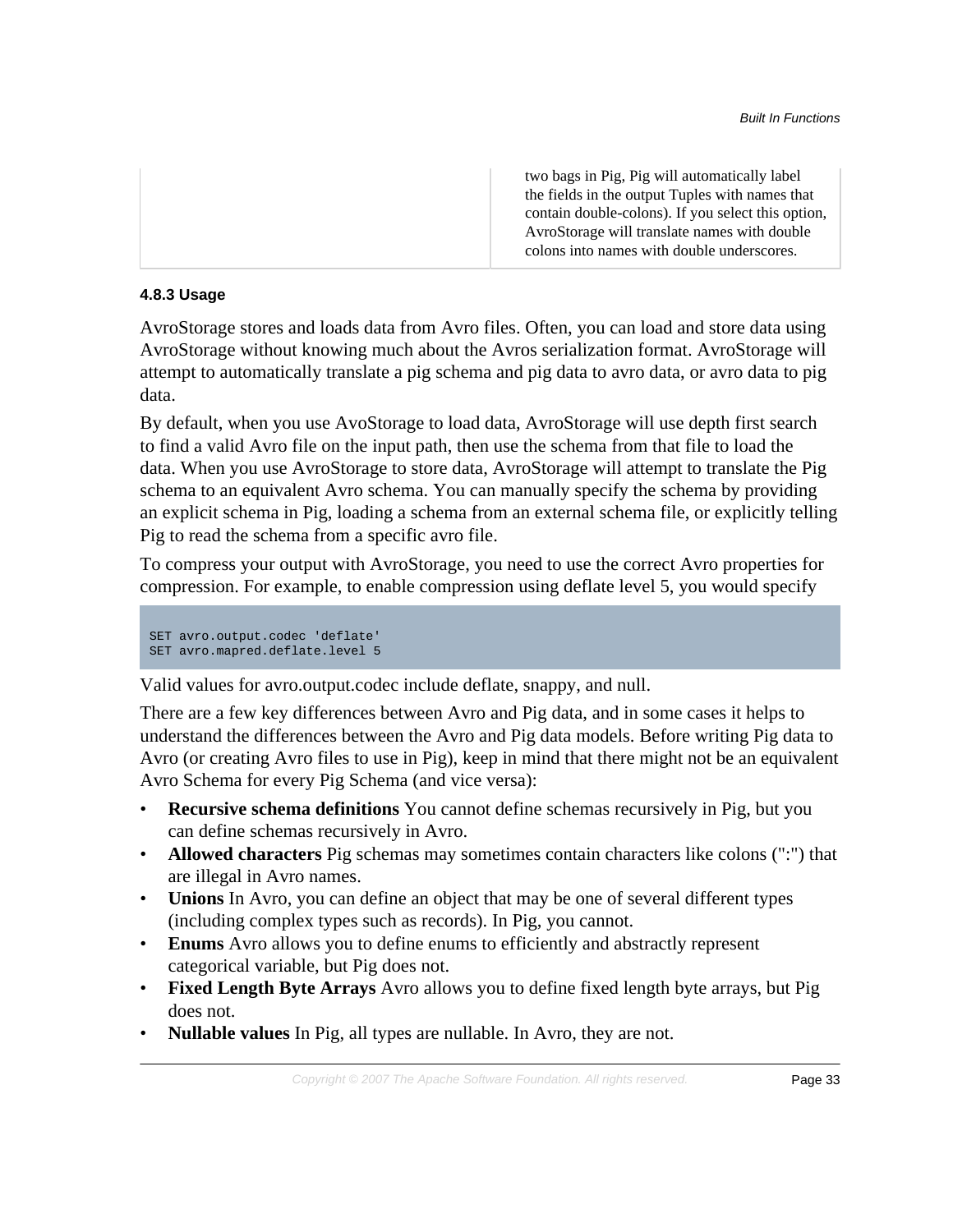| | two bags in Pig, Pig will automatically label the fields in the output Tuples with names that contain double-colons). If you select this option, AvroStorage will translate names with double colons into names with double underscores. |
|---|---|

#### 4.8.3 Usage

AvroStorage stores and loads data from Avro files. Often, you can load and store data using AvroStorage without knowing much about the Avros serialization format. AvroStorage will attempt to automatically translate a pig schema and pig data to avro data, or avro data to pig data.

By default, when you use AvoStorage to load data, AvroStorage will use depth first search to find a valid Avro file on the input path, then use the schema from that file to load the data. When you use AvroStorage to store data, AvroStorage will attempt to translate the Pig schema to an equivalent Avro schema. You can manually specify the schema by providing an explicit schema in Pig, loading a schema from an external schema file, or explicitly telling Pig to read the schema from a specific avro file.

To compress your output with AvroStorage, you need to use the correct Avro properties for compression. For example, to enable compression using deflate level 5, you would specify

```
SET avro.output.codec 'deflate'
SET avro.mapred.deflate.level 5
```

Valid values for avro.output.codec include deflate, snappy, and null.

There are a few key differences between Avro and Pig data, and in some cases it helps to understand the differences between the Avro and Pig data models. Before writing Pig data to Avro (or creating Avro files to use in Pig), keep in mind that there might not be an equivalent Avro Schema for every Pig Schema (and vice versa):

- **Recursive schema definitions** You cannot define schemas recursively in Pig, but you can define schemas recursively in Avro.
- **Allowed characters** Pig schemas may sometimes contain characters like colons (":") that are illegal in Avro names.
- **Unions** In Avro, you can define an object that may be one of several different types (including complex types such as records). In Pig, you cannot.
- **Enums** Avro allows you to define enums to efficiently and abstractly represent categorical variable, but Pig does not.
- **Fixed Length Byte Arrays** Avro allows you to define fixed length byte arrays, but Pig does not.
- **Nullable values** In Pig, all types are nullable. In Avro, they are not.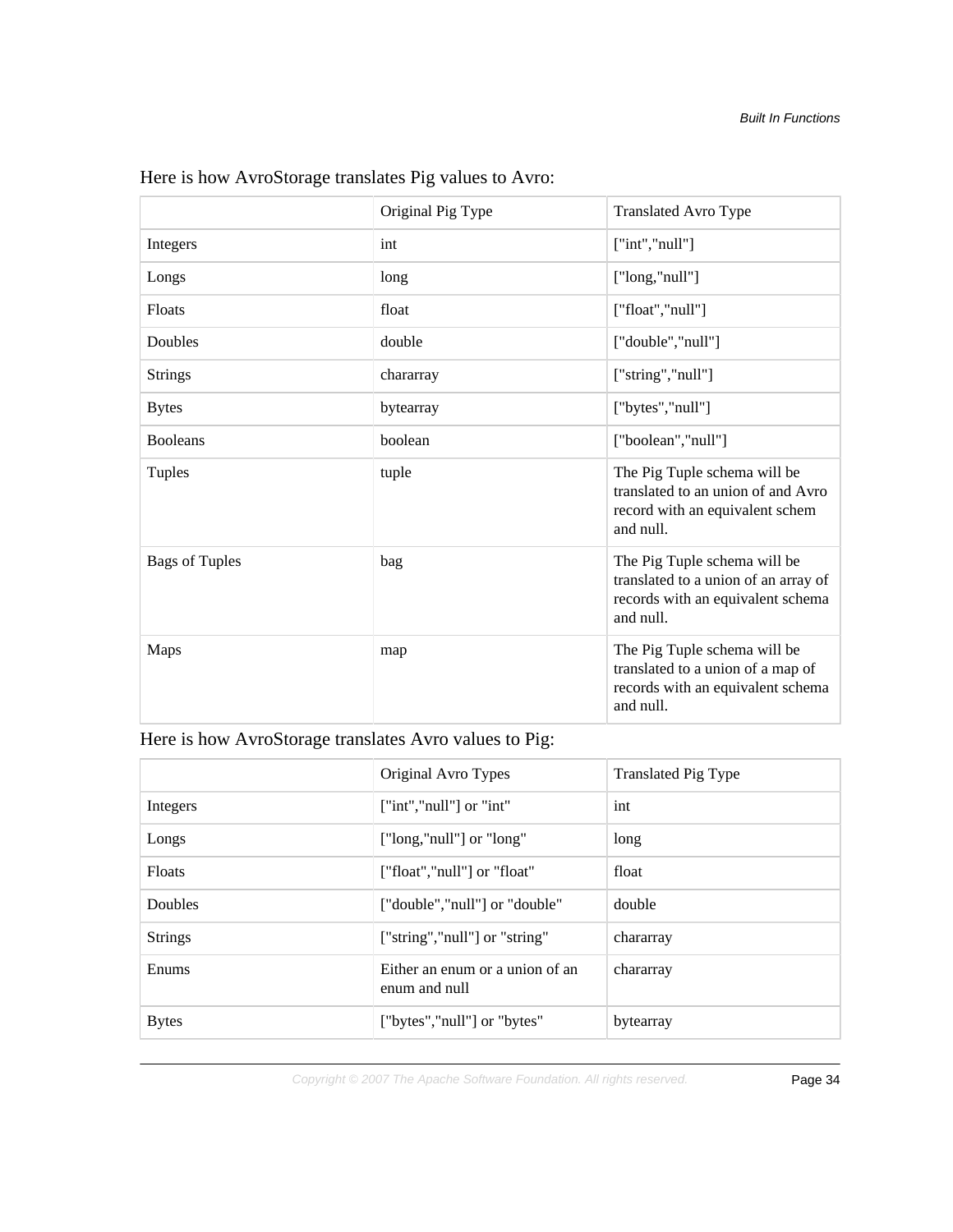Here is how AvroStorage translates Pig values to Avro:

| | Original Pig Type | Translated Avro Type |
| --- | --- | --- |
| Integers | int | ["int","null"] |
| Longs | long | ["long,"null"] |
| Floats | float | ["float","null"] |
| Doubles | double | ["double","null"] |
| Strings | chararray | ["string","null"] |
| Bytes | bytearray | ["bytes","null"] |
| Booleans | boolean | ["boolean","null"] |
| Tuples | tuple | The Pig Tuple schema will be translated to an union of and Avro record with an equivalent schem and null. |
| Bags of Tuples | bag | The Pig Tuple schema will be translated to a union of an array of records with an equivalent schema and null. |
| Maps | map | The Pig Tuple schema will be translated to a union of a map of records with an equivalent schema and null. |

Here is how AvroStorage translates Avro values to Pig:

| | Original Avro Types | Translated Pig Type |
| --- | --- | --- |
| Integers | ["int","null"] or "int" | int |
| Longs | ["long,"null"] or "long" | long |
| Floats | ["float","null"] or "float" | float |
| Doubles | ["double","null"] or "double" | double |
| Strings | ["string","null"] or "string" | chararray |
| Enums | Either an enum or a union of an enum and null | chararray |
| Bytes | ["bytes","null"] or "bytes" | bytearray |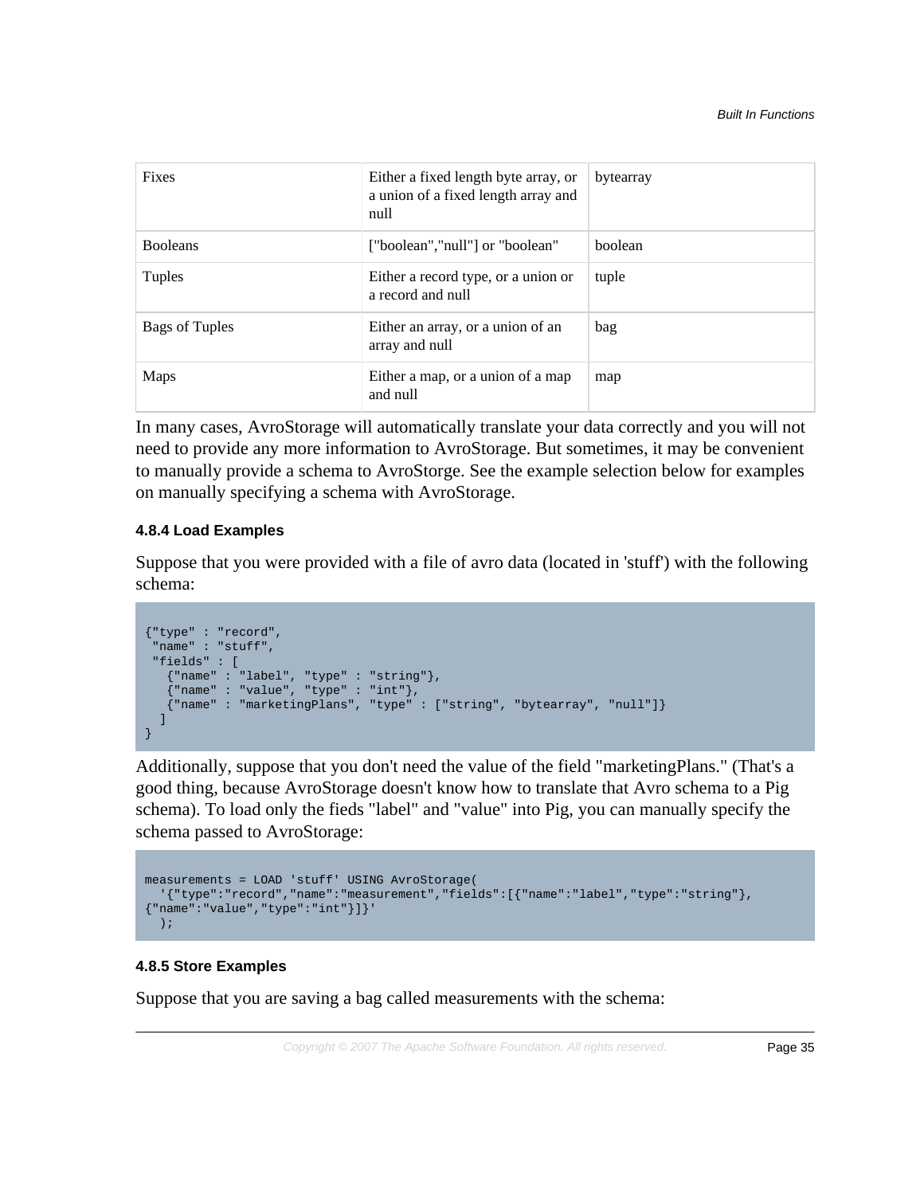| Fixes | Either a fixed length byte array, or a union of a fixed length array and null | bytearray |
| --- | --- | --- |
| Booleans | ["boolean","null"] or "boolean" | boolean |
| Tuples | Either a record type, or a union or a record and null | tuple |
| Bags of Tuples | Either an array, or a union of an array and null | bag |
| Maps | Either a map, or a union of a map and null | map |

In many cases, AvroStorage will automatically translate your data correctly and you will not need to provide any more information to AvroStorage. But sometimes, it may be convenient to manually provide a schema to AvroStorge. See the example selection below for examples on manually specifying a schema with AvroStorage.

### 4.8.4 Load Examples

Suppose that you were provided with a file of avro data (located in 'stuff') with the following schema:

```
{"type" : "record",
 "name" : "stuff",
 "fields" : [
   {"name" : "label", "type" : "string"},
   {"name" : "value", "type" : "int"},
   {"name" : "marketingPlans", "type" : ["string", "bytearray", "null"]}
  ]
}
```

Additionally, suppose that you don't need the value of the field "marketingPlans." (That's a good thing, because AvroStorage doesn't know how to translate that Avro schema to a Pig schema). To load only the fieds "label" and "value" into Pig, you can manually specify the schema passed to AvroStorage:

```
measurements = LOAD 'stuff' USING AvroStorage(
  '{"type":"record","name":"measurement","fields":[{"name":"label","type":"string"},
{"name":"value","type":"int"}]}'
  );
```

### 4.8.5 Store Examples

Suppose that you are saving a bag called measurements with the schema: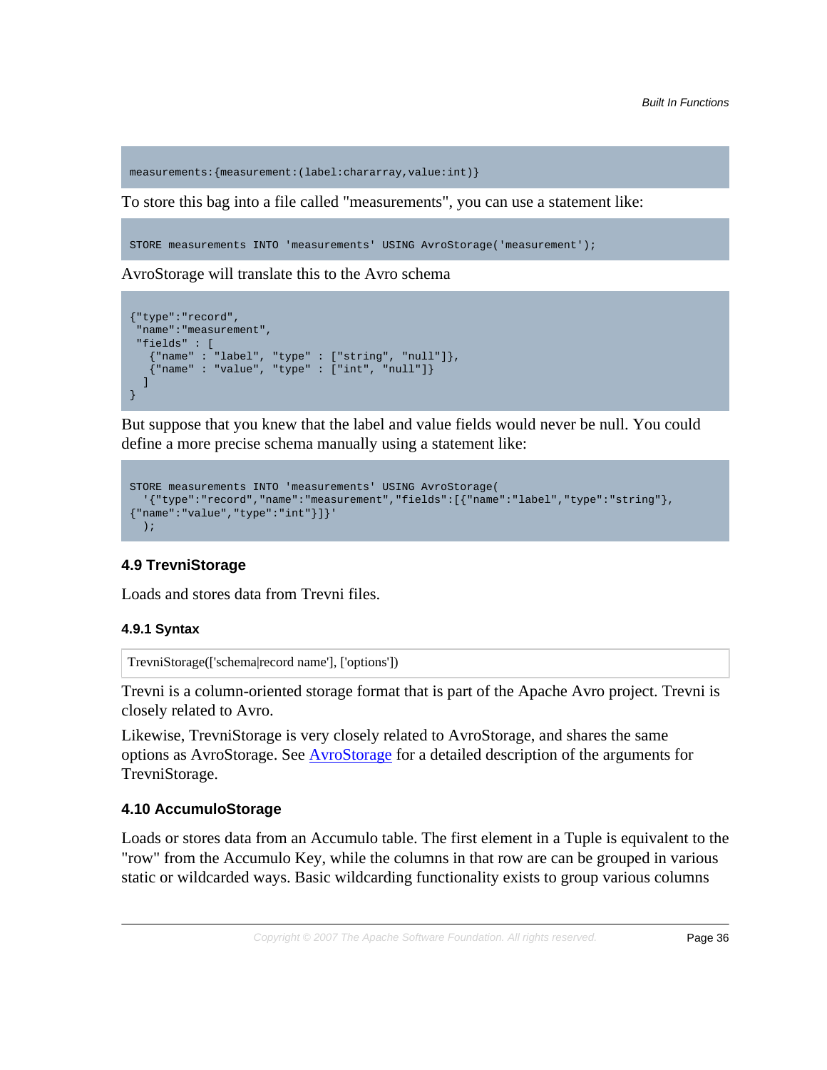```
measurements:{measurement:(label:chararray,value:int)}
```

To store this bag into a file called "measurements", you can use a statement like:

```
STORE measurements INTO 'measurements' USING AvroStorage('measurement');
```

AvroStorage will translate this to the Avro schema

```
{"type":"record",
 "name":"measurement",
 "fields" : [
   {"name" : "label", "type" : ["string", "null"]},
   {"name" : "value", "type" : ["int", "null"]}
  ]
}
```

But suppose that you knew that the label and value fields would never be null. You could define a more precise schema manually using a statement like:

```
STORE measurements INTO 'measurements' USING AvroStorage(
  '{"type":"record","name":"measurement","fields":[{"name":"label","type":"string"},
{"name":"value","type":"int"}]}'
  );
```

### 4.9 TrevniStorage

Loads and stores data from Trevni files.

#### 4.9.1 Syntax

| TrevniStorage(['schema|record name'], ['options']) |
|---|

Trevni is a column-oriented storage format that is part of the Apache Avro project. Trevni is closely related to Avro.

Likewise, TrevniStorage is very closely related to AvroStorage, and shares the same options as AvroStorage. See AvroStorage for a detailed description of the arguments for TrevniStorage.

### 4.10 AccumuloStorage

Loads or stores data from an Accumulo table. The first element in a Tuple is equivalent to the "row" from the Accumulo Key, while the columns in that row are can be grouped in various static or wildcarded ways. Basic wildcarding functionality exists to group various columns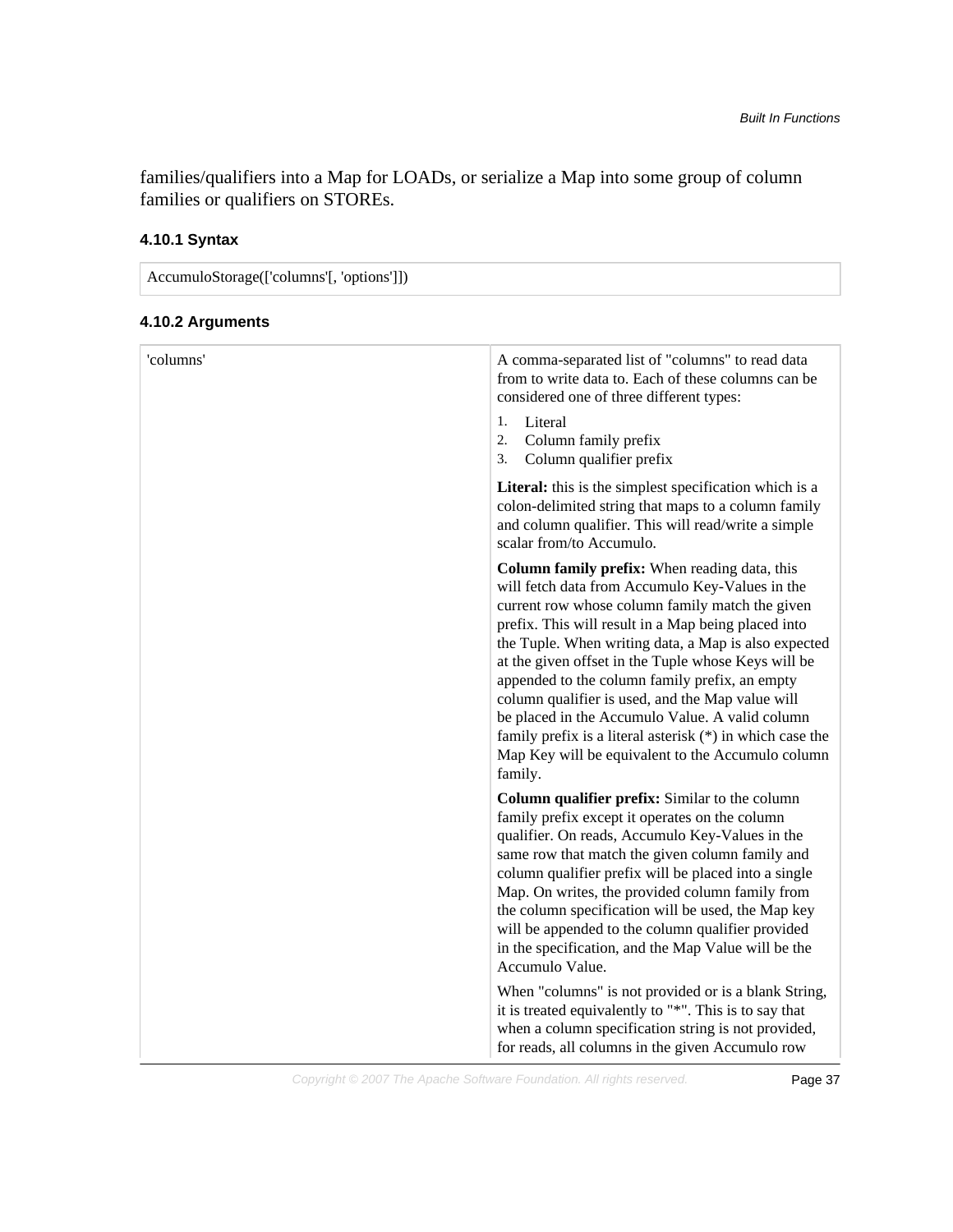families/qualifiers into a Map for LOADs, or serialize a Map into some group of column families or qualifiers on STOREs.

### 4.10.1 Syntax

```
AccumuloStorage(['columns'[, 'options']])
```

### 4.10.2 Arguments

| | |
|---|---|
| 'columns' | A comma-separated list of "columns" to read data from to write data to. Each of these columns can be considered one of three different types:<br><br>1. Literal<br>2. Column family prefix<br>3. Column qualifier prefix<br><br>**Literal:** this is the simplest specification which is a colon-delimited string that maps to a column family and column qualifier. This will read/write a simple scalar from/to Accumulo.<br><br>**Column family prefix:** When reading data, this will fetch data from Accumulo Key-Values in the current row whose column family match the given prefix. This will result in a Map being placed into the Tuple. When writing data, a Map is also expected at the given offset in the Tuple whose Keys will be appended to the column family prefix, an empty column qualifier is used, and the Map value will be placed in the Accumulo Value. A valid column family prefix is a literal asterisk (*) in which case the Map Key will be equivalent to the Accumulo column family.<br><br>**Column qualifier prefix:** Similar to the column family prefix except it operates on the column qualifier. On reads, Accumulo Key-Values in the same row that match the given column family and column qualifier prefix will be placed into a single Map. On writes, the provided column family from the column specification will be used, the Map key will be appended to the column qualifier provided in the specification, and the Map Value will be the Accumulo Value.<br><br>When "columns" is not provided or is a blank String, it is treated equivalently to "*". This is to say that when a column specification string is not provided, for reads, all columns in the given Accumulo row |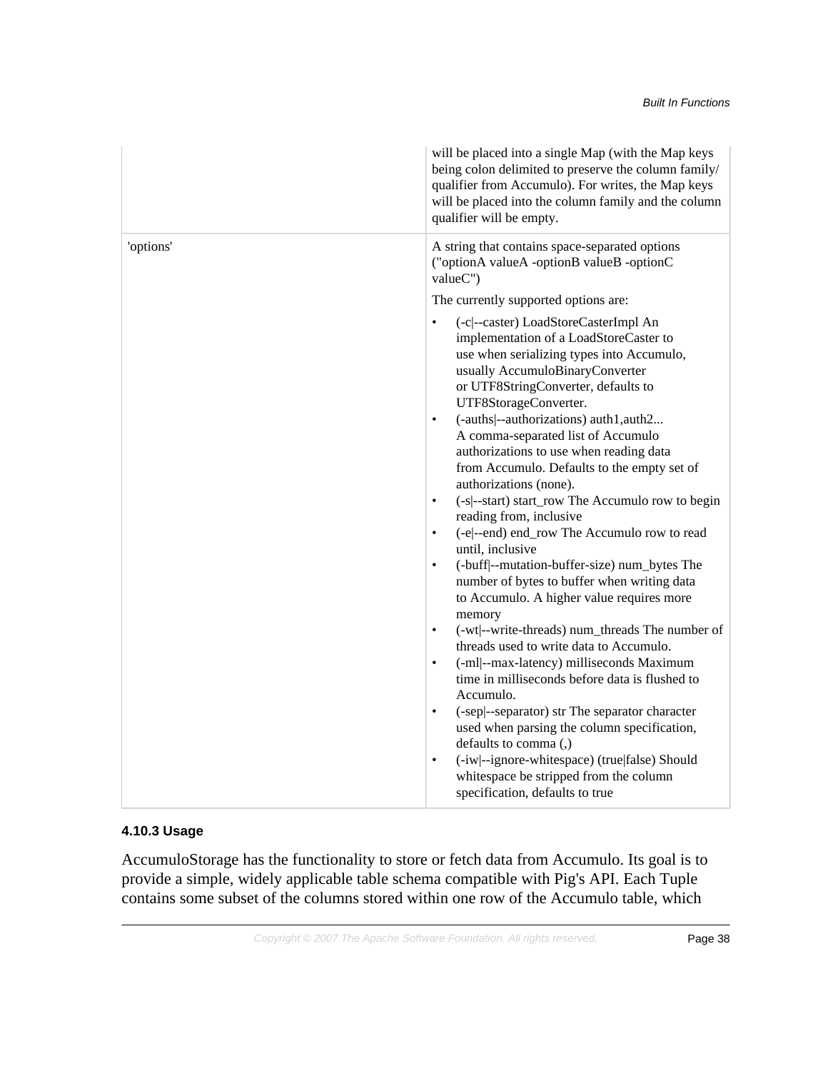| | |
|---|---|
| | will be placed into a single Map (with the Map keys being colon delimited to preserve the column family/ qualifier from Accumulo). For writes, the Map keys will be placed into the column family and the column qualifier will be empty. |
| 'options' | A string that contains space-separated options ("optionA valueA -optionB valueB -optionC valueC")<br><br>The currently supported options are:<br><br>• (-c\|--caster) LoadStoreCasterImpl An implementation of a LoadStoreCaster to use when serializing types into Accumulo, usually AccumuloBinaryConverter or UTF8StringConverter, defaults to UTF8StorageConverter.<br>• (-auths\|--authorizations) auth1,auth2... A comma-separated list of Accumulo authorizations to use when reading data from Accumulo. Defaults to the empty set of authorizations (none).<br>• (-s\|--start) start_row The Accumulo row to begin reading from, inclusive<br>• (-e\|--end) end_row The Accumulo row to read until, inclusive<br>• (-buff\|--mutation-buffer-size) num_bytes The number of bytes to buffer when writing data to Accumulo. A higher value requires more memory<br>• (-wt\|--write-threads) num_threads The number of threads used to write data to Accumulo.<br>• (-ml\|--max-latency) milliseconds Maximum time in milliseconds before data is flushed to Accumulo.<br>• (-sep\|--separator) str The separator character used when parsing the column specification, defaults to comma (,)<br>• (-iw\|--ignore-whitespace) (true\|false) Should whitespace be stripped from the column specification, defaults to true |

#### 4.10.3 Usage

AccumuloStorage has the functionality to store or fetch data from Accumulo. Its goal is to provide a simple, widely applicable table schema compatible with Pig's API. Each Tuple contains some subset of the columns stored within one row of the Accumulo table, which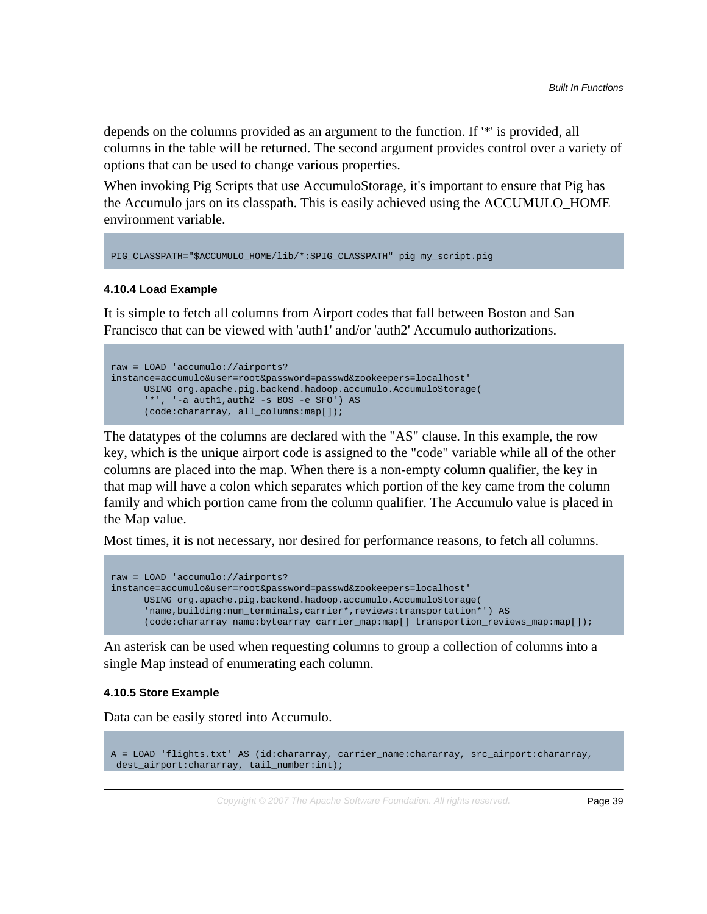depends on the columns provided as an argument to the function. If '*' is provided, all columns in the table will be returned. The second argument provides control over a variety of options that can be used to change various properties.

When invoking Pig Scripts that use AccumuloStorage, it's important to ensure that Pig has the Accumulo jars on its classpath. This is easily achieved using the ACCUMULO_HOME environment variable.

```
PIG_CLASSPATH="$ACCUMULO_HOME/lib/*:$PIG_CLASSPATH" pig my_script.pig
```

#### 4.10.4 Load Example

It is simple to fetch all columns from Airport codes that fall between Boston and San Francisco that can be viewed with 'auth1' and/or 'auth2' Accumulo authorizations.

```
raw = LOAD 'accumulo://airports?
instance=accumulo&user=root&password=passwd&zookeepers=localhost'
      USING org.apache.pig.backend.hadoop.accumulo.AccumuloStorage(
      '*', '-a auth1,auth2 -s BOS -e SFO') AS
      (code:chararray, all_columns:map[]);
```

The datatypes of the columns are declared with the "AS" clause. In this example, the row key, which is the unique airport code is assigned to the "code" variable while all of the other columns are placed into the map. When there is a non-empty column qualifier, the key in that map will have a colon which separates which portion of the key came from the column family and which portion came from the column qualifier. The Accumulo value is placed in the Map value.

Most times, it is not necessary, nor desired for performance reasons, to fetch all columns.

```
raw = LOAD 'accumulo://airports?
instance=accumulo&user=root&password=passwd&zookeepers=localhost'
      USING org.apache.pig.backend.hadoop.accumulo.AccumuloStorage(
      'name,building:num_terminals,carrier*,reviews:transportation*') AS
      (code:chararray name:bytearray carrier_map:map[] transportion_reviews_map:map[]);
```

An asterisk can be used when requesting columns to group a collection of columns into a single Map instead of enumerating each column.

#### 4.10.5 Store Example

Data can be easily stored into Accumulo.

```
A = LOAD 'flights.txt' AS (id:chararray, carrier_name:chararray, src_airport:chararray,
 dest_airport:chararray, tail_number:int);
```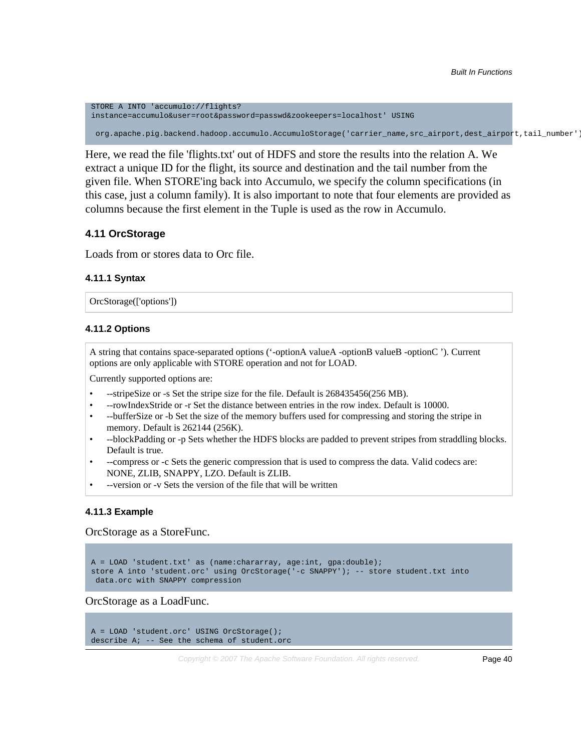```
STORE A INTO 'accumulo://flights?
instance=accumulo&user=root&password=passwd&zookeepers=localhost' USING

 org.apache.pig.backend.hadoop.accumulo.AccumuloStorage('carrier_name,src_airport,dest_airport,tail_number')
```

Here, we read the file 'flights.txt' out of HDFS and store the results into the relation A. We extract a unique ID for the flight, its source and destination and the tail number from the given file. When STORE'ing back into Accumulo, we specify the column specifications (in this case, just a column family). It is also important to note that four elements are provided as columns because the first element in the Tuple is used as the row in Accumulo.

### 4.11 OrcStorage

Loads from or stores data to Orc file.

#### 4.11.1 Syntax

OrcStorage(['options'])

#### 4.11.2 Options

A string that contains space-separated options (‘-optionA valueA -optionB valueB -optionC ’). Current options are only applicable with STORE operation and not for LOAD.

Currently supported options are:

- --stripeSize or -s Set the stripe size for the file. Default is 268435456(256 MB).
- --rowIndexStride or -r Set the distance between entries in the row index. Default is 10000.
- --bufferSize or -b Set the size of the memory buffers used for compressing and storing the stripe in memory. Default is 262144 (256K).
- --blockPadding or -p Sets whether the HDFS blocks are padded to prevent stripes from straddling blocks. Default is true.
- --compress or -c Sets the generic compression that is used to compress the data. Valid codecs are: NONE, ZLIB, SNAPPY, LZO. Default is ZLIB.
- --version or -v Sets the version of the file that will be written

#### 4.11.3 Example

OrcStorage as a StoreFunc.

```
A = LOAD 'student.txt' as (name:chararray, age:int, gpa:double);
store A into 'student.orc' using OrcStorage('-c SNAPPY'); -- store student.txt into
 data.orc with SNAPPY compression
```

OrcStorage as a LoadFunc.

```
A = LOAD 'student.orc' USING OrcStorage();
describe A; -- See the schema of student.orc
```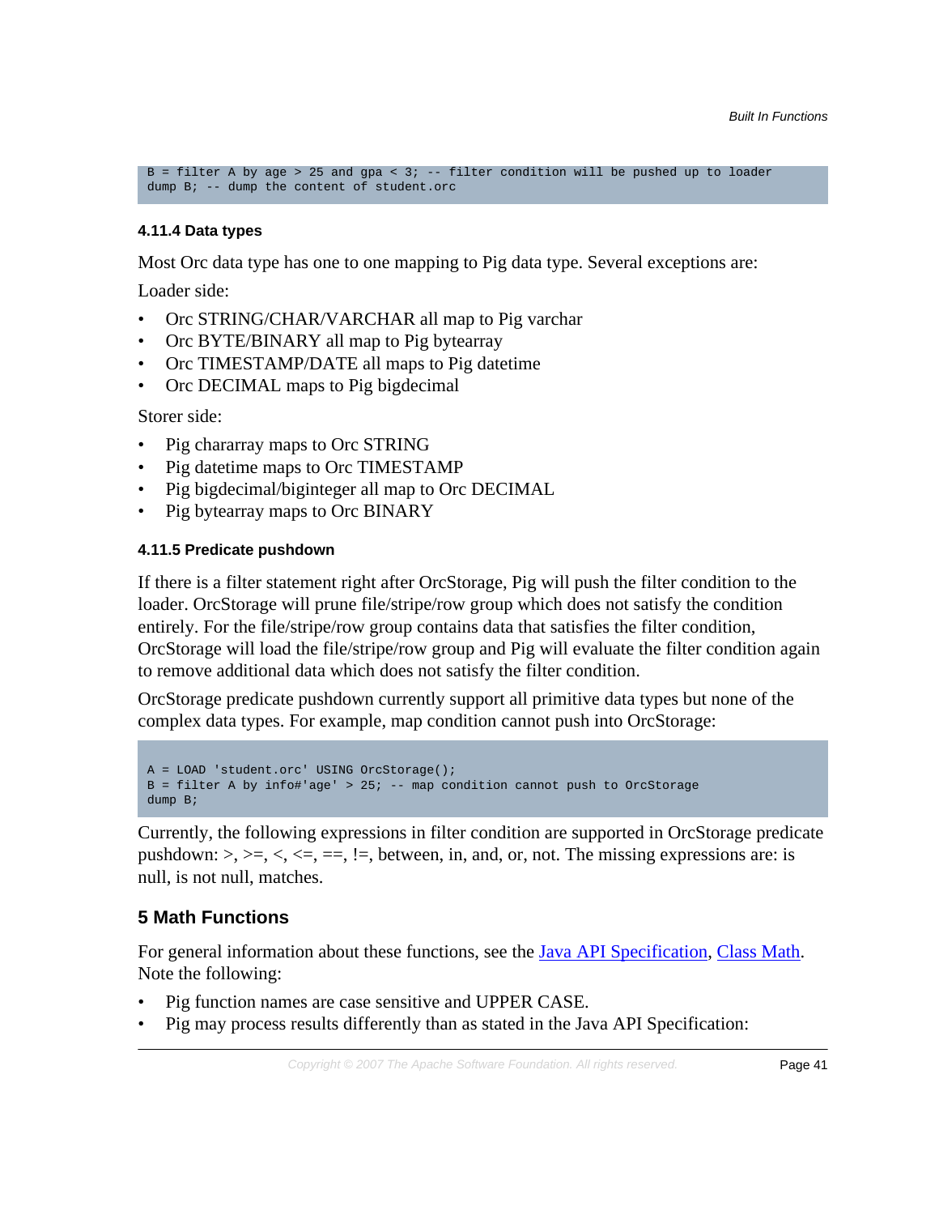```
B = filter A by age > 25 and gpa < 3; -- filter condition will be pushed up to loader
dump B; -- dump the content of student.orc
```

#### 4.11.4 Data types

Most Orc data type has one to one mapping to Pig data type. Several exceptions are:

Loader side:

- Orc STRING/CHAR/VARCHAR all map to Pig varchar
- Orc BYTE/BINARY all map to Pig bytearray
- Orc TIMESTAMP/DATE all maps to Pig datetime
- Orc DECIMAL maps to Pig bigdecimal

Storer side:

- Pig chararray maps to Orc STRING
- Pig datetime maps to Orc TIMESTAMP
- Pig bigdecimal/biginteger all map to Orc DECIMAL
- Pig bytearray maps to Orc BINARY

#### 4.11.5 Predicate pushdown

If there is a filter statement right after OrcStorage, Pig will push the filter condition to the loader. OrcStorage will prune file/stripe/row group which does not satisfy the condition entirely. For the file/stripe/row group contains data that satisfies the filter condition, OrcStorage will load the file/stripe/row group and Pig will evaluate the filter condition again to remove additional data which does not satisfy the filter condition.

OrcStorage predicate pushdown currently support all primitive data types but none of the complex data types. For example, map condition cannot push into OrcStorage:

```
A = LOAD 'student.orc' USING OrcStorage();
B = filter A by info#'age' > 25; -- map condition cannot push to OrcStorage
dump B;
```

Currently, the following expressions in filter condition are supported in OrcStorage predicate pushdown: >, >=, <, <=, ==, !=, between, in, and, or, not. The missing expressions are: is null, is not null, matches.

## 5 Math Functions

For general information about these functions, see the Java API Specification, Class Math. Note the following:

- Pig function names are case sensitive and UPPER CASE.
- Pig may process results differently than as stated in the Java API Specification: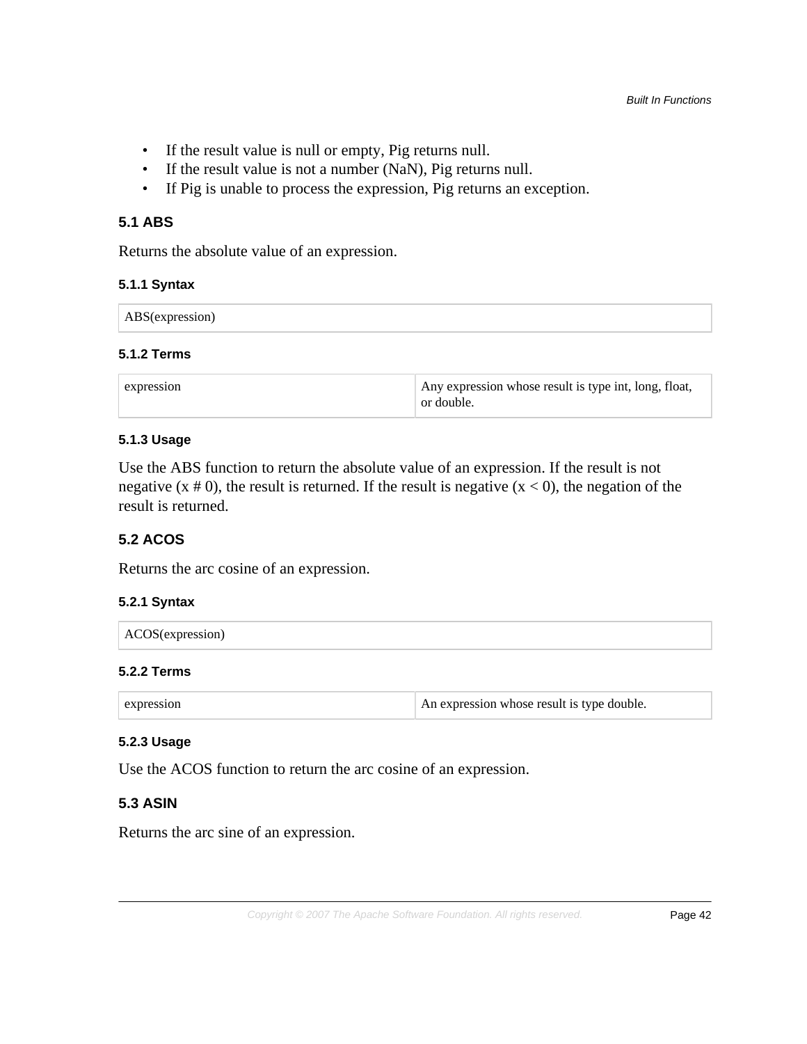- If the result value is null or empty, Pig returns null.
- If the result value is not a number (NaN), Pig returns null.
- If Pig is unable to process the expression, Pig returns an exception.

## 5.1 ABS

Returns the absolute value of an expression.

### 5.1.1 Syntax

```
ABS(expression)
```

### 5.1.2 Terms

| | |
|---|---|
| expression | Any expression whose result is type int, long, float, or double. |

### 5.1.3 Usage

Use the ABS function to return the absolute value of an expression. If the result is not negative (x # 0), the result is returned. If the result is negative (x < 0), the negation of the result is returned.

## 5.2 ACOS

Returns the arc cosine of an expression.

### 5.2.1 Syntax

```
ACOS(expression)
```

### 5.2.2 Terms

| | |
|---|---|
| expression | An expression whose result is type double. |

### 5.2.3 Usage

Use the ACOS function to return the arc cosine of an expression.

## 5.3 ASIN

Returns the arc sine of an expression.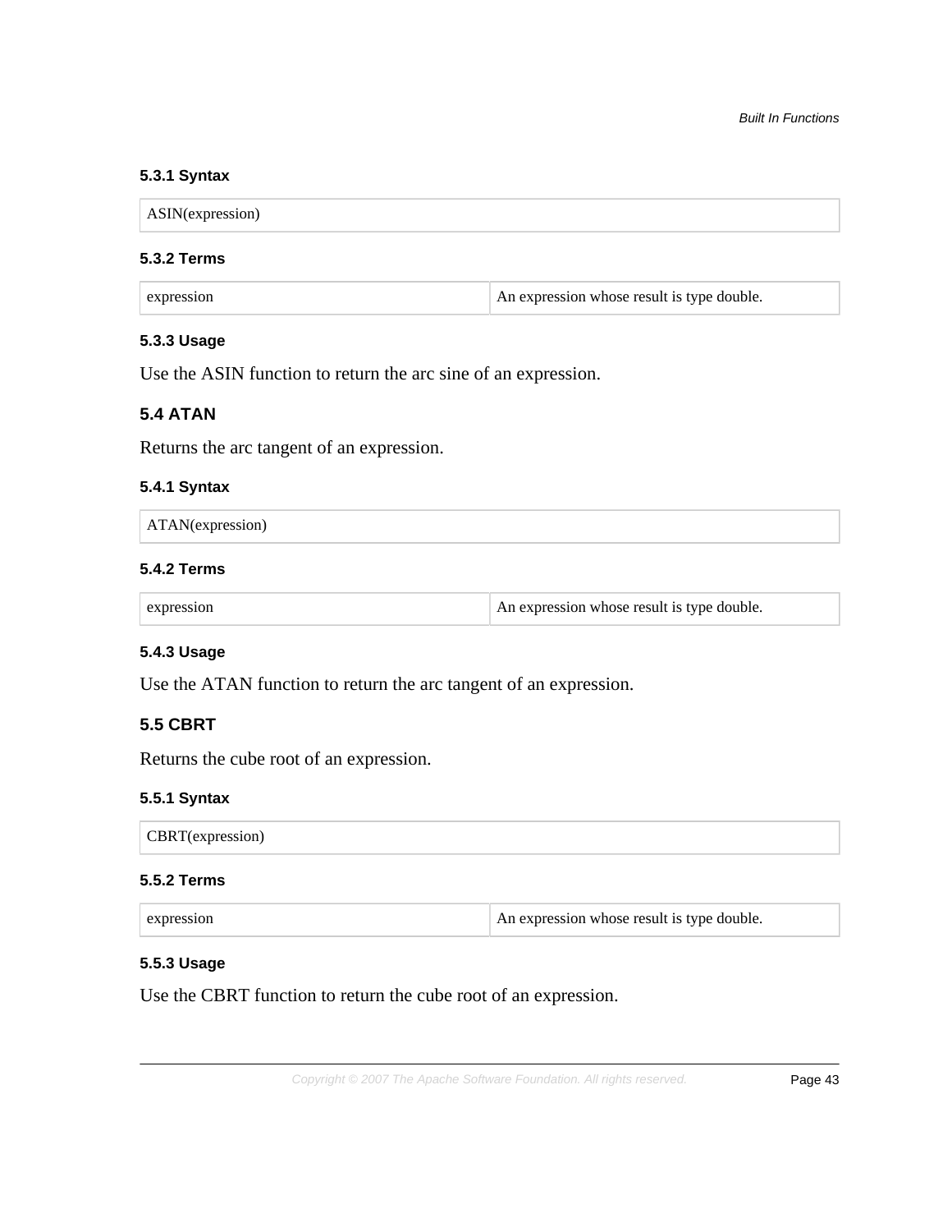### 5.3.1 Syntax

```
ASIN(expression)
```

### 5.3.2 Terms

| expression | An expression whose result is type double. |
|---|---|

### 5.3.3 Usage

Use the ASIN function to return the arc sine of an expression.

## 5.4 ATAN

Returns the arc tangent of an expression.

### 5.4.1 Syntax

```
ATAN(expression)
```

### 5.4.2 Terms

| expression | An expression whose result is type double. |
|---|---|

### 5.4.3 Usage

Use the ATAN function to return the arc tangent of an expression.

## 5.5 CBRT

Returns the cube root of an expression.

### 5.5.1 Syntax

```
CBRT(expression)
```

### 5.5.2 Terms

| expression | An expression whose result is type double. |
|---|---|

### 5.5.3 Usage

Use the CBRT function to return the cube root of an expression.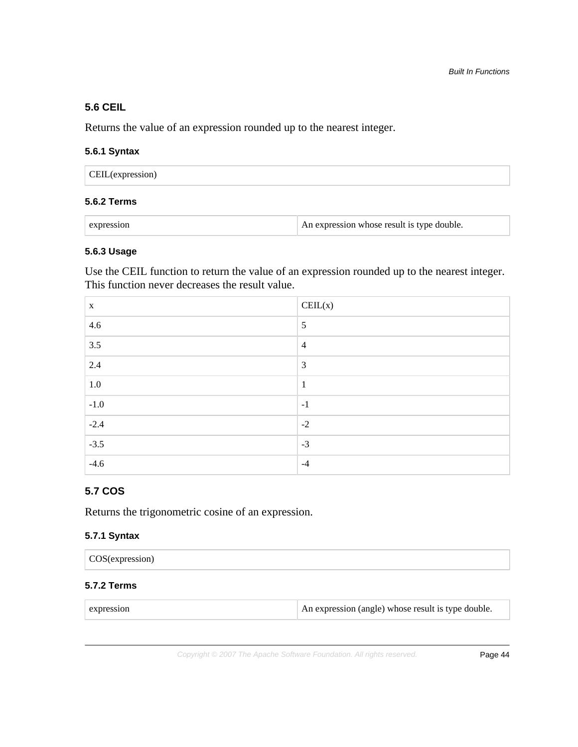## 5.6 CEIL

Returns the value of an expression rounded up to the nearest integer.

### 5.6.1 Syntax

```
CEIL(expression)
```

### 5.6.2 Terms

| expression | An expression whose result is type double. |
|---|---|

### 5.6.3 Usage

Use the CEIL function to return the value of an expression rounded up to the nearest integer. This function never decreases the result value.

| x | CEIL(x) |
|---|---|
| 4.6 | 5 |
| 3.5 | 4 |
| 2.4 | 3 |
| 1.0 | 1 |
| -1.0 | -1 |
| -2.4 | -2 |
| -3.5 | -3 |
| -4.6 | -4 |

## 5.7 COS

Returns the trigonometric cosine of an expression.

### 5.7.1 Syntax

```
COS(expression)
```

### 5.7.2 Terms

| expression | An expression (angle) whose result is type double. |
|---|---|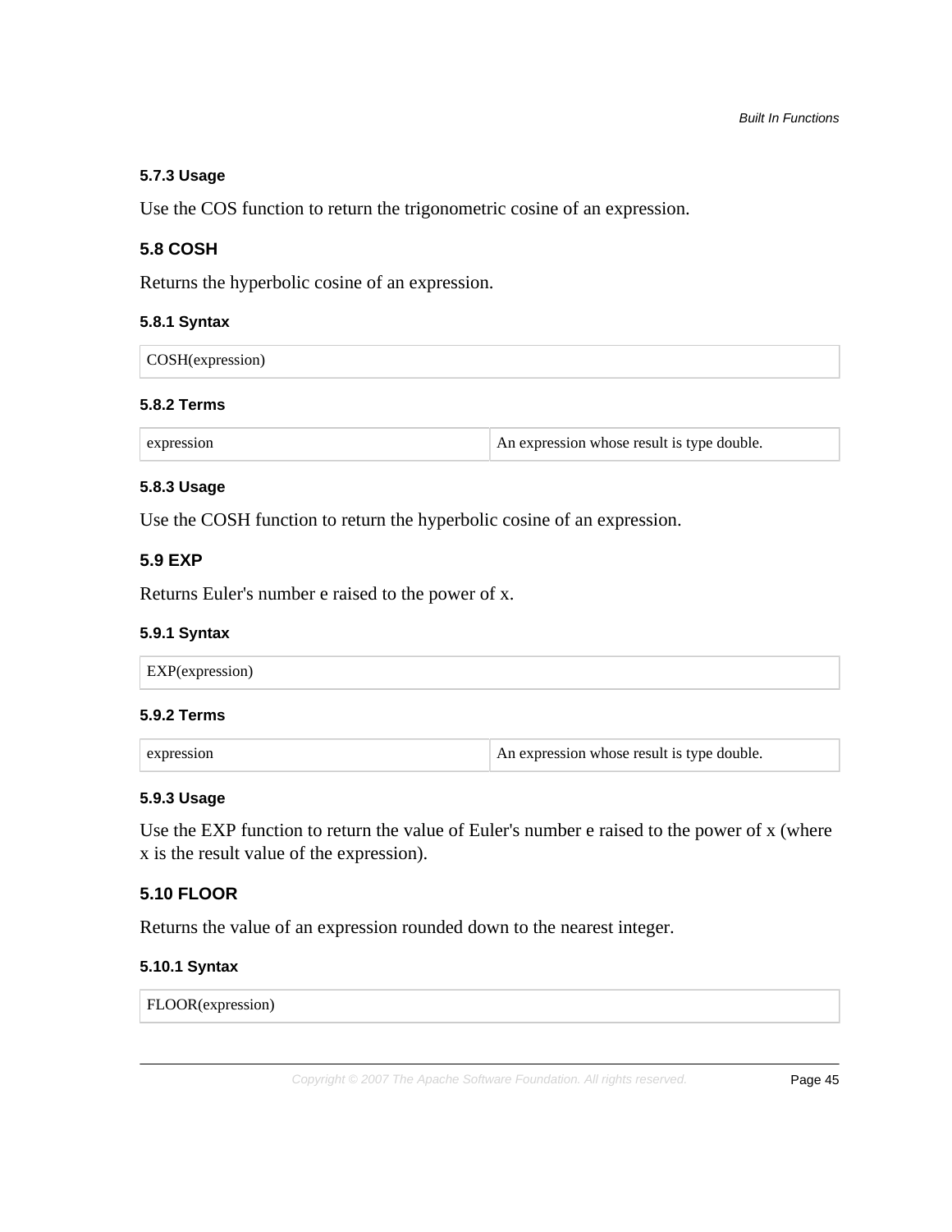#### 5.7.3 Usage

Use the COS function to return the trigonometric cosine of an expression.

### 5.8 COSH

Returns the hyperbolic cosine of an expression.

#### 5.8.1 Syntax

```
COSH(expression)
```

#### 5.8.2 Terms

| expression | An expression whose result is type double. |
|---|---|

#### 5.8.3 Usage

Use the COSH function to return the hyperbolic cosine of an expression.

### 5.9 EXP

Returns Euler's number e raised to the power of x.

#### 5.9.1 Syntax

```
EXP(expression)
```

#### 5.9.2 Terms

| expression | An expression whose result is type double. |
|---|---|

#### 5.9.3 Usage

Use the EXP function to return the value of Euler's number e raised to the power of x (where x is the result value of the expression).

### 5.10 FLOOR

Returns the value of an expression rounded down to the nearest integer.

#### 5.10.1 Syntax

```
FLOOR(expression)
```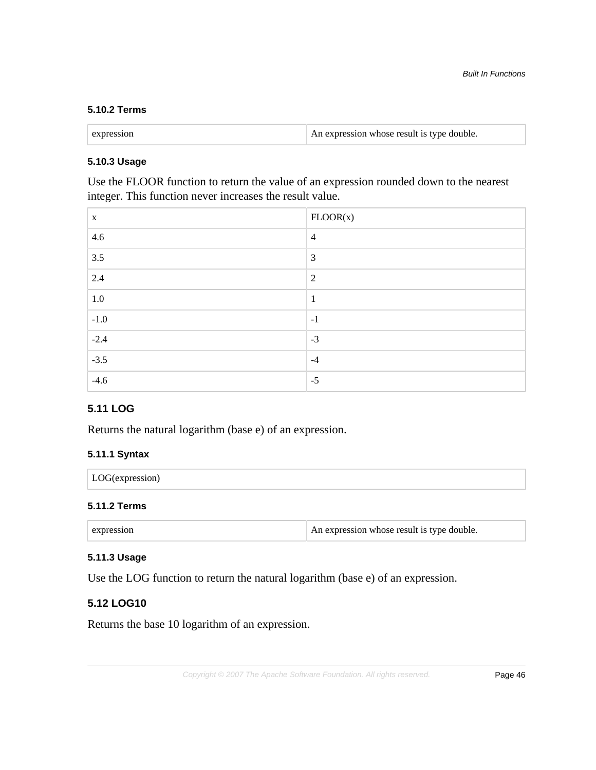#### 5.10.2 Terms

| expression | An expression whose result is type double. |
|---|---|

#### 5.10.3 Usage

Use the FLOOR function to return the value of an expression rounded down to the nearest integer. This function never increases the result value.

| x | FLOOR(x) |
|---|---|
| 4.6 | 4 |
| 3.5 | 3 |
| 2.4 | 2 |
| 1.0 | 1 |
| -1.0 | -1 |
| -2.4 | -3 |
| -3.5 | -4 |
| -4.6 | -5 |

### 5.11 LOG

Returns the natural logarithm (base e) of an expression.

#### 5.11.1 Syntax

```
LOG(expression)
```

#### 5.11.2 Terms

| expression | An expression whose result is type double. |
|---|---|

#### 5.11.3 Usage

Use the LOG function to return the natural logarithm (base e) of an expression.

### 5.12 LOG10

Returns the base 10 logarithm of an expression.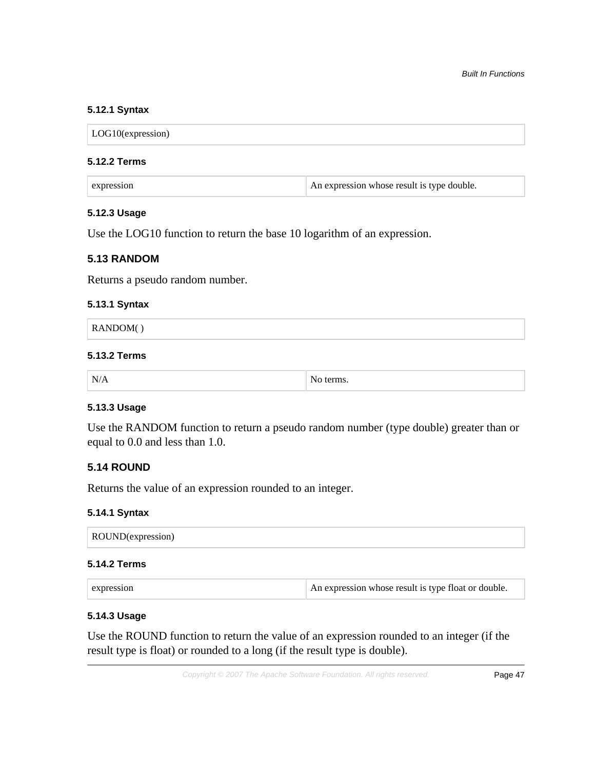#### 5.12.1 Syntax

```
LOG10(expression)
```

#### 5.12.2 Terms

| expression | An expression whose result is type double. |
|---|---|

#### 5.12.3 Usage

Use the LOG10 function to return the base 10 logarithm of an expression.

### 5.13 RANDOM

Returns a pseudo random number.

#### 5.13.1 Syntax

```
RANDOM( )
```

#### 5.13.2 Terms

| N/A | No terms. |
|---|---|

#### 5.13.3 Usage

Use the RANDOM function to return a pseudo random number (type double) greater than or equal to 0.0 and less than 1.0.

### 5.14 ROUND

Returns the value of an expression rounded to an integer.

#### 5.14.1 Syntax

```
ROUND(expression)
```

#### 5.14.2 Terms

| expression | An expression whose result is type float or double. |
|---|---|

#### 5.14.3 Usage

Use the ROUND function to return the value of an expression rounded to an integer (if the result type is float) or rounded to a long (if the result type is double).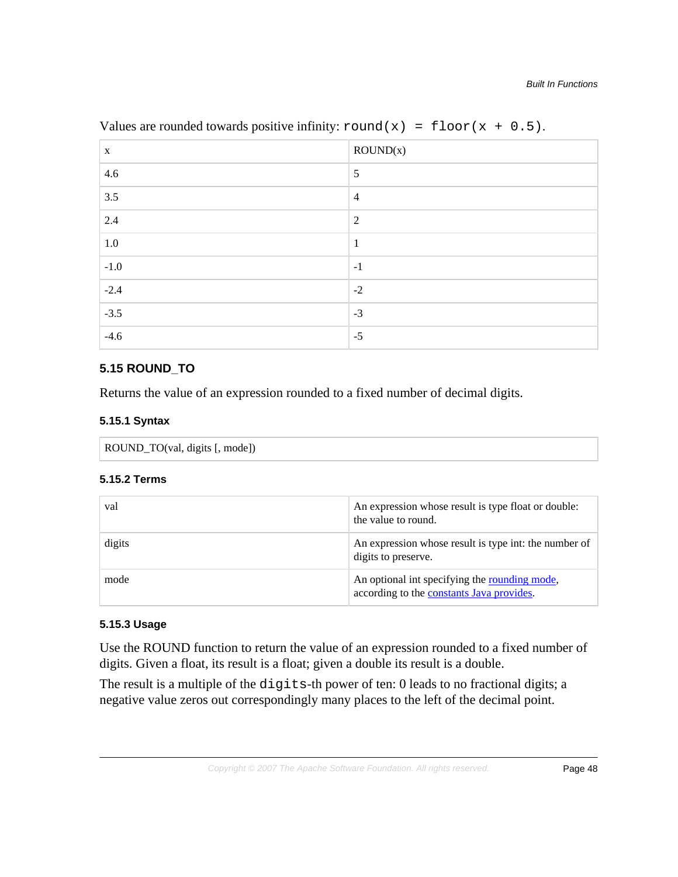Values are rounded towards positive infinity: `round(x) = floor(x + 0.5)`.

| x | ROUND(x) |
|---|---|
| 4.6 | 5 |
| 3.5 | 4 |
| 2.4 | 2 |
| 1.0 | 1 |
| -1.0 | -1 |
| -2.4 | -2 |
| -3.5 | -3 |
| -4.6 | -5 |

### 5.15 ROUND_TO

Returns the value of an expression rounded to a fixed number of decimal digits.

#### 5.15.1 Syntax

```
ROUND_TO(val, digits [, mode])
```

#### 5.15.2 Terms

| | |
|---|---|
| val | An expression whose result is type float or double: the value to round. |
| digits | An expression whose result is type int: the number of digits to preserve. |
| mode | An optional int specifying the rounding mode, according to the constants Java provides. |

#### 5.15.3 Usage

Use the ROUND function to return the value of an expression rounded to a fixed number of digits. Given a float, its result is a float; given a double its result is a double.

The result is a multiple of the `digits`-th power of ten: 0 leads to no fractional digits; a negative value zeros out correspondingly many places to the left of the decimal point.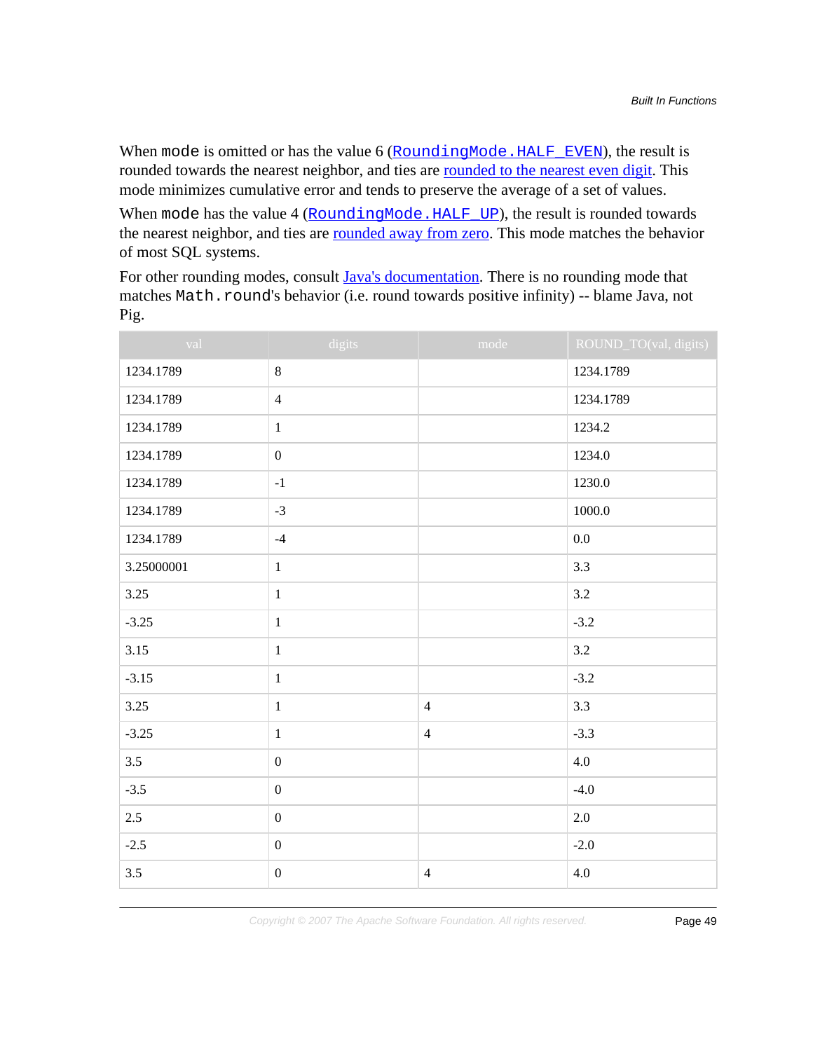When `mode` is omitted or has the value 6 ([`RoundingMode.HALF_EVEN`]), the result is rounded towards the nearest neighbor, and ties are [rounded to the nearest even digit]. This mode minimizes cumulative error and tends to preserve the average of a set of values.

When `mode` has the value 4 ([`RoundingMode.HALF_UP`]), the result is rounded towards the nearest neighbor, and ties are [rounded away from zero]. This mode matches the behavior of most SQL systems.

For other rounding modes, consult [Java's documentation]. There is no rounding mode that matches `Math.round`'s behavior (i.e. round towards positive infinity) -- blame Java, not Pig.

| val | digits | mode | ROUND_TO(val, digits) |
| --- | --- | --- | --- |
| 1234.1789 | 8 | | 1234.1789 |
| 1234.1789 | 4 | | 1234.1789 |
| 1234.1789 | 1 | | 1234.2 |
| 1234.1789 | 0 | | 1234.0 |
| 1234.1789 | -1 | | 1230.0 |
| 1234.1789 | -3 | | 1000.0 |
| 1234.1789 | -4 | | 0.0 |
| 3.25000001 | 1 | | 3.3 |
| 3.25 | 1 | | 3.2 |
| -3.25 | 1 | | -3.2 |
| 3.15 | 1 | | 3.2 |
| -3.15 | 1 | | -3.2 |
| 3.25 | 1 | 4 | 3.3 |
| -3.25 | 1 | 4 | -3.3 |
| 3.5 | 0 | | 4.0 |
| -3.5 | 0 | | -4.0 |
| 2.5 | 0 | | 2.0 |
| -2.5 | 0 | | -2.0 |
| 3.5 | 0 | 4 | 4.0 |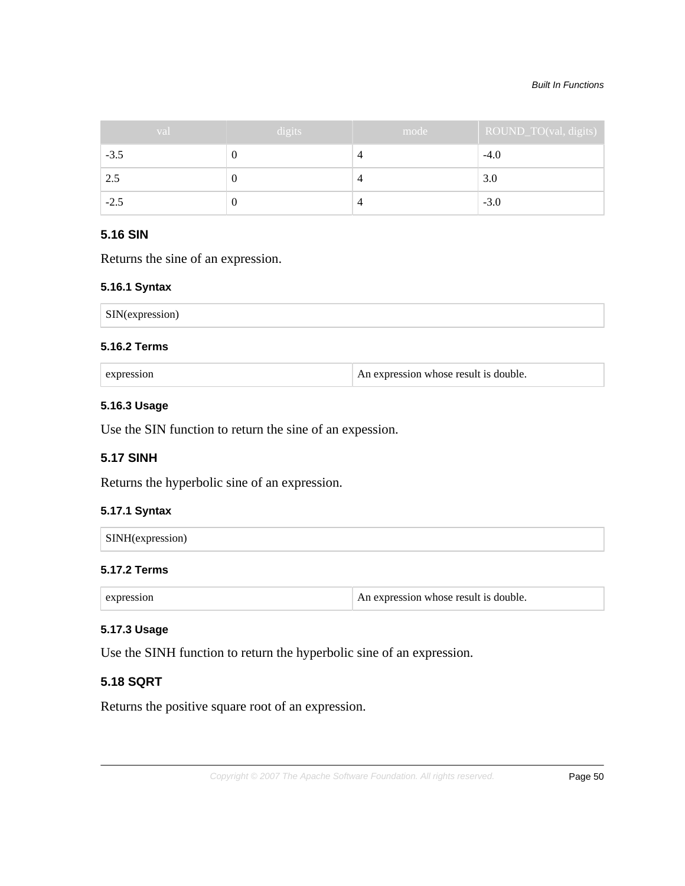| val | digits | mode | ROUND_TO(val, digits) |
| --- | --- | --- | --- |
| -3.5 | 0 | 4 | -4.0 |
| 2.5 | 0 | 4 | 3.0 |
| -2.5 | 0 | 4 | -3.0 |

### 5.16 SIN

Returns the sine of an expression.

#### 5.16.1 Syntax

```
SIN(expression)
```

#### 5.16.2 Terms

| expression | An expression whose result is double. |
| --- | --- |

#### 5.16.3 Usage

Use the SIN function to return the sine of an expession.

### 5.17 SINH

Returns the hyperbolic sine of an expression.

#### 5.17.1 Syntax

```
SINH(expression)
```

#### 5.17.2 Terms

| expression | An expression whose result is double. |
| --- | --- |

#### 5.17.3 Usage

Use the SINH function to return the hyperbolic sine of an expression.

### 5.18 SQRT

Returns the positive square root of an expression.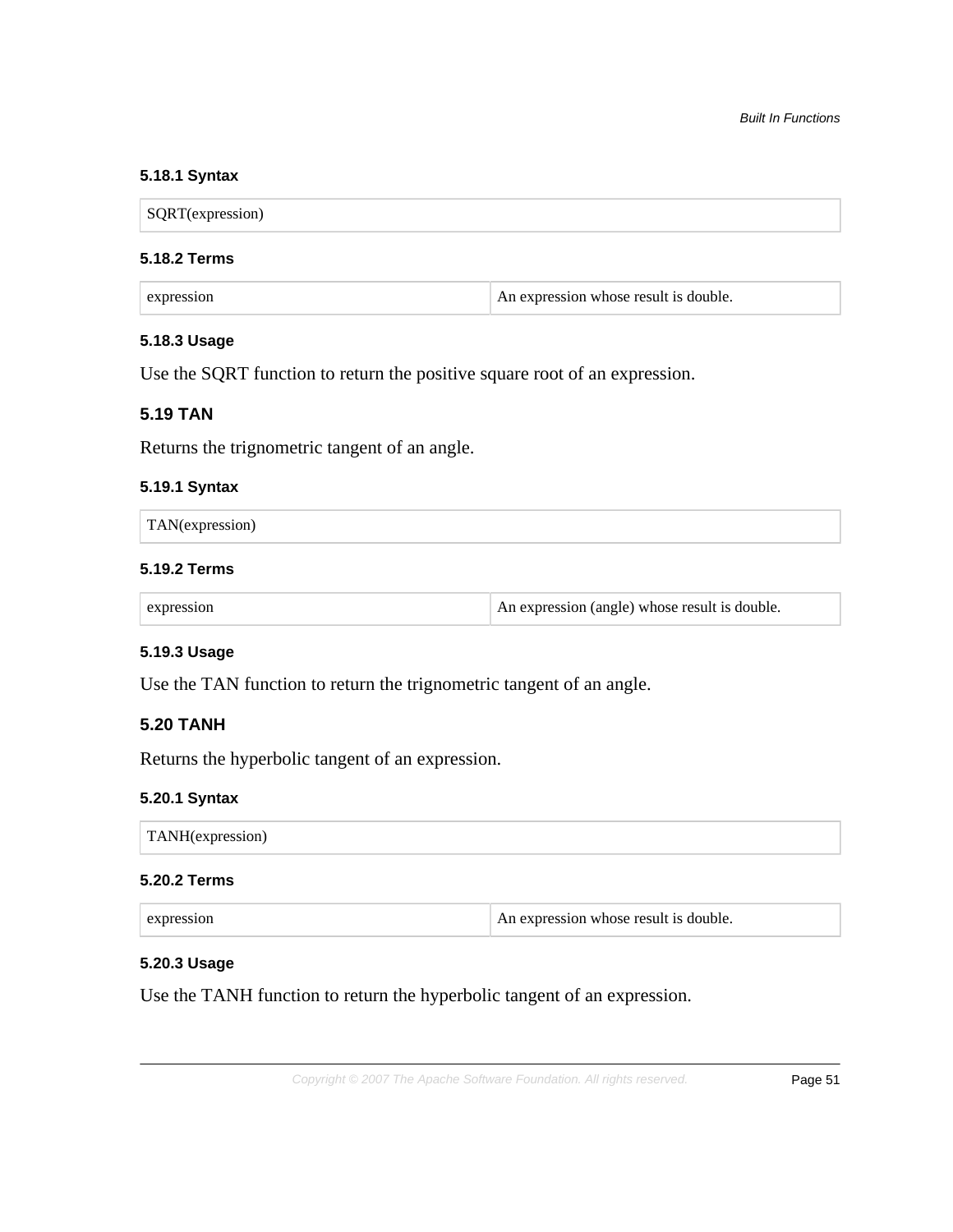### 5.18.1 Syntax

```
SQRT(expression)
```

### 5.18.2 Terms

| expression | An expression whose result is double. |
|---|---|

### 5.18.3 Usage

Use the SQRT function to return the positive square root of an expression.

## 5.19 TAN

Returns the trignometric tangent of an angle.

### 5.19.1 Syntax

```
TAN(expression)
```

### 5.19.2 Terms

| expression | An expression (angle) whose result is double. |
|---|---|

### 5.19.3 Usage

Use the TAN function to return the trignometric tangent of an angle.

## 5.20 TANH

Returns the hyperbolic tangent of an expression.

### 5.20.1 Syntax

```
TANH(expression)
```

### 5.20.2 Terms

| expression | An expression whose result is double. |
|---|---|

### 5.20.3 Usage

Use the TANH function to return the hyperbolic tangent of an expression.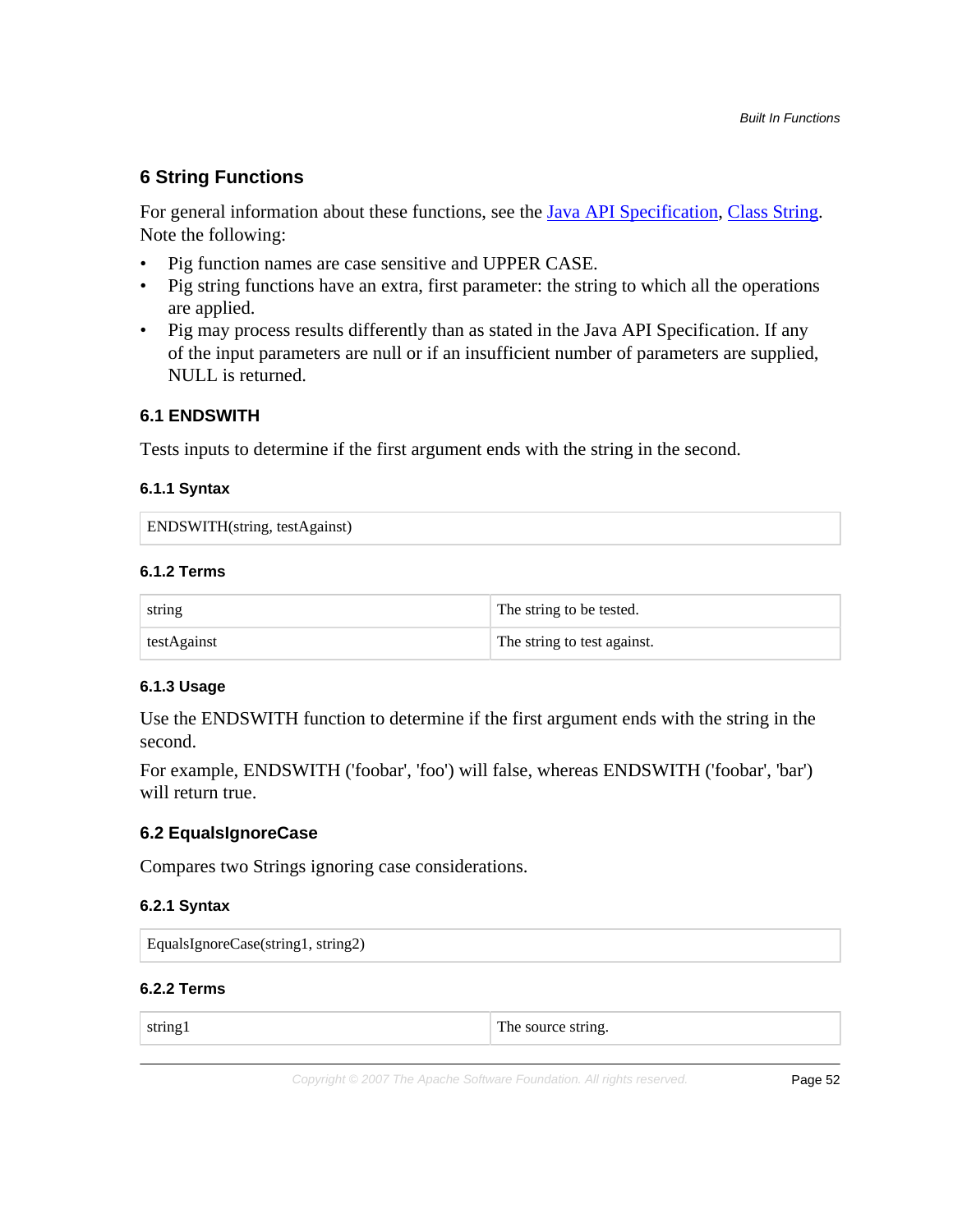## 6 String Functions

For general information about these functions, see the Java API Specification, Class String. Note the following:

- Pig function names are case sensitive and UPPER CASE.
- Pig string functions have an extra, first parameter: the string to which all the operations are applied.
- Pig may process results differently than as stated in the Java API Specification. If any of the input parameters are null or if an insufficient number of parameters are supplied, NULL is returned.

### 6.1 ENDSWITH

Tests inputs to determine if the first argument ends with the string in the second.

#### 6.1.1 Syntax

```
ENDSWITH(string, testAgainst)
```

#### 6.1.2 Terms

| | |
|---|---|
| string | The string to be tested. |
| testAgainst | The string to test against. |

#### 6.1.3 Usage

Use the ENDSWITH function to determine if the first argument ends with the string in the second.

For example, ENDSWITH ('foobar', 'foo') will false, whereas ENDSWITH ('foobar', 'bar') will return true.

### 6.2 EqualsIgnoreCase

Compares two Strings ignoring case considerations.

#### 6.2.1 Syntax

```
EqualsIgnoreCase(string1, string2)
```

#### 6.2.2 Terms

| | |
|---|---|
| string1 | The source string. |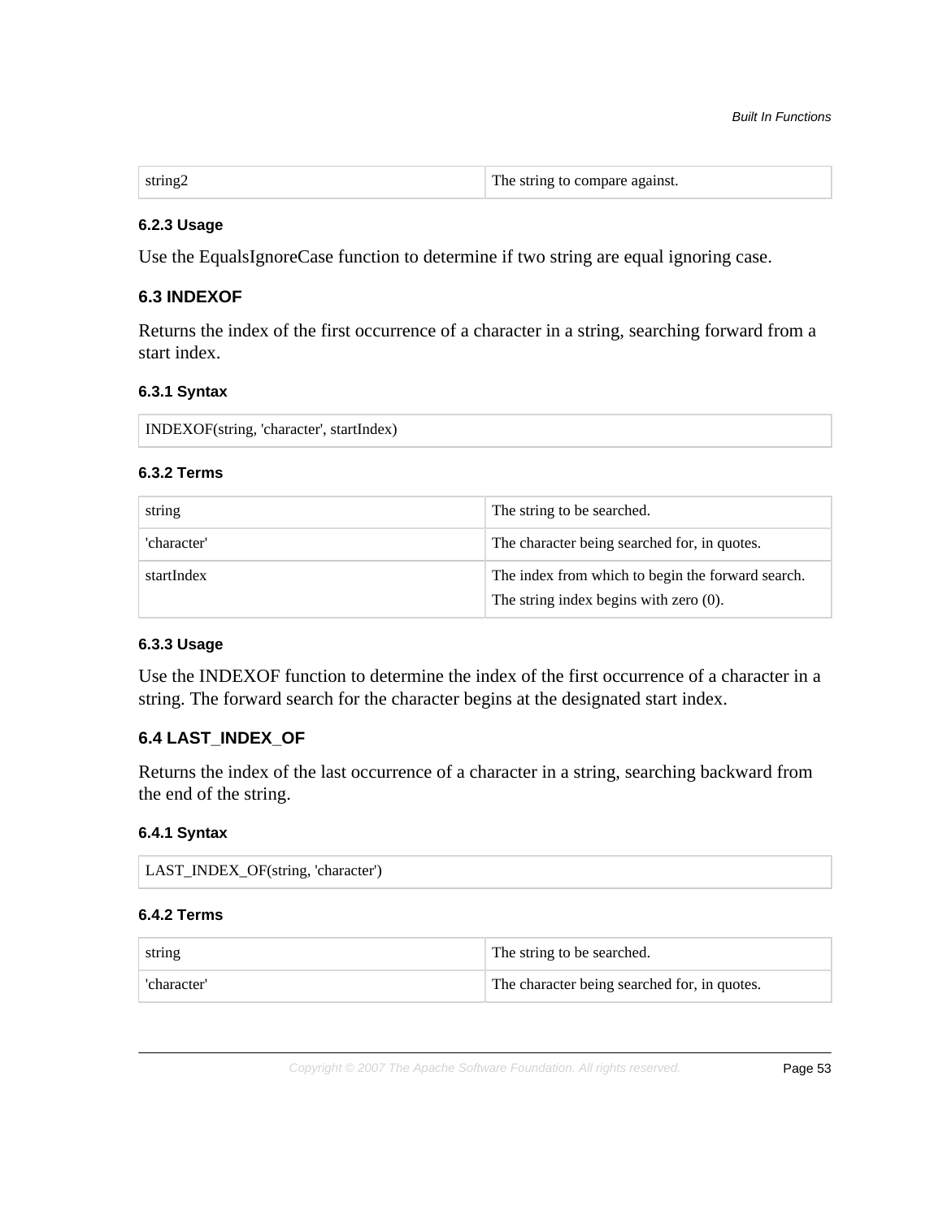| string2 | The string to compare against. |
| --- | --- |

#### 6.2.3 Usage

Use the EqualsIgnoreCase function to determine if two string are equal ignoring case.

### 6.3 INDEXOF

Returns the index of the first occurrence of a character in a string, searching forward from a start index.

#### 6.3.1 Syntax

```
INDEXOF(string, 'character', startIndex)
```

#### 6.3.2 Terms

| string | The string to be searched. |
| --- | --- |
| 'character' | The character being searched for, in quotes. |
| startIndex | The index from which to begin the forward search. The string index begins with zero (0). |

#### 6.3.3 Usage

Use the INDEXOF function to determine the index of the first occurrence of a character in a string. The forward search for the character begins at the designated start index.

### 6.4 LAST_INDEX_OF

Returns the index of the last occurrence of a character in a string, searching backward from the end of the string.

#### 6.4.1 Syntax

```
LAST_INDEX_OF(string, 'character')
```

#### 6.4.2 Terms

| string | The string to be searched. |
| --- | --- |
| 'character' | The character being searched for, in quotes. |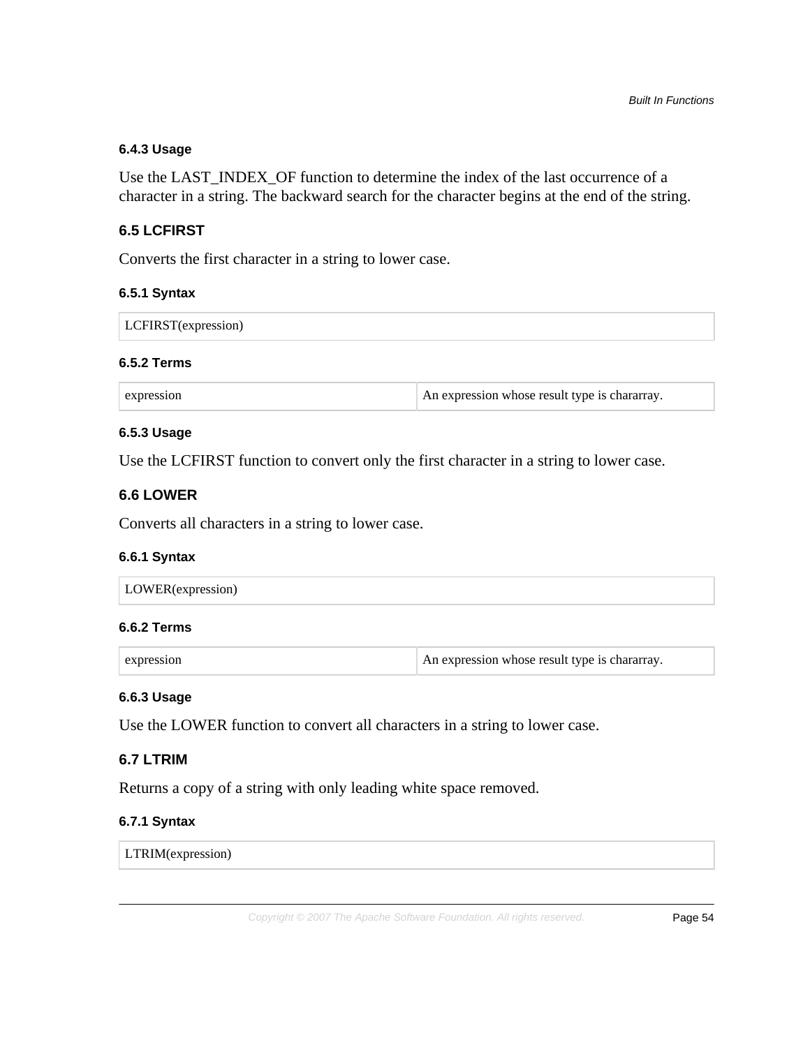#### 6.4.3 Usage

Use the LAST_INDEX_OF function to determine the index of the last occurrence of a character in a string. The backward search for the character begins at the end of the string.

### 6.5 LCFIRST

Converts the first character in a string to lower case.

#### 6.5.1 Syntax

```
LCFIRST(expression)
```

#### 6.5.2 Terms

| expression | An expression whose result type is chararray. |
|---|---|

#### 6.5.3 Usage

Use the LCFIRST function to convert only the first character in a string to lower case.

### 6.6 LOWER

Converts all characters in a string to lower case.

#### 6.6.1 Syntax

```
LOWER(expression)
```

#### 6.6.2 Terms

| expression | An expression whose result type is chararray. |
|---|---|

#### 6.6.3 Usage

Use the LOWER function to convert all characters in a string to lower case.

### 6.7 LTRIM

Returns a copy of a string with only leading white space removed.

#### 6.7.1 Syntax

```
LTRIM(expression)
```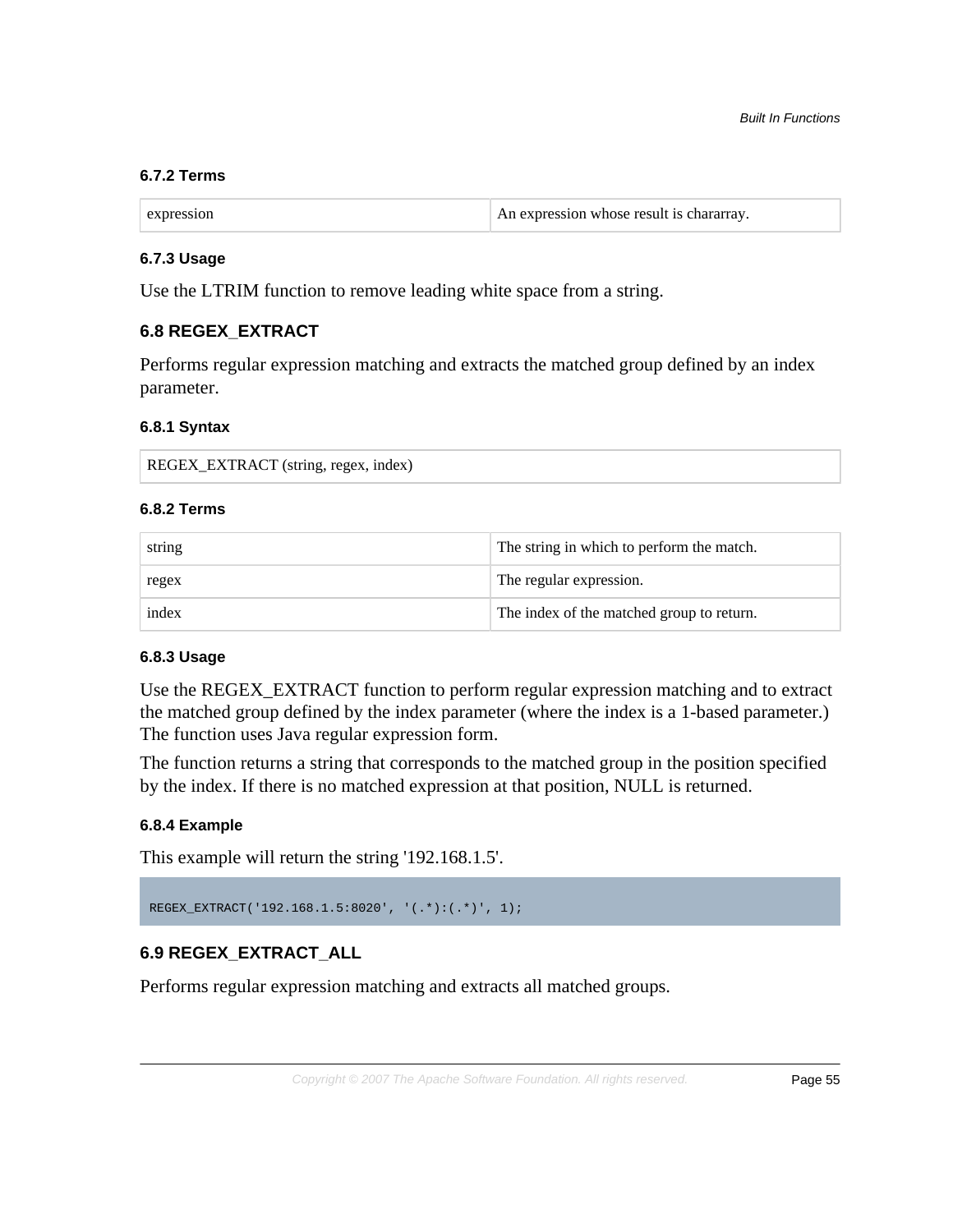#### 6.7.2 Terms

| expression | An expression whose result is chararray. |
|---|---|

#### 6.7.3 Usage

Use the LTRIM function to remove leading white space from a string.

### 6.8 REGEX_EXTRACT

Performs regular expression matching and extracts the matched group defined by an index parameter.

#### 6.8.1 Syntax

| REGEX_EXTRACT (string, regex, index) |
|---|

#### 6.8.2 Terms

| string | The string in which to perform the match. |
|---|---|
| regex | The regular expression. |
| index | The index of the matched group to return. |

#### 6.8.3 Usage

Use the REGEX_EXTRACT function to perform regular expression matching and to extract the matched group defined by the index parameter (where the index is a 1-based parameter.) The function uses Java regular expression form.

The function returns a string that corresponds to the matched group in the position specified by the index. If there is no matched expression at that position, NULL is returned.

#### 6.8.4 Example

This example will return the string '192.168.1.5'.

```
REGEX_EXTRACT('192.168.1.5:8020', '(.*):(.*)', 1);
```

### 6.9 REGEX_EXTRACT_ALL

Performs regular expression matching and extracts all matched groups.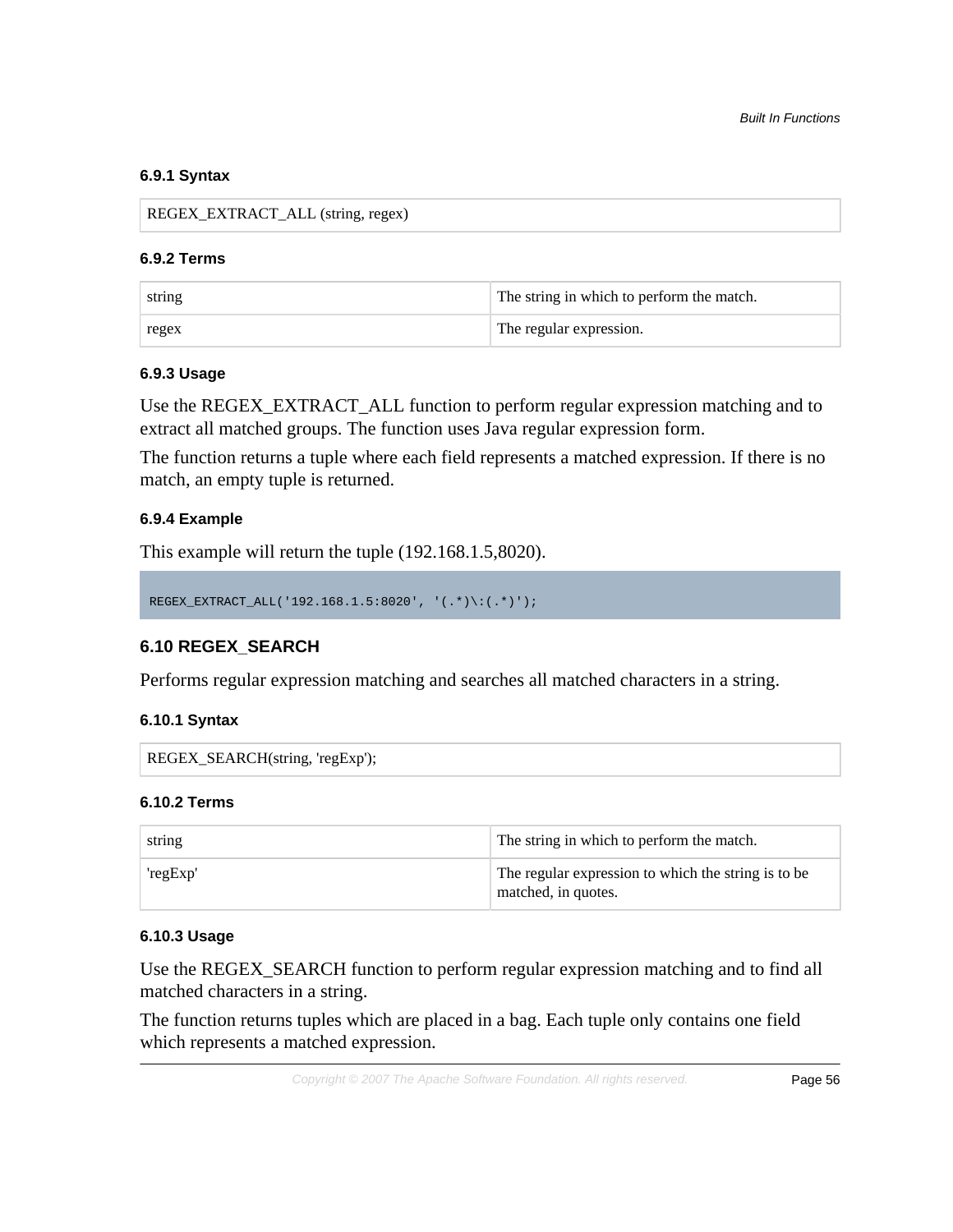#### 6.9.1 Syntax

| REGEX_EXTRACT_ALL (string, regex) |
|---|

#### 6.9.2 Terms

| string | The string in which to perform the match. |
|---|---|
| regex | The regular expression. |

#### 6.9.3 Usage

Use the REGEX_EXTRACT_ALL function to perform regular expression matching and to extract all matched groups. The function uses Java regular expression form.

The function returns a tuple where each field represents a matched expression. If there is no match, an empty tuple is returned.

#### 6.9.4 Example

This example will return the tuple (192.168.1.5,8020).

```
REGEX_EXTRACT_ALL('192.168.1.5:8020', '(.*)\:(.*)');
```

### 6.10 REGEX_SEARCH

Performs regular expression matching and searches all matched characters in a string.

#### 6.10.1 Syntax

| REGEX_SEARCH(string, 'regExp'); |
|---|

#### 6.10.2 Terms

| string | The string in which to perform the match. |
|---|---|
| 'regExp' | The regular expression to which the string is to be matched, in quotes. |

#### 6.10.3 Usage

Use the REGEX_SEARCH function to perform regular expression matching and to find all matched characters in a string.

The function returns tuples which are placed in a bag. Each tuple only contains one field which represents a matched expression.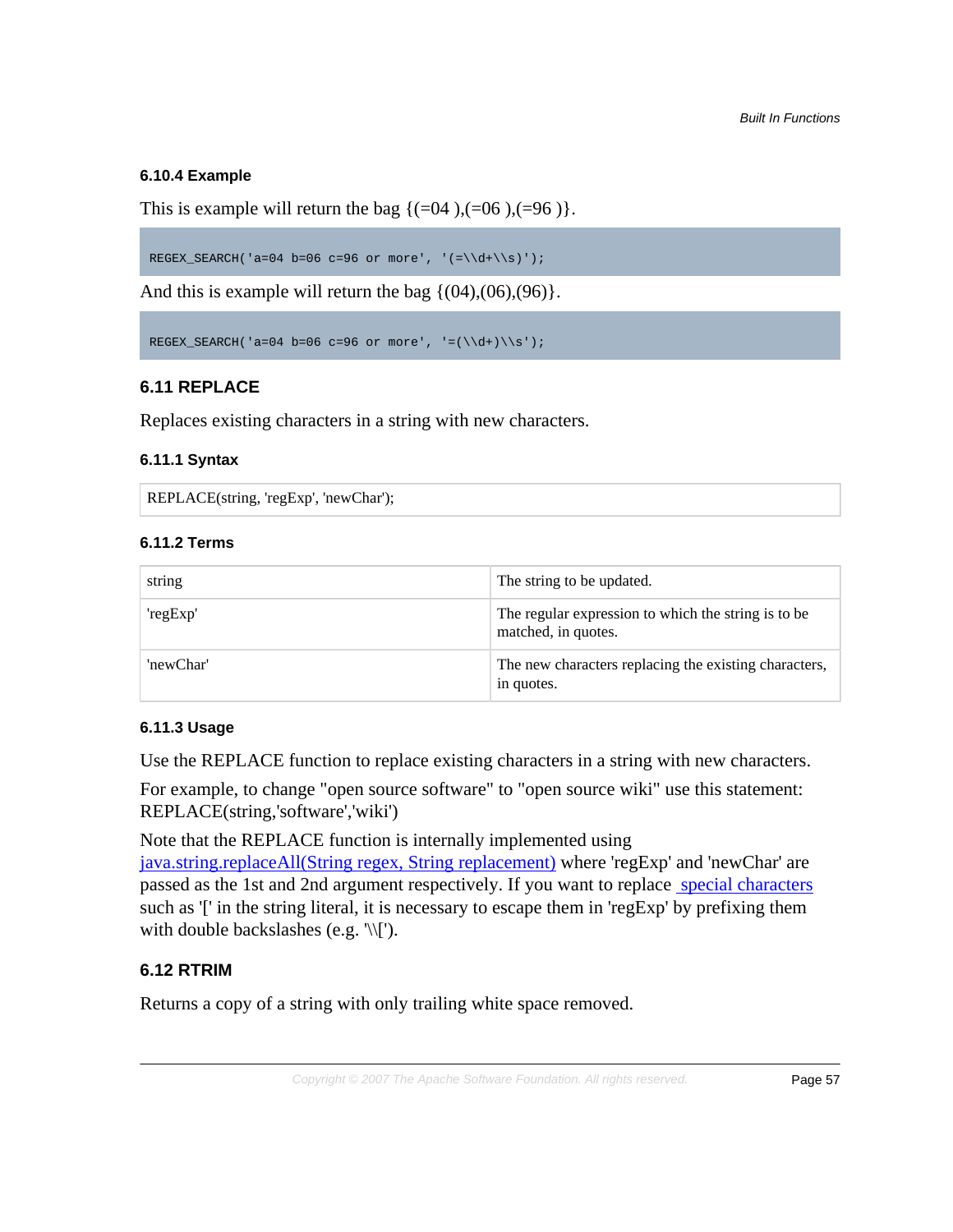#### 6.10.4 Example

This is example will return the bag {(=04 ),(=06 ),(=96 )}.

```
REGEX_SEARCH('a=04 b=06 c=96 or more', '(=\\d+\\s)');
```

And this is example will return the bag {(04),(06),(96)}.

```
REGEX_SEARCH('a=04 b=06 c=96 or more', '=(\\d+)\\s');
```

### 6.11 REPLACE

Replaces existing characters in a string with new characters.

#### 6.11.1 Syntax

| REPLACE(string, 'regExp', 'newChar'); |
|---|

#### 6.11.2 Terms

| | |
|---|---|
| string | The string to be updated. |
| 'regExp' | The regular expression to which the string is to be matched, in quotes. |
| 'newChar' | The new characters replacing the existing characters, in quotes. |

#### 6.11.3 Usage

Use the REPLACE function to replace existing characters in a string with new characters.

For example, to change "open source software" to "open source wiki" use this statement: REPLACE(string,'software','wiki')

Note that the REPLACE function is internally implemented using java.string.replaceAll(String regex, String replacement) where 'regExp' and 'newChar' are passed as the 1st and 2nd argument respectively. If you want to replace special characters such as '[' in the string literal, it is necessary to escape them in 'regExp' by prefixing them with double backslashes (e.g. '\\[').

### 6.12 RTRIM

Returns a copy of a string with only trailing white space removed.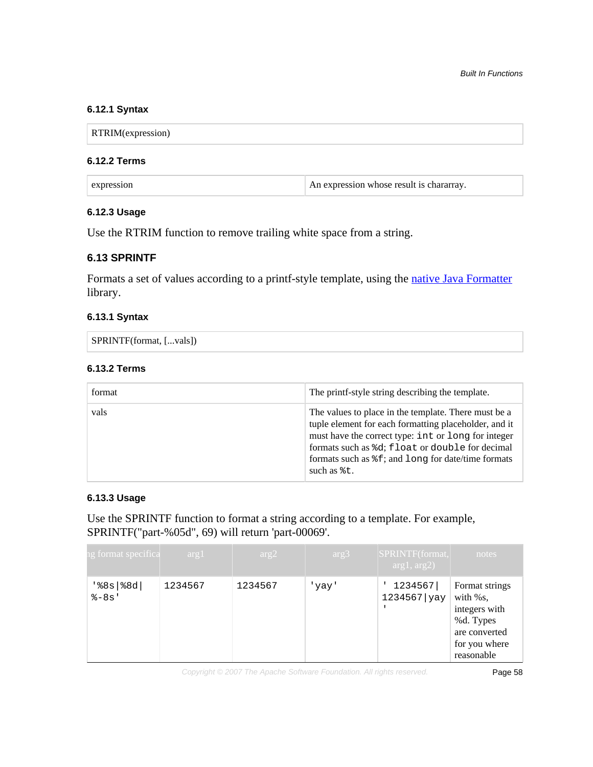### 6.12.1 Syntax

| RTRIM(expression) |
|---|

### 6.12.2 Terms

| expression | An expression whose result is chararray. |
|---|---|

### 6.12.3 Usage

Use the RTRIM function to remove trailing white space from a string.

## 6.13 SPRINTF

Formats a set of values according to a printf-style template, using the [native Java Formatter](native Java Formatter) library.

### 6.13.1 Syntax

| SPRINTF(format, [...vals]) |
|---|

### 6.13.2 Terms

| format | The printf-style string describing the template. |
|---|---|
| vals | The values to place in the template. There must be a tuple element for each formatting placeholder, and it must have the correct type: `int` or `long` for integer formats such as `%d`; `float` or `double` for decimal formats such as `%f`; and `long` for date/time formats such as `%t`. |

### 6.13.3 Usage

Use the SPRINTF function to format a string according to a template. For example, SPRINTF("part-%05d", 69) will return 'part-00069'.

| ng format specifica | arg1 | arg2 | arg3 | SPRINTF(format, arg1, arg2) | notes |
|---|---|---|---|---|---|
| `'%8s\|%8d\|%-8s'` | `1234567` | `1234567` | `'yay'` | `' 1234567\|1234567\|yay '` | Format strings with %s, integers with %d. Types are converted for you where reasonable |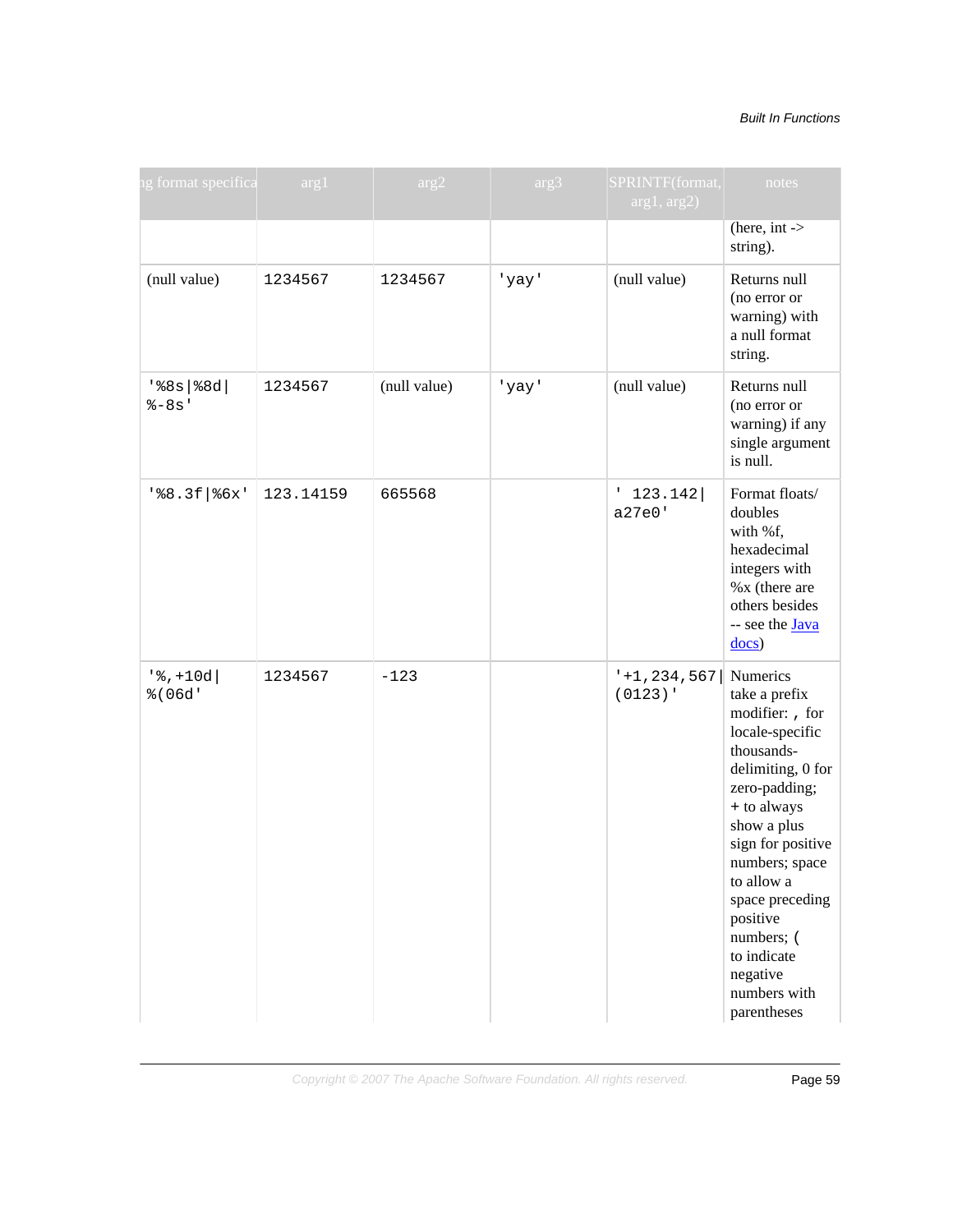| ng format specifica | arg1 | arg2 | arg3 | SPRINTF(format, arg1, arg2) | notes |
|---|---|---|---|---|---|
| | | | | | (here, int -> string). |
| (null value) | 1234567 | 1234567 | 'yay' | (null value) | Returns null (no error or warning) with a null format string. |
| '%8s\|%8d\|%-8s' | 1234567 | (null value) | 'yay' | (null value) | Returns null (no error or warning) if any single argument is null. |
| '%8.3f\|%6x' | 123.14159 | 665568 | | ' 123.142\|a27e0' | Format floats/doubles with %f, hexadecimal integers with %x (there are others besides -- see the Java docs) |
| '%,+10d\|%(06d' | 1234567 | -123 | | '+1,234,567\|(0123)' | Numerics take a prefix modifier: , for locale-specific thousands-delimiting, 0 for zero-padding; + to always show a plus sign for positive numbers; space to allow a space preceding positive numbers; ( to indicate negative numbers with parentheses |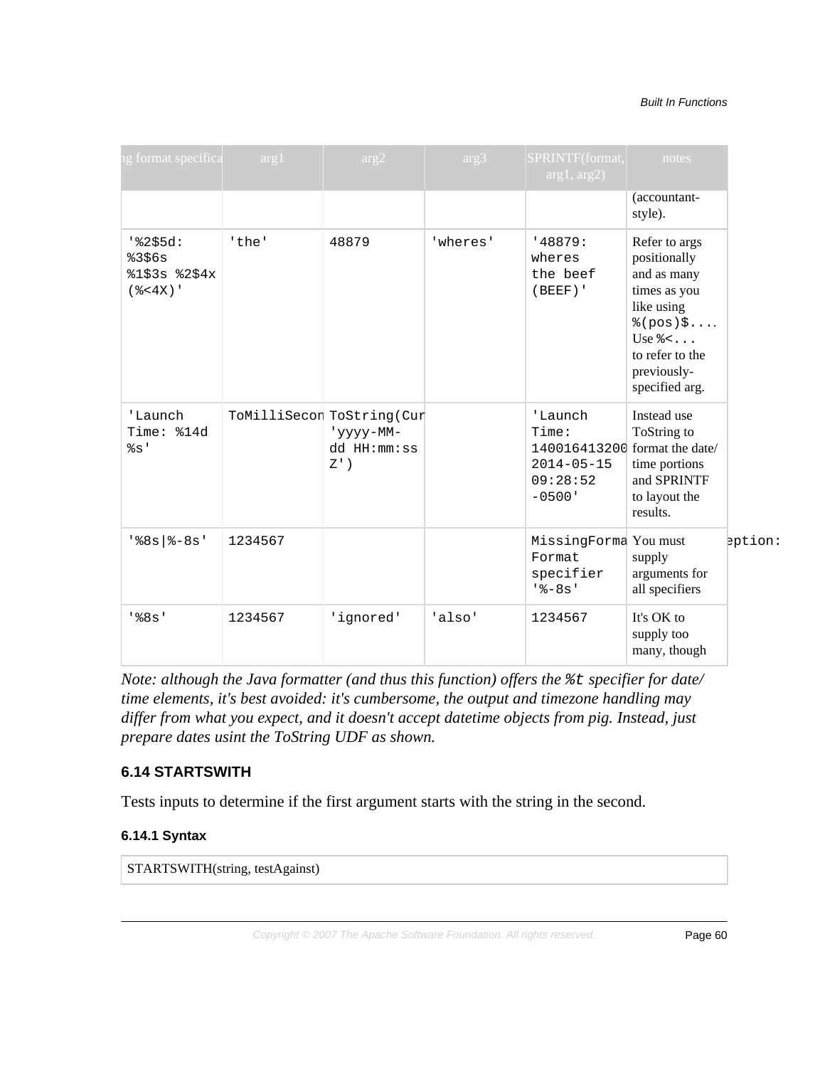| ng format specifica | arg1 | arg2 | arg3 | SPRINTF(format, arg1, arg2) | notes |
|---|---|---|---|---|---|
| | | | | | (accountant-style). |
| '%2$5d: %3$6s %1$3s %2$4x (%<4X)' | 'the' | 48879 | 'wheres' | '48879: wheres the beef (BEEF)' | Refer to args positionally and as many times as you like using %(pos)$.... Use %<... to refer to the previously-specified arg. |
| 'Launch Time: %14d %s' | ToMilliSecon | ToString(Cur 'yyyy-MM-dd HH:mm:ss Z') | | 'Launch Time: 140016413200 2014-05-15 09:28:52 -0500' | Instead use ToString to format the date/time portions and SPRINTF to layout the results. |
| '%8s\|%-8s' | 1234567 | | | MissingForma Format specifier '%-8s' | You must supply arguments for all specifiers |
| '%8s' | 1234567 | 'ignored' | 'also' | 1234567 | It's OK to supply too many, though |

*Note: although the Java formatter (and thus this function) offers the `%t` specifier for date/time elements, it's best avoided: it's cumbersome, the output and timezone handling may differ from what you expect, and it doesn't accept datetime objects from pig. Instead, just prepare dates usint the ToString UDF as shown.*

### 6.14 STARTSWITH

Tests inputs to determine if the first argument starts with the string in the second.

#### 6.14.1 Syntax

```
STARTSWITH(string, testAgainst)
```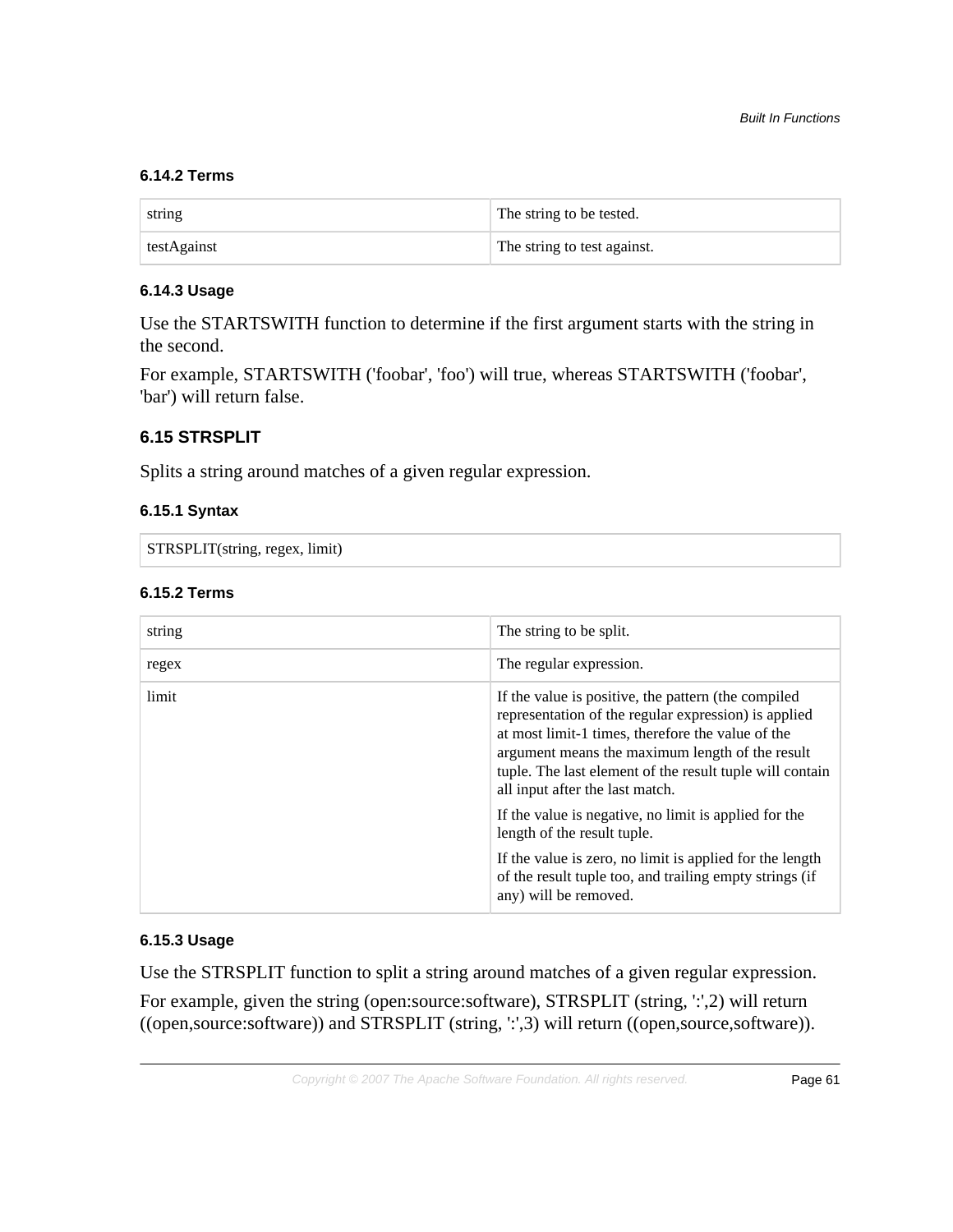### 6.14.2 Terms

| | |
|---|---|
| string | The string to be tested. |
| testAgainst | The string to test against. |

### 6.14.3 Usage

Use the STARTSWITH function to determine if the first argument starts with the string in the second.

For example, STARTSWITH ('foobar', 'foo') will true, whereas STARTSWITH ('foobar', 'bar') will return false.

## 6.15 STRSPLIT

Splits a string around matches of a given regular expression.

### 6.15.1 Syntax

```
STRSPLIT(string, regex, limit)
```

### 6.15.2 Terms

| | |
|---|---|
| string | The string to be split. |
| regex | The regular expression. |
| limit | If the value is positive, the pattern (the compiled representation of the regular expression) is applied at most limit-1 times, therefore the value of the argument means the maximum length of the result tuple. The last element of the result tuple will contain all input after the last match.<br><br>If the value is negative, no limit is applied for the length of the result tuple.<br><br>If the value is zero, no limit is applied for the length of the result tuple too, and trailing empty strings (if any) will be removed. |

### 6.15.3 Usage

Use the STRSPLIT function to split a string around matches of a given regular expression.

For example, given the string (open:source:software), STRSPLIT (string, ':',2) will return ((open,source:software)) and STRSPLIT (string, ':',3) will return ((open,source,software)).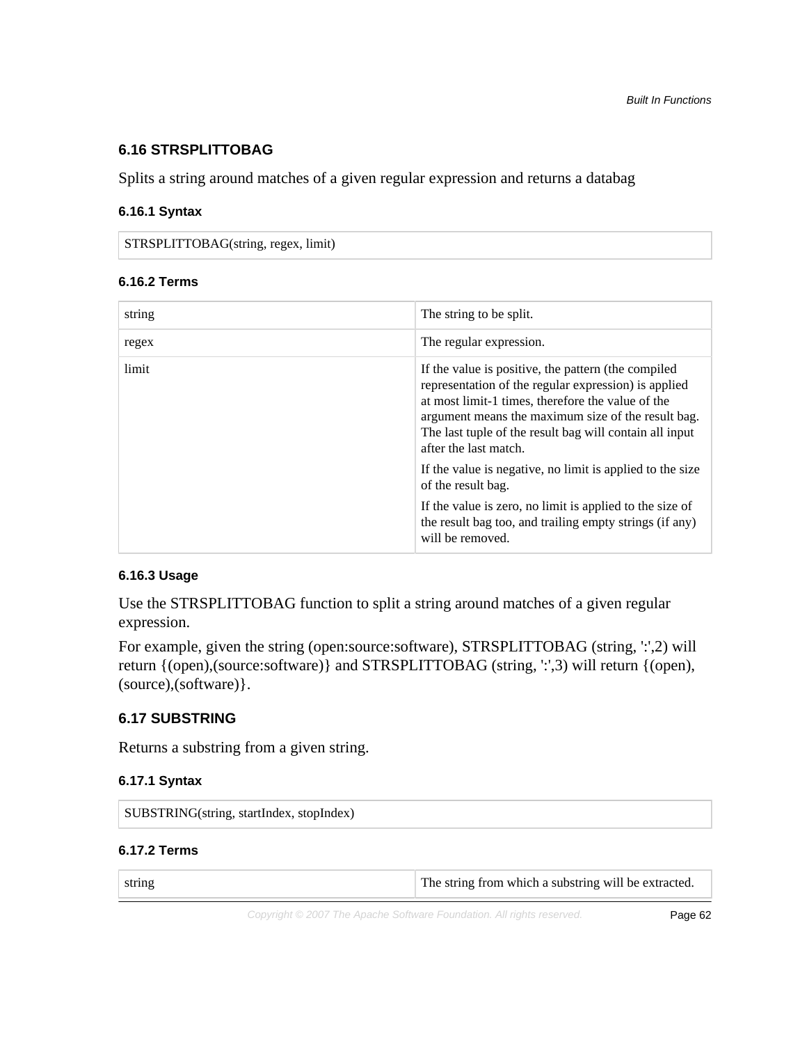### 6.16 STRSPLITTOBAG

Splits a string around matches of a given regular expression and returns a databag

#### 6.16.1 Syntax

```
STRSPLITTOBAG(string, regex, limit)
```

#### 6.16.2 Terms

| | |
|---|---|
| string | The string to be split. |
| regex | The regular expression. |
| limit | If the value is positive, the pattern (the compiled representation of the regular expression) is applied at most limit-1 times, therefore the value of the argument means the maximum size of the result bag. The last tuple of the result bag will contain all input after the last match.<br><br>If the value is negative, no limit is applied to the size of the result bag.<br><br>If the value is zero, no limit is applied to the size of the result bag too, and trailing empty strings (if any) will be removed. |

#### 6.16.3 Usage

Use the STRSPLITTOBAG function to split a string around matches of a given regular expression.

For example, given the string (open:source:software), STRSPLITTOBAG (string, ':',2) will return {(open),(source:software)} and STRSPLITTOBAG (string, ':',3) will return {(open),(source),(software)}.

### 6.17 SUBSTRING

Returns a substring from a given string.

#### 6.17.1 Syntax

```
SUBSTRING(string, startIndex, stopIndex)
```

#### 6.17.2 Terms

| | |
|---|---|
| string | The string from which a substring will be extracted. |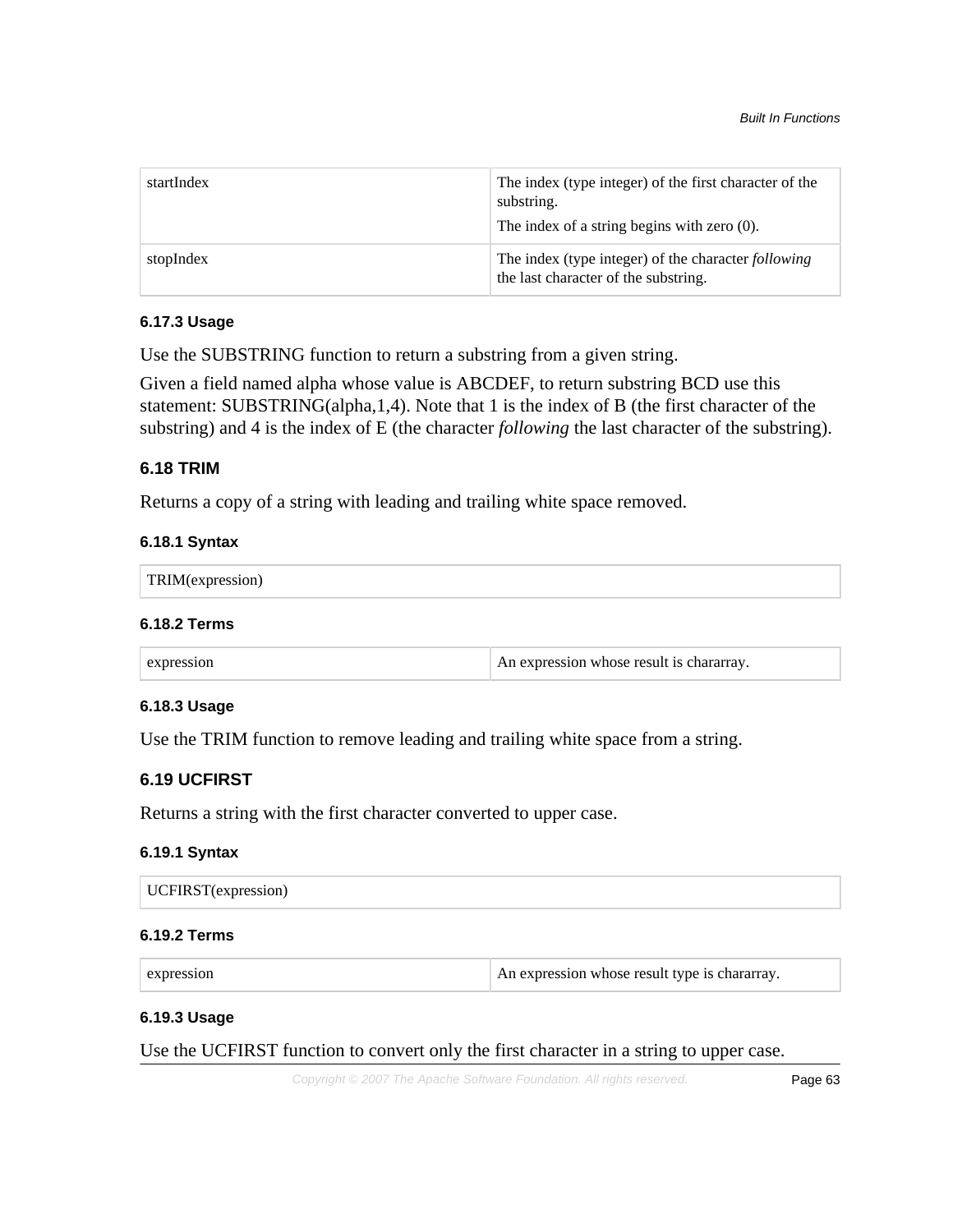| | |
|---|---|
| startIndex | The index (type integer) of the first character of the substring.<br>The index of a string begins with zero (0). |
| stopIndex | The index (type integer) of the character *following* the last character of the substring. |

#### 6.17.3 Usage

Use the SUBSTRING function to return a substring from a given string.

Given a field named alpha whose value is ABCDEF, to return substring BCD use this statement: SUBSTRING(alpha,1,4). Note that 1 is the index of B (the first character of the substring) and 4 is the index of E (the character *following* the last character of the substring).

### 6.18 TRIM

Returns a copy of a string with leading and trailing white space removed.

#### 6.18.1 Syntax

```
TRIM(expression)
```

#### 6.18.2 Terms

| | |
|---|---|
| expression | An expression whose result is chararray. |

#### 6.18.3 Usage

Use the TRIM function to remove leading and trailing white space from a string.

### 6.19 UCFIRST

Returns a string with the first character converted to upper case.

#### 6.19.1 Syntax

```
UCFIRST(expression)
```

#### 6.19.2 Terms

| | |
|---|---|
| expression | An expression whose result type is chararray. |

#### 6.19.3 Usage

Use the UCFIRST function to convert only the first character in a string to upper case.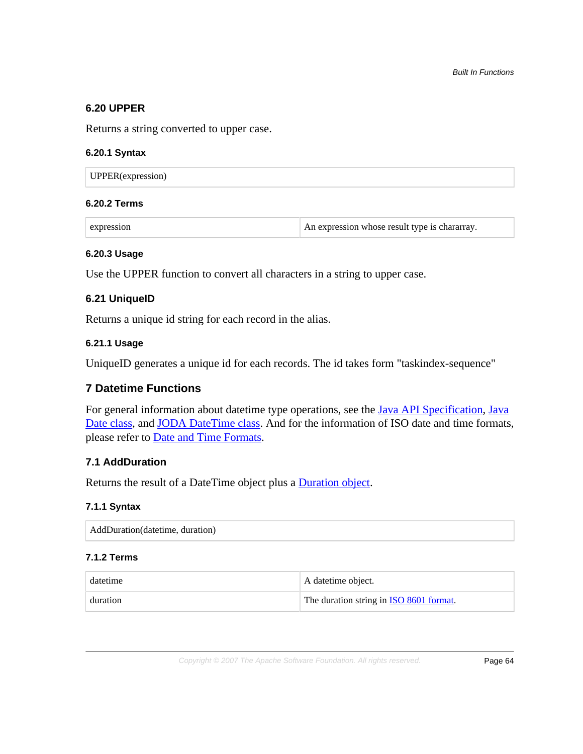### 6.20 UPPER

Returns a string converted to upper case.

#### 6.20.1 Syntax

```
UPPER(expression)
```

#### 6.20.2 Terms

| | |
|---|---|
| expression | An expression whose result type is chararray. |

#### 6.20.3 Usage

Use the UPPER function to convert all characters in a string to upper case.

### 6.21 UniqueID

Returns a unique id string for each record in the alias.

#### 6.21.1 Usage

UniqueID generates a unique id for each records. The id takes form "taskindex-sequence"

## 7 Datetime Functions

For general information about datetime type operations, see the Java API Specification, Java Date class, and JODA DateTime class. And for the information of ISO date and time formats, please refer to Date and Time Formats.

### 7.1 AddDuration

Returns the result of a DateTime object plus a Duration object.

#### 7.1.1 Syntax

```
AddDuration(datetime, duration)
```

#### 7.1.2 Terms

| | |
|---|---|
| datetime | A datetime object. |
| duration | The duration string in ISO 8601 format. |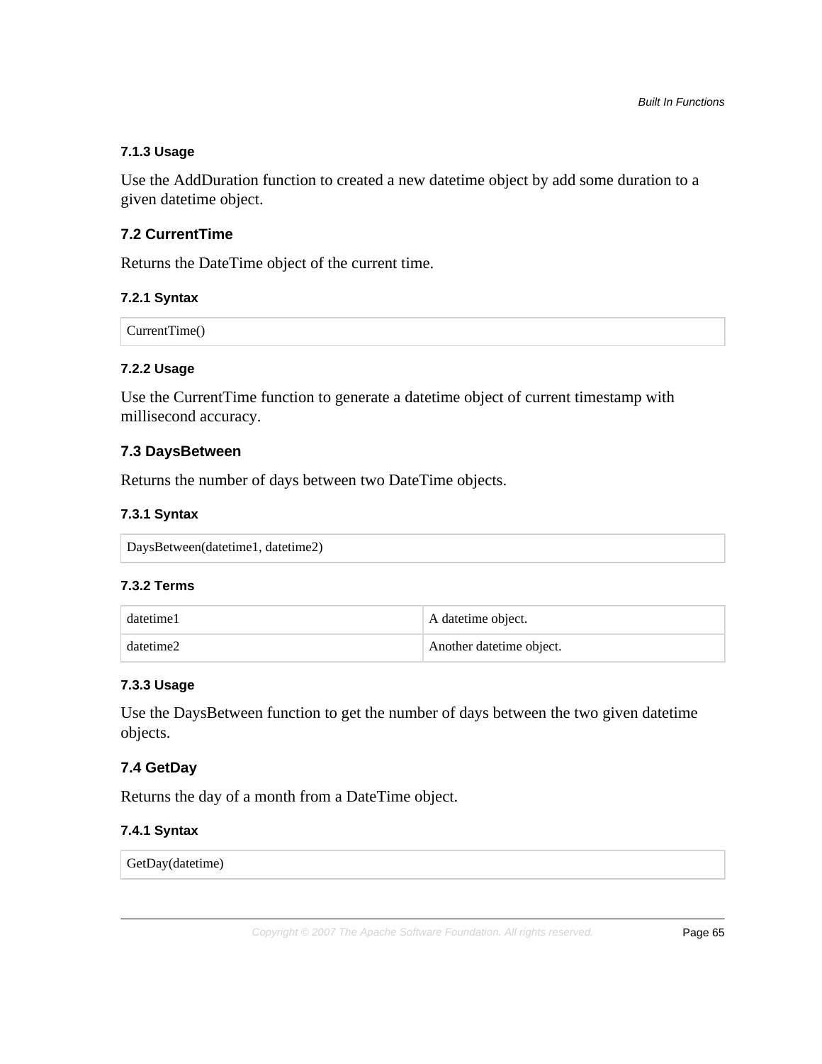#### 7.1.3 Usage

Use the AddDuration function to created a new datetime object by add some duration to a given datetime object.

### 7.2 CurrentTime

Returns the DateTime object of the current time.

#### 7.2.1 Syntax

```
CurrentTime()
```

#### 7.2.2 Usage

Use the CurrentTime function to generate a datetime object of current timestamp with millisecond accuracy.

### 7.3 DaysBetween

Returns the number of days between two DateTime objects.

#### 7.3.1 Syntax

```
DaysBetween(datetime1, datetime2)
```

#### 7.3.2 Terms

| | |
|---|---|
| datetime1 | A datetime object. |
| datetime2 | Another datetime object. |

#### 7.3.3 Usage

Use the DaysBetween function to get the number of days between the two given datetime objects.

### 7.4 GetDay

Returns the day of a month from a DateTime object.

#### 7.4.1 Syntax

```
GetDay(datetime)
```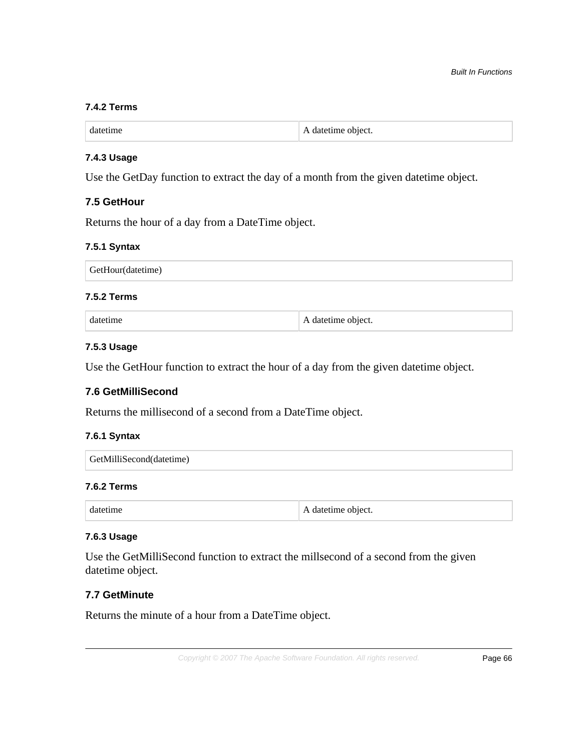#### 7.4.2 Terms

| datetime | A datetime object. |
|---|---|

#### 7.4.3 Usage

Use the GetDay function to extract the day of a month from the given datetime object.

### 7.5 GetHour

Returns the hour of a day from a DateTime object.

#### 7.5.1 Syntax

```
GetHour(datetime)
```

#### 7.5.2 Terms

| datetime | A datetime object. |
|---|---|

#### 7.5.3 Usage

Use the GetHour function to extract the hour of a day from the given datetime object.

### 7.6 GetMilliSecond

Returns the millisecond of a second from a DateTime object.

#### 7.6.1 Syntax

```
GetMilliSecond(datetime)
```

#### 7.6.2 Terms

| datetime | A datetime object. |
|---|---|

#### 7.6.3 Usage

Use the GetMilliSecond function to extract the millsecond of a second from the given datetime object.

### 7.7 GetMinute

Returns the minute of a hour from a DateTime object.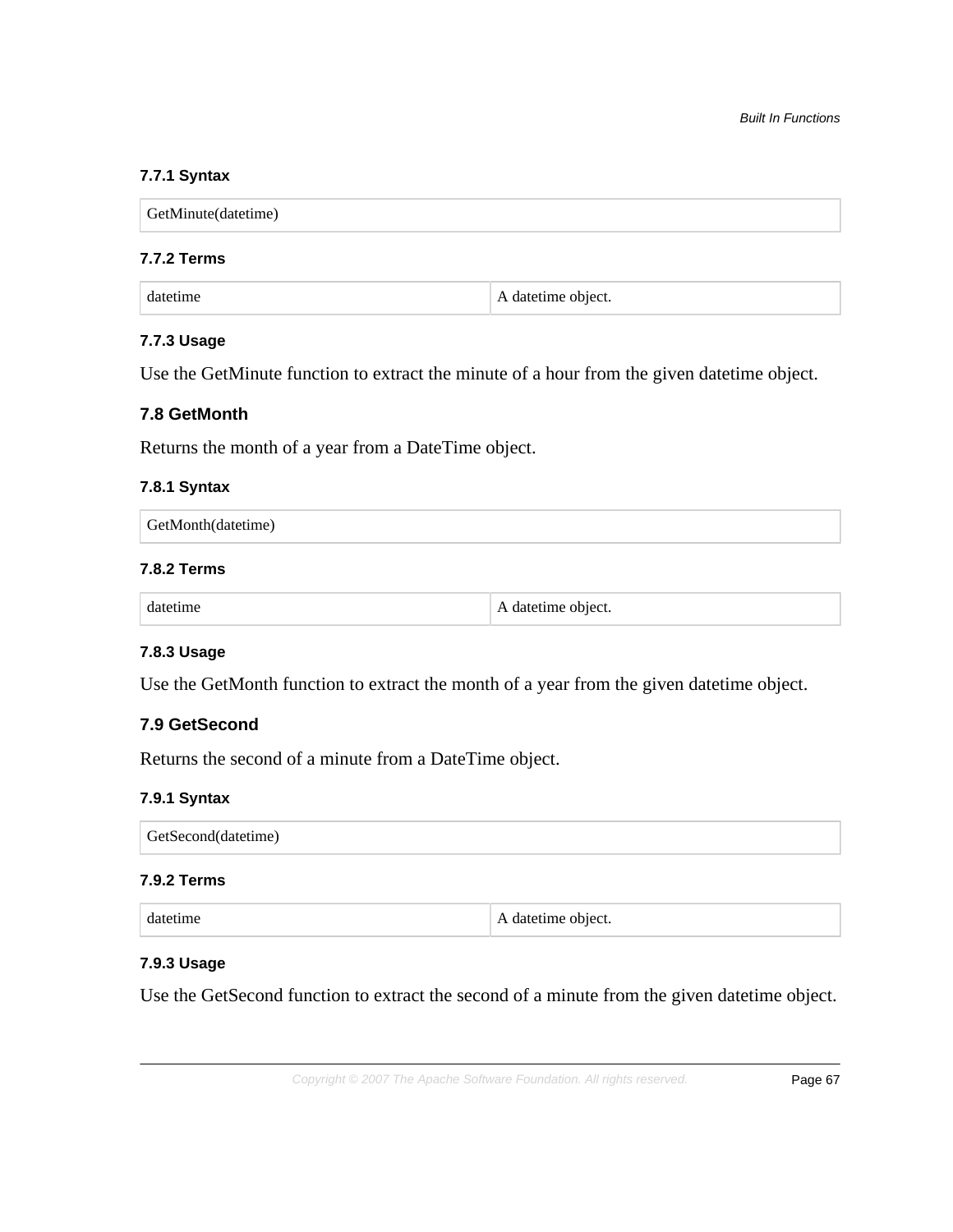#### 7.7.1 Syntax

```
GetMinute(datetime)
```

#### 7.7.2 Terms

| datetime | A datetime object. |
| --- | --- |

#### 7.7.3 Usage

Use the GetMinute function to extract the minute of a hour from the given datetime object.

### 7.8 GetMonth

Returns the month of a year from a DateTime object.

#### 7.8.1 Syntax

```
GetMonth(datetime)
```

#### 7.8.2 Terms

| datetime | A datetime object. |
| --- | --- |

#### 7.8.3 Usage

Use the GetMonth function to extract the month of a year from the given datetime object.

### 7.9 GetSecond

Returns the second of a minute from a DateTime object.

#### 7.9.1 Syntax

```
GetSecond(datetime)
```

#### 7.9.2 Terms

| datetime | A datetime object. |
| --- | --- |

#### 7.9.3 Usage

Use the GetSecond function to extract the second of a minute from the given datetime object.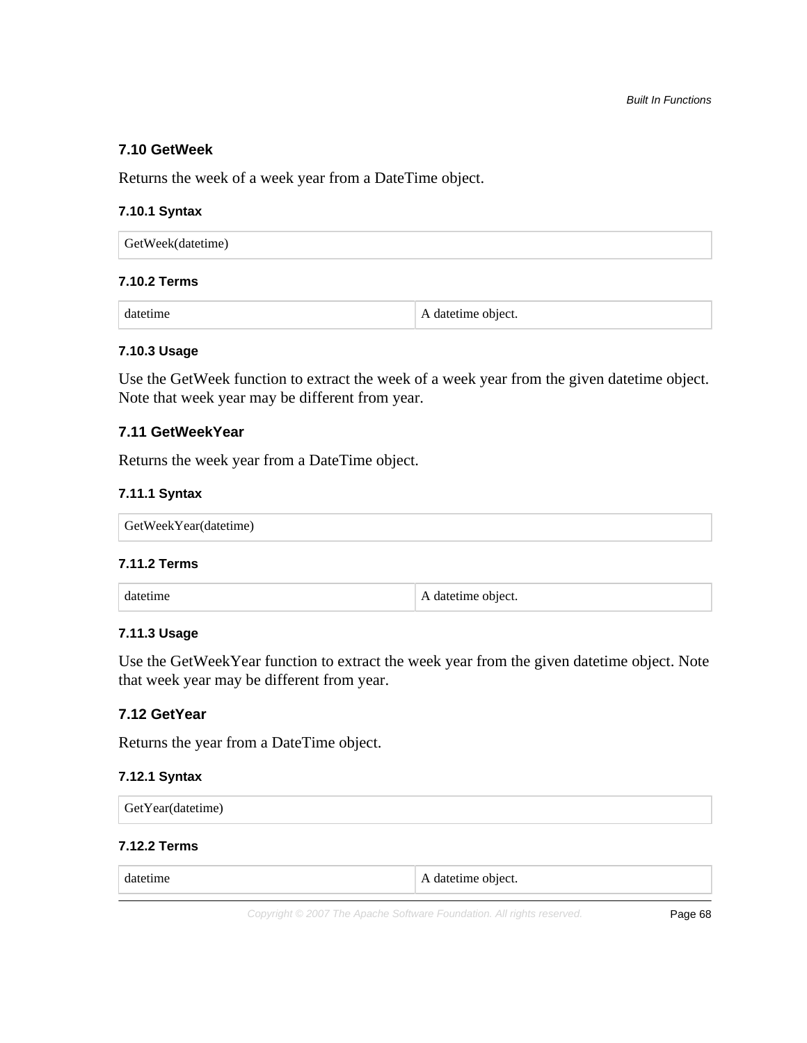### 7.10 GetWeek

Returns the week of a week year from a DateTime object.

#### 7.10.1 Syntax

```
GetWeek(datetime)
```

#### 7.10.2 Terms

| datetime | A datetime object. |
| --- | --- |

#### 7.10.3 Usage

Use the GetWeek function to extract the week of a week year from the given datetime object. Note that week year may be different from year.

### 7.11 GetWeekYear

Returns the week year from a DateTime object.

#### 7.11.1 Syntax

```
GetWeekYear(datetime)
```

#### 7.11.2 Terms

| datetime | A datetime object. |
| --- | --- |

#### 7.11.3 Usage

Use the GetWeekYear function to extract the week year from the given datetime object. Note that week year may be different from year.

### 7.12 GetYear

Returns the year from a DateTime object.

#### 7.12.1 Syntax

```
GetYear(datetime)
```

#### 7.12.2 Terms

| datetime | A datetime object. |
| --- | --- |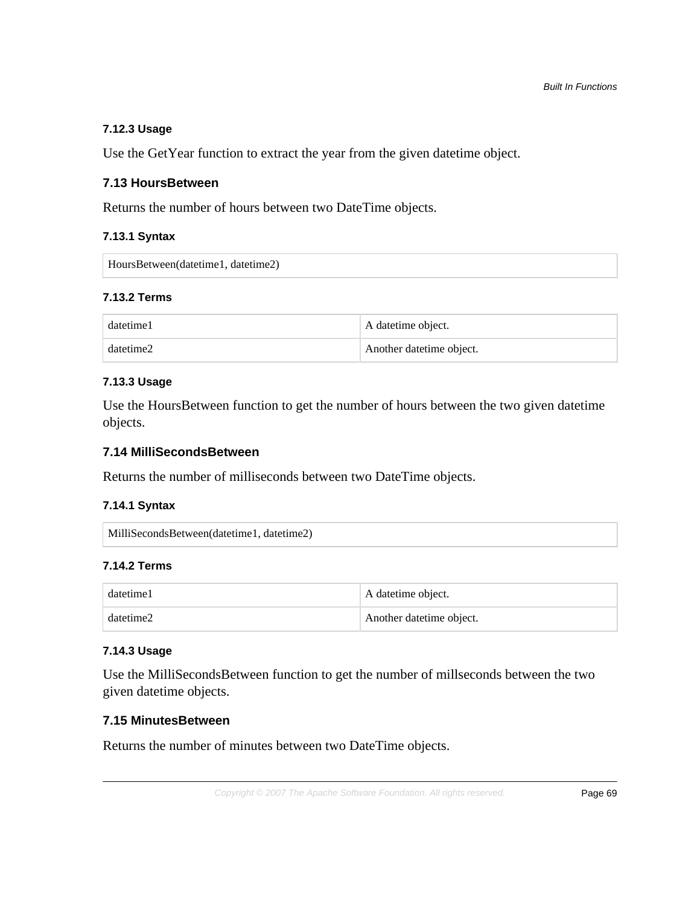#### 7.12.3 Usage

Use the GetYear function to extract the year from the given datetime object.

### 7.13 HoursBetween

Returns the number of hours between two DateTime objects.

#### 7.13.1 Syntax

```
HoursBetween(datetime1, datetime2)
```

#### 7.13.2 Terms

| | |
|---|---|
| datetime1 | A datetime object. |
| datetime2 | Another datetime object. |

#### 7.13.3 Usage

Use the HoursBetween function to get the number of hours between the two given datetime objects.

### 7.14 MilliSecondsBetween

Returns the number of milliseconds between two DateTime objects.

#### 7.14.1 Syntax

```
MilliSecondsBetween(datetime1, datetime2)
```

#### 7.14.2 Terms

| | |
|---|---|
| datetime1 | A datetime object. |
| datetime2 | Another datetime object. |

#### 7.14.3 Usage

Use the MilliSecondsBetween function to get the number of millseconds between the two given datetime objects.

### 7.15 MinutesBetween

Returns the number of minutes between two DateTime objects.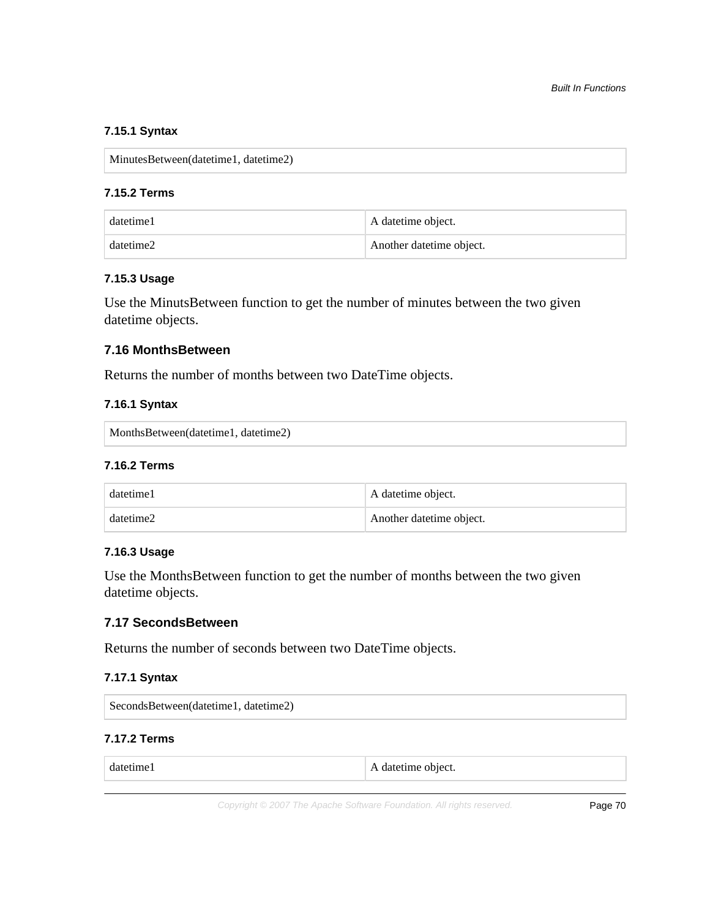#### 7.15.1 Syntax

```
MinutesBetween(datetime1, datetime2)
```

#### 7.15.2 Terms

| | |
|---|---|
| datetime1 | A datetime object. |
| datetime2 | Another datetime object. |

#### 7.15.3 Usage

Use the MinutsBetween function to get the number of minutes between the two given datetime objects.

### 7.16 MonthsBetween

Returns the number of months between two DateTime objects.

#### 7.16.1 Syntax

```
MonthsBetween(datetime1, datetime2)
```

#### 7.16.2 Terms

| | |
|---|---|
| datetime1 | A datetime object. |
| datetime2 | Another datetime object. |

#### 7.16.3 Usage

Use the MonthsBetween function to get the number of months between the two given datetime objects.

### 7.17 SecondsBetween

Returns the number of seconds between two DateTime objects.

#### 7.17.1 Syntax

```
SecondsBetween(datetime1, datetime2)
```

#### 7.17.2 Terms

| | |
|---|---|
| datetime1 | A datetime object. |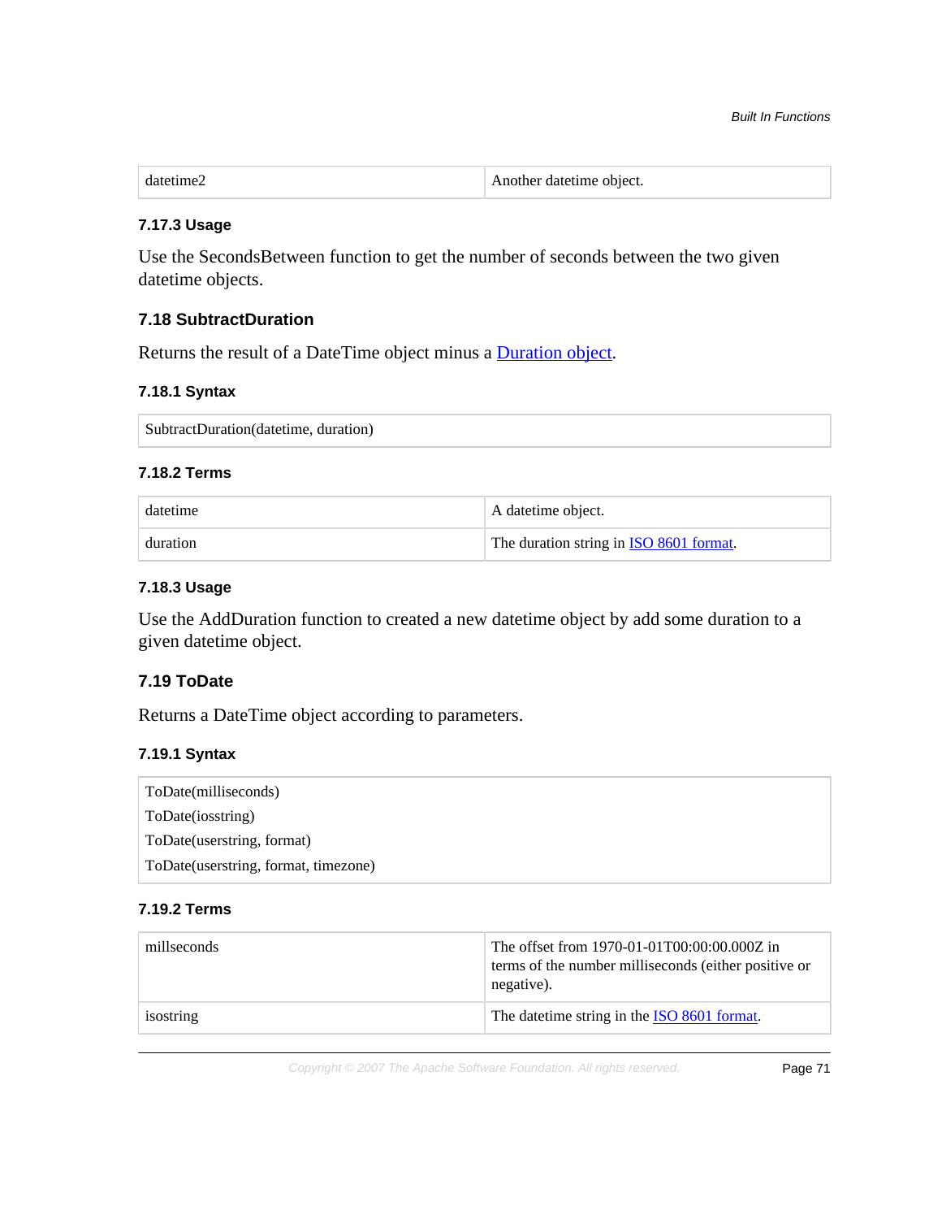| datetime2 | Another datetime object. |
| --- | --- |

#### 7.17.3 Usage

Use the SecondsBetween function to get the number of seconds between the two given datetime objects.

### 7.18 SubtractDuration

Returns the result of a DateTime object minus a Duration object.

#### 7.18.1 Syntax

| SubtractDuration(datetime, duration) |
| --- |

#### 7.18.2 Terms

| datetime | A datetime object. |
| --- | --- |
| duration | The duration string in ISO 8601 format. |

#### 7.18.3 Usage

Use the AddDuration function to created a new datetime object by add some duration to a given datetime object.

### 7.19 ToDate

Returns a DateTime object according to parameters.

#### 7.19.1 Syntax

| ToDate(milliseconds)<br>ToDate(iosstring)<br>ToDate(userstring, format)<br>ToDate(userstring, format, timezone) |
| --- |

#### 7.19.2 Terms

| millseconds | The offset from 1970-01-01T00:00:00.000Z in terms of the number milliseconds (either positive or negative). |
| --- | --- |
| isostring | The datetime string in the ISO 8601 format. |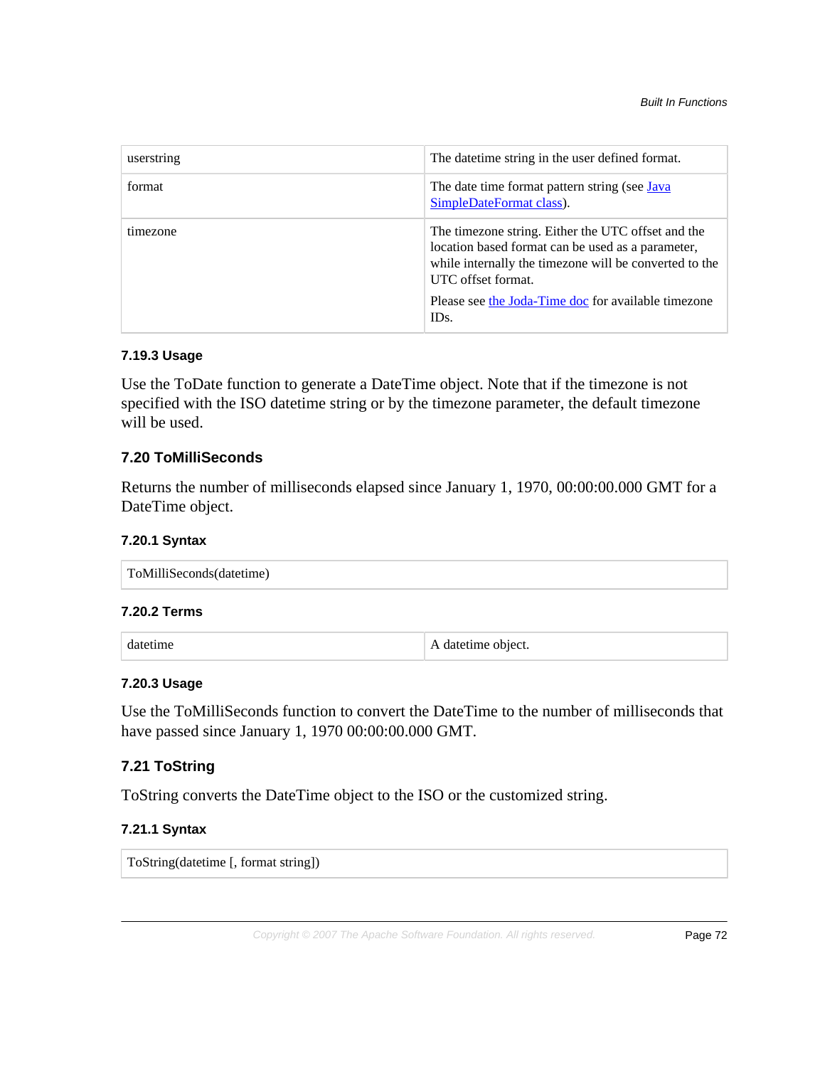| | |
|---|---|
| userstring | The datetime string in the user defined format. |
| format | The date time format pattern string (see Java SimpleDateFormat class). |
| timezone | The timezone string. Either the UTC offset and the location based format can be used as a parameter, while internally the timezone will be converted to the UTC offset format.<br><br>Please see the Joda-Time doc for available timezone IDs. |

#### 7.19.3 Usage

Use the ToDate function to generate a DateTime object. Note that if the timezone is not specified with the ISO datetime string or by the timezone parameter, the default timezone will be used.

### 7.20 ToMilliSeconds

Returns the number of milliseconds elapsed since January 1, 1970, 00:00:00.000 GMT for a DateTime object.

#### 7.20.1 Syntax

```
ToMilliSeconds(datetime)
```

#### 7.20.2 Terms

| | |
|---|---|
| datetime | A datetime object. |

#### 7.20.3 Usage

Use the ToMilliSeconds function to convert the DateTime to the number of milliseconds that have passed since January 1, 1970 00:00:00.000 GMT.

### 7.21 ToString

ToString converts the DateTime object to the ISO or the customized string.

#### 7.21.1 Syntax

```
ToString(datetime [, format string])
```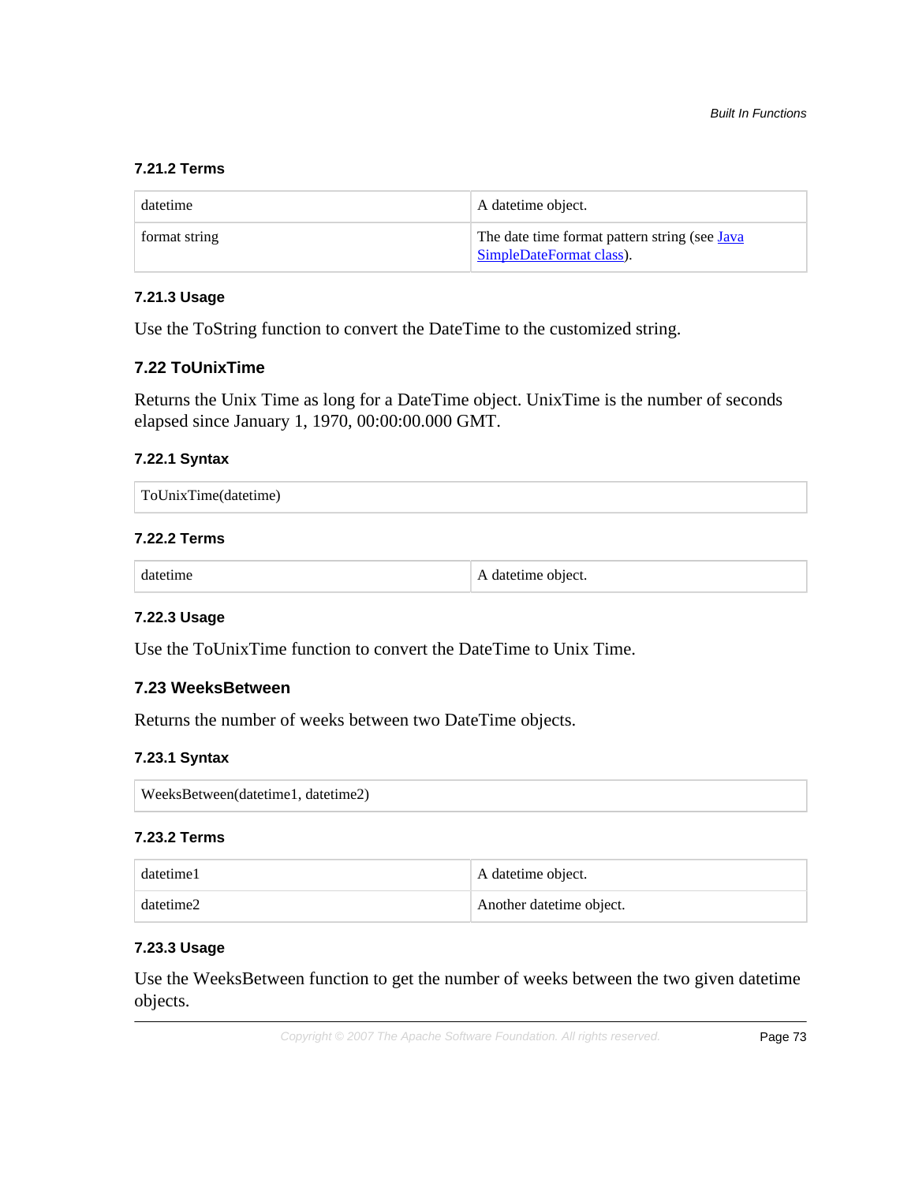### 7.21.2 Terms

| | |
|---|---|
| datetime | A datetime object. |
| format string | The date time format pattern string (see [Java SimpleDateFormat class](Java SimpleDateFormat class)). |

### 7.21.3 Usage

Use the ToString function to convert the DateTime to the customized string.

## 7.22 ToUnixTime

Returns the Unix Time as long for a DateTime object. UnixTime is the number of seconds elapsed since January 1, 1970, 00:00:00.000 GMT.

### 7.22.1 Syntax

```
ToUnixTime(datetime)
```

### 7.22.2 Terms

| | |
|---|---|
| datetime | A datetime object. |

### 7.22.3 Usage

Use the ToUnixTime function to convert the DateTime to Unix Time.

## 7.23 WeeksBetween

Returns the number of weeks between two DateTime objects.

### 7.23.1 Syntax

```
WeeksBetween(datetime1, datetime2)
```

### 7.23.2 Terms

| | |
|---|---|
| datetime1 | A datetime object. |
| datetime2 | Another datetime object. |

### 7.23.3 Usage

Use the WeeksBetween function to get the number of weeks between the two given datetime objects.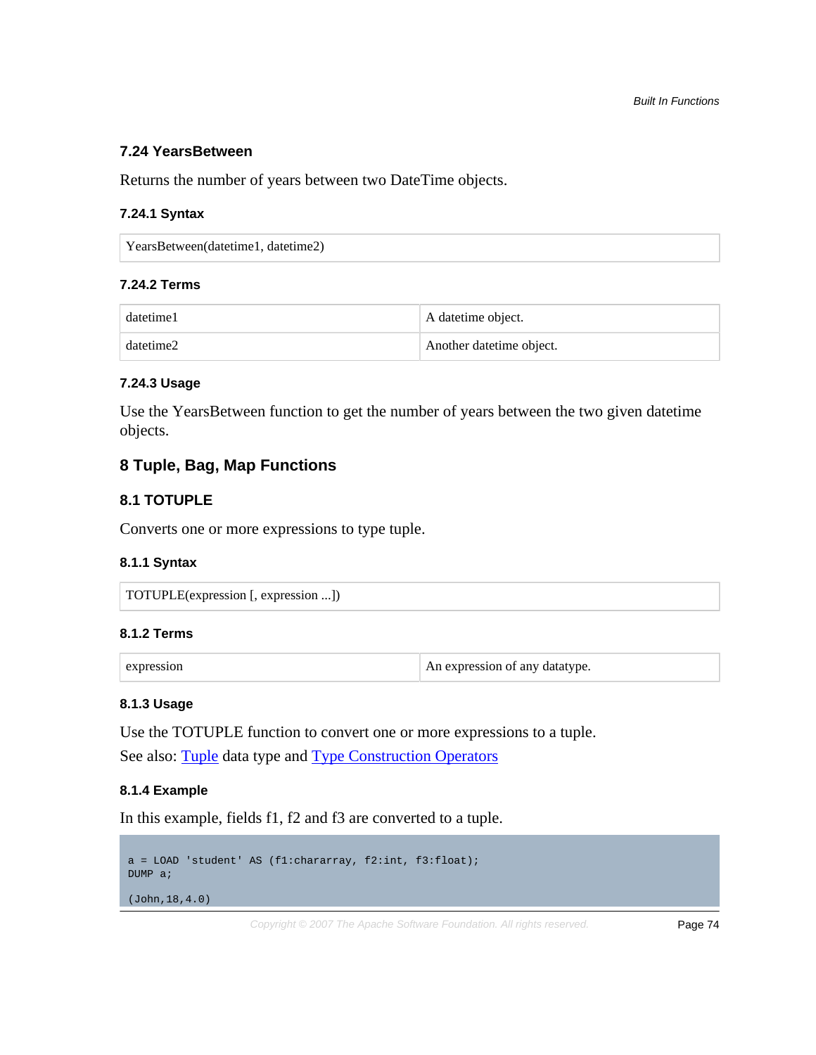### 7.24 YearsBetween

Returns the number of years between two DateTime objects.

#### 7.24.1 Syntax

```
YearsBetween(datetime1, datetime2)
```

#### 7.24.2 Terms

| | |
|---|---|
| datetime1 | A datetime object. |
| datetime2 | Another datetime object. |

#### 7.24.3 Usage

Use the YearsBetween function to get the number of years between the two given datetime objects.

## 8 Tuple, Bag, Map Functions

### 8.1 TOTUPLE

Converts one or more expressions to type tuple.

#### 8.1.1 Syntax

```
TOTUPLE(expression [, expression ...])
```

#### 8.1.2 Terms

| | |
|---|---|
| expression | An expression of any datatype. |

#### 8.1.3 Usage

Use the TOTUPLE function to convert one or more expressions to a tuple.

See also: Tuple data type and Type Construction Operators

#### 8.1.4 Example

In this example, fields f1, f2 and f3 are converted to a tuple.

```
a = LOAD 'student' AS (f1:chararray, f2:int, f3:float);
DUMP a;

(John,18,4.0)
```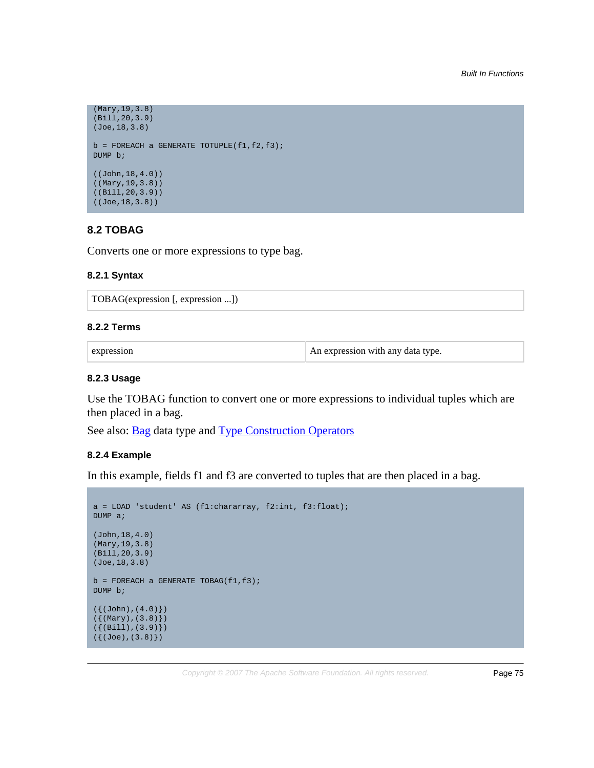```
(Mary,19,3.8)
(Bill,20,3.9)
(Joe,18,3.8)

b = FOREACH a GENERATE TOTUPLE(f1,f2,f3);
DUMP b;

((John,18,4.0))
((Mary,19,3.8))
((Bill,20,3.9))
((Joe,18,3.8))
```

## 8.2 TOBAG

Converts one or more expressions to type bag.

### 8.2.1 Syntax

| TOBAG(expression [, expression ...]) |
|---|

### 8.2.2 Terms

| expression | An expression with any data type. |
|---|---|

### 8.2.3 Usage

Use the TOBAG function to convert one or more expressions to individual tuples which are then placed in a bag.

See also: Bag data type and Type Construction Operators

### 8.2.4 Example

In this example, fields f1 and f3 are converted to tuples that are then placed in a bag.

```
a = LOAD 'student' AS (f1:chararray, f2:int, f3:float);
DUMP a;

(John,18,4.0)
(Mary,19,3.8)
(Bill,20,3.9)
(Joe,18,3.8)

b = FOREACH a GENERATE TOBAG(f1,f3);
DUMP b;

({(John),(4.0)})
({(Mary),(3.8)})
({(Bill),(3.9)})
({(Joe),(3.8)})
```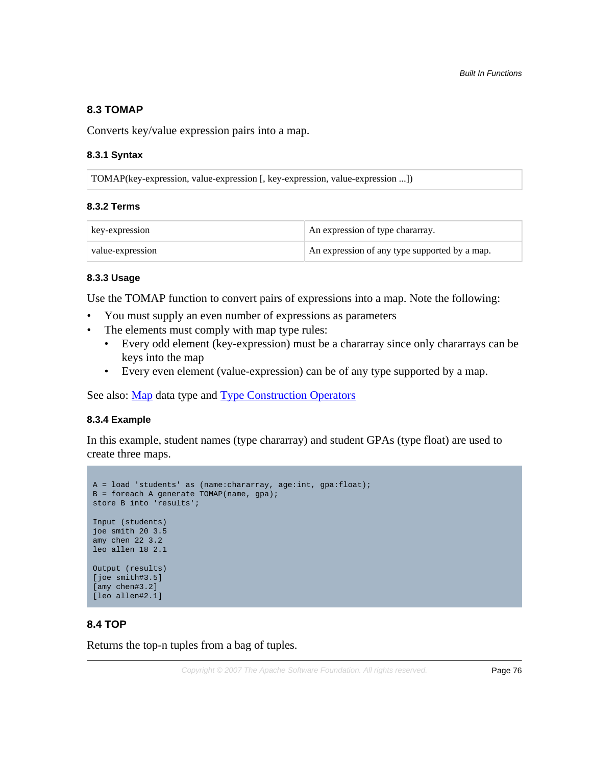## 8.3 TOMAP

Converts key/value expression pairs into a map.

### 8.3.1 Syntax

| TOMAP(key-expression, value-expression [, key-expression, value-expression ...]) |
|---|

### 8.3.2 Terms

| | |
|---|---|
| key-expression | An expression of type chararray. |
| value-expression | An expression of any type supported by a map. |

### 8.3.3 Usage

Use the TOMAP function to convert pairs of expressions into a map. Note the following:

- You must supply an even number of expressions as parameters
- The elements must comply with map type rules:
  - Every odd element (key-expression) must be a chararray since only chararrays can be keys into the map
  - Every even element (value-expression) can be of any type supported by a map.

See also: Map data type and Type Construction Operators

### 8.3.4 Example

In this example, student names (type chararray) and student GPAs (type float) are used to create three maps.

```
A = load 'students' as (name:chararray, age:int, gpa:float);
B = foreach A generate TOMAP(name, gpa);
store B into 'results';

Input (students)
joe smith 20 3.5
amy chen 22 3.2
leo allen 18 2.1

Output (results)
[joe smith#3.5]
[amy chen#3.2]
[leo allen#2.1]
```

## 8.4 TOP

Returns the top-n tuples from a bag of tuples.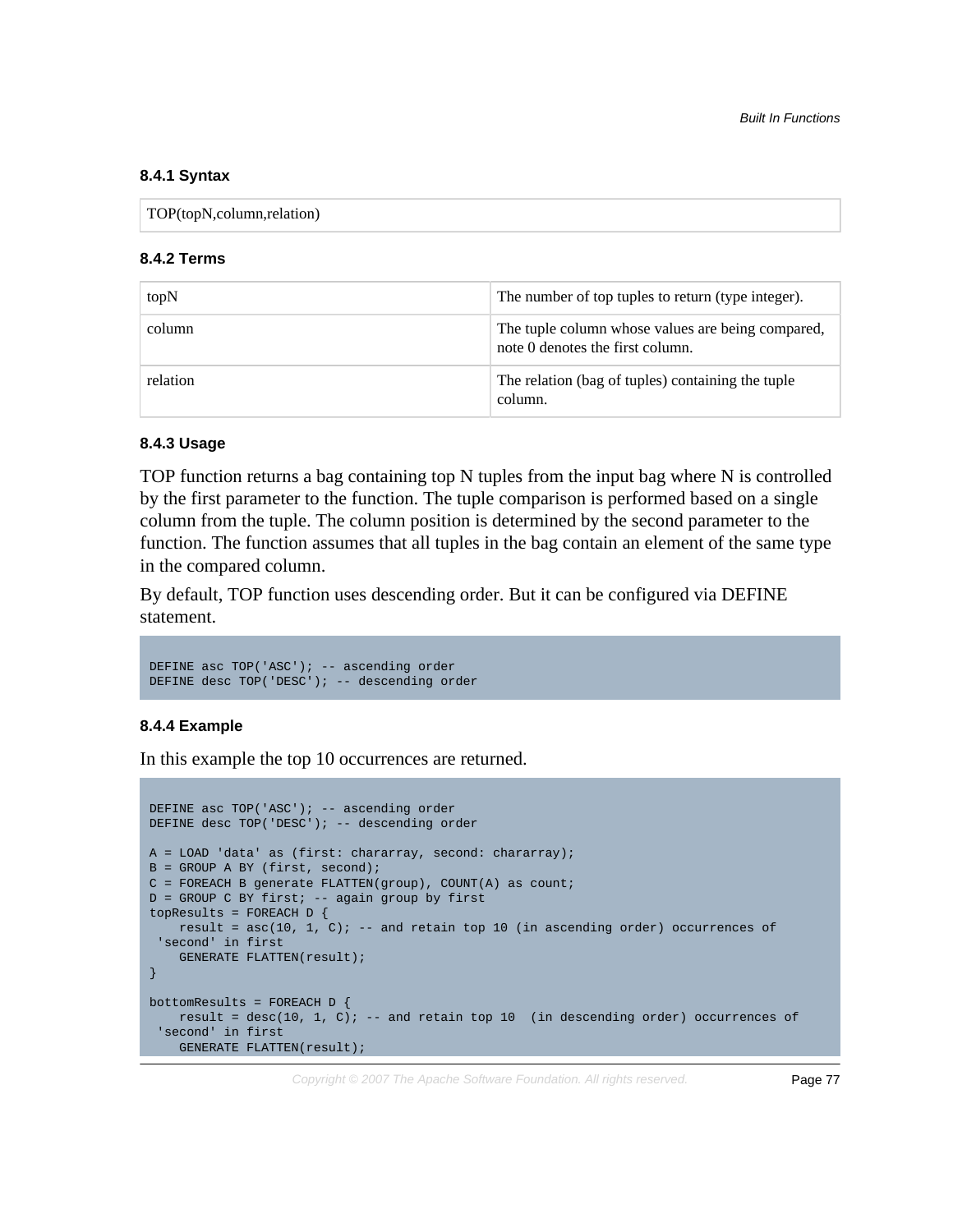### 8.4.1 Syntax

| TOP(topN,column,relation) |
| --- |

### 8.4.2 Terms

| | |
| --- | --- |
| topN | The number of top tuples to return (type integer). |
| column | The tuple column whose values are being compared, note 0 denotes the first column. |
| relation | The relation (bag of tuples) containing the tuple column. |

### 8.4.3 Usage

TOP function returns a bag containing top N tuples from the input bag where N is controlled by the first parameter to the function. The tuple comparison is performed based on a single column from the tuple. The column position is determined by the second parameter to the function. The function assumes that all tuples in the bag contain an element of the same type in the compared column.

By default, TOP function uses descending order. But it can be configured via DEFINE statement.

```
DEFINE asc TOP('ASC'); -- ascending order
DEFINE desc TOP('DESC'); -- descending order
```

### 8.4.4 Example

In this example the top 10 occurrences are returned.

```
DEFINE asc TOP('ASC'); -- ascending order
DEFINE desc TOP('DESC'); -- descending order

A = LOAD 'data' as (first: chararray, second: chararray);
B = GROUP A BY (first, second);
C = FOREACH B generate FLATTEN(group), COUNT(A) as count;
D = GROUP C BY first; -- again group by first
topResults = FOREACH D {
    result = asc(10, 1, C); -- and retain top 10 (in ascending order) occurrences of
 'second' in first
    GENERATE FLATTEN(result);
}

bottomResults = FOREACH D {
    result = desc(10, 1, C); -- and retain top 10  (in descending order) occurrences of
 'second' in first
    GENERATE FLATTEN(result);
```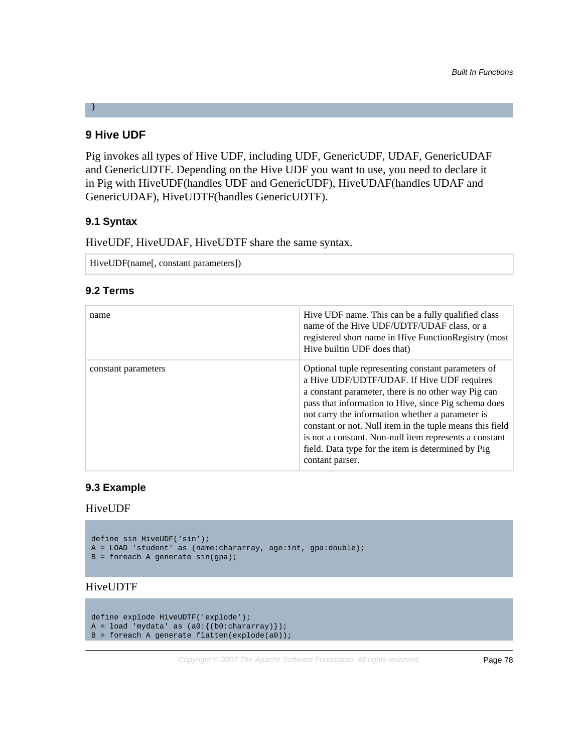```
}
```

## 9 Hive UDF

Pig invokes all types of Hive UDF, including UDF, GenericUDF, UDAF, GenericUDAF and GenericUDTF. Depending on the Hive UDF you want to use, you need to declare it in Pig with HiveUDF(handles UDF and GenericUDF), HiveUDAF(handles UDAF and GenericUDAF), HiveUDTF(handles GenericUDTF).

### 9.1 Syntax

HiveUDF, HiveUDAF, HiveUDTF share the same syntax.

| HiveUDF(name[, constant parameters]) |
|---|

### 9.2 Terms

| | |
|---|---|
| name | Hive UDF name. This can be a fully qualified class name of the Hive UDF/UDTF/UDAF class, or a registered short name in Hive FunctionRegistry (most Hive builtin UDF does that) |
| constant parameters | Optional tuple representing constant parameters of a Hive UDF/UDTF/UDAF. If Hive UDF requires a constant parameter, there is no other way Pig can pass that information to Hive, since Pig schema does not carry the information whether a parameter is constant or not. Null item in the tuple means this field is not a constant. Non-null item represents a constant field. Data type for the item is determined by Pig contant parser. |

### 9.3 Example

HiveUDF

```
define sin HiveUDF('sin');
A = LOAD 'student' as (name:chararray, age:int, gpa:double);
B = foreach A generate sin(gpa);
```

HiveUDTF

```
define explode HiveUDTF('explode');
A = load 'mydata' as (a0:{(b0:chararray)});
B = foreach A generate flatten(explode(a0));
```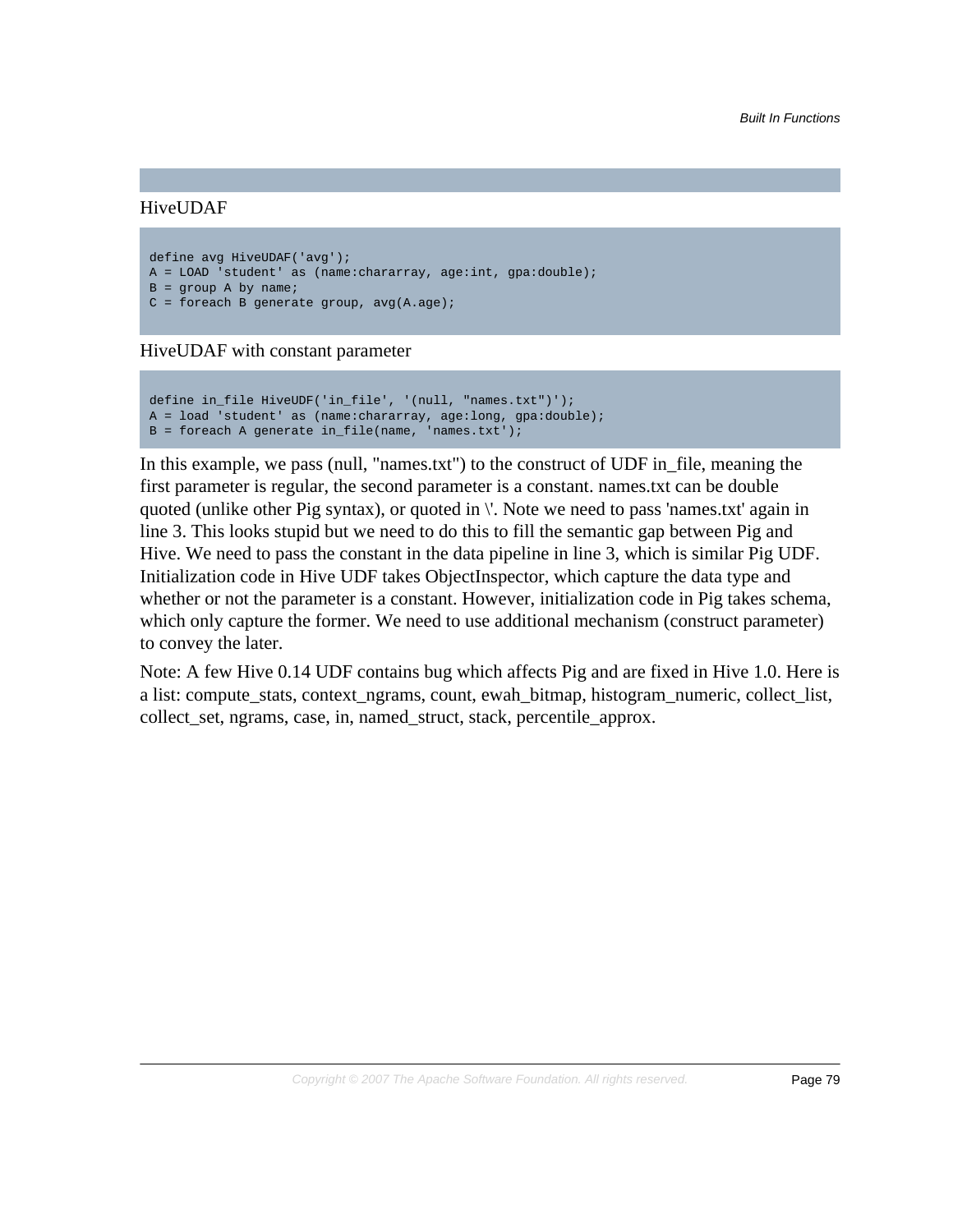HiveUDAF

```
define avg HiveUDAF('avg');
A = LOAD 'student' as (name:chararray, age:int, gpa:double);
B = group A by name;
C = foreach B generate group, avg(A.age);
```

HiveUDAF with constant parameter

```
define in_file HiveUDF('in_file', '(null, "names.txt")');
A = load 'student' as (name:chararray, age:long, gpa:double);
B = foreach A generate in_file(name, 'names.txt');
```

In this example, we pass (null, "names.txt") to the construct of UDF in_file, meaning the first parameter is regular, the second parameter is a constant. names.txt can be double quoted (unlike other Pig syntax), or quoted in \'. Note we need to pass 'names.txt' again in line 3. This looks stupid but we need to do this to fill the semantic gap between Pig and Hive. We need to pass the constant in the data pipeline in line 3, which is similar Pig UDF. Initialization code in Hive UDF takes ObjectInspector, which capture the data type and whether or not the parameter is a constant. However, initialization code in Pig takes schema, which only capture the former. We need to use additional mechanism (construct parameter) to convey the later.

Note: A few Hive 0.14 UDF contains bug which affects Pig and are fixed in Hive 1.0. Here is a list: compute_stats, context_ngrams, count, ewah_bitmap, histogram_numeric, collect_list, collect_set, ngrams, case, in, named_struct, stack, percentile_approx.